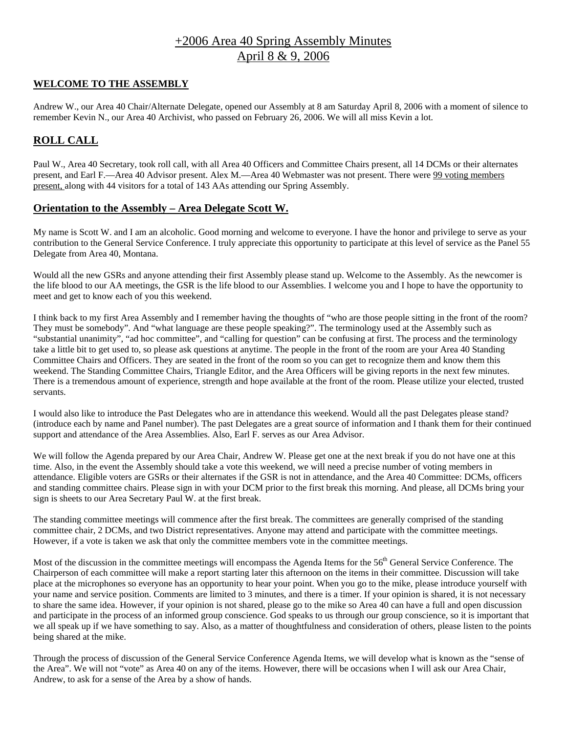# +2006 Area 40 Spring Assembly Minutes
# April 8 & 9, 2006

## WELCOME TO THE ASSEMBLY

Andrew W., our Area 40 Chair/Alternate Delegate, opened our Assembly at 8 am Saturday April 8, 2006 with a moment of silence to remember Kevin N., our Area 40 Archivist, who passed on February 26, 2006. We will all miss Kevin a lot.

## ROLL CALL

Paul W., Area 40 Secretary, took roll call, with all Area 40 Officers and Committee Chairs present, all 14 DCMs or their alternates present, and Earl F.—Area 40 Advisor present. Alex M.—Area 40 Webmaster was not present. There were 99 voting members present, along with 44 visitors for a total of 143 AAs attending our Spring Assembly.

## Orientation to the Assembly – Area Delegate Scott W.

My name is Scott W. and I am an alcoholic. Good morning and welcome to everyone. I have the honor and privilege to serve as your contribution to the General Service Conference. I truly appreciate this opportunity to participate at this level of service as the Panel 55 Delegate from Area 40, Montana.

Would all the new GSRs and anyone attending their first Assembly please stand up. Welcome to the Assembly. As the newcomer is the life blood to our AA meetings, the GSR is the life blood to our Assemblies. I welcome you and I hope to have the opportunity to meet and get to know each of you this weekend.

I think back to my first Area Assembly and I remember having the thoughts of "who are those people sitting in the front of the room? They must be somebody". And "what language are these people speaking?". The terminology used at the Assembly such as "substantial unanimity", "ad hoc committee", and "calling for question" can be confusing at first. The process and the terminology take a little bit to get used to, so please ask questions at anytime. The people in the front of the room are your Area 40 Standing Committee Chairs and Officers. They are seated in the front of the room so you can get to recognize them and know them this weekend. The Standing Committee Chairs, Triangle Editor, and the Area Officers will be giving reports in the next few minutes. There is a tremendous amount of experience, strength and hope available at the front of the room. Please utilize your elected, trusted servants.

I would also like to introduce the Past Delegates who are in attendance this weekend. Would all the past Delegates please stand? (introduce each by name and Panel number). The past Delegates are a great source of information and I thank them for their continued support and attendance of the Area Assemblies. Also, Earl F. serves as our Area Advisor.

We will follow the Agenda prepared by our Area Chair, Andrew W. Please get one at the next break if you do not have one at this time. Also, in the event the Assembly should take a vote this weekend, we will need a precise number of voting members in attendance. Eligible voters are GSRs or their alternates if the GSR is not in attendance, and the Area 40 Committee: DCMs, officers and standing committee chairs. Please sign in with your DCM prior to the first break this morning. And please, all DCMs bring your sign is sheets to our Area Secretary Paul W. at the first break.

The standing committee meetings will commence after the first break. The committees are generally comprised of the standing committee chair, 2 DCMs, and two District representatives. Anyone may attend and participate with the committee meetings. However, if a vote is taken we ask that only the committee members vote in the committee meetings.

Most of the discussion in the committee meetings will encompass the Agenda Items for the 56th General Service Conference. The Chairperson of each committee will make a report starting later this afternoon on the items in their committee. Discussion will take place at the microphones so everyone has an opportunity to hear your point. When you go to the mike, please introduce yourself with your name and service position. Comments are limited to 3 minutes, and there is a timer. If your opinion is shared, it is not necessary to share the same idea. However, if your opinion is not shared, please go to the mike so Area 40 can have a full and open discussion and participate in the process of an informed group conscience. God speaks to us through our group conscience, so it is important that we all speak up if we have something to say. Also, as a matter of thoughtfulness and consideration of others, please listen to the points being shared at the mike.

Through the process of discussion of the General Service Conference Agenda Items, we will develop what is known as the "sense of the Area". We will not "vote" as Area 40 on any of the items. However, there will be occasions when I will ask our Area Chair, Andrew, to ask for a sense of the Area by a show of hands.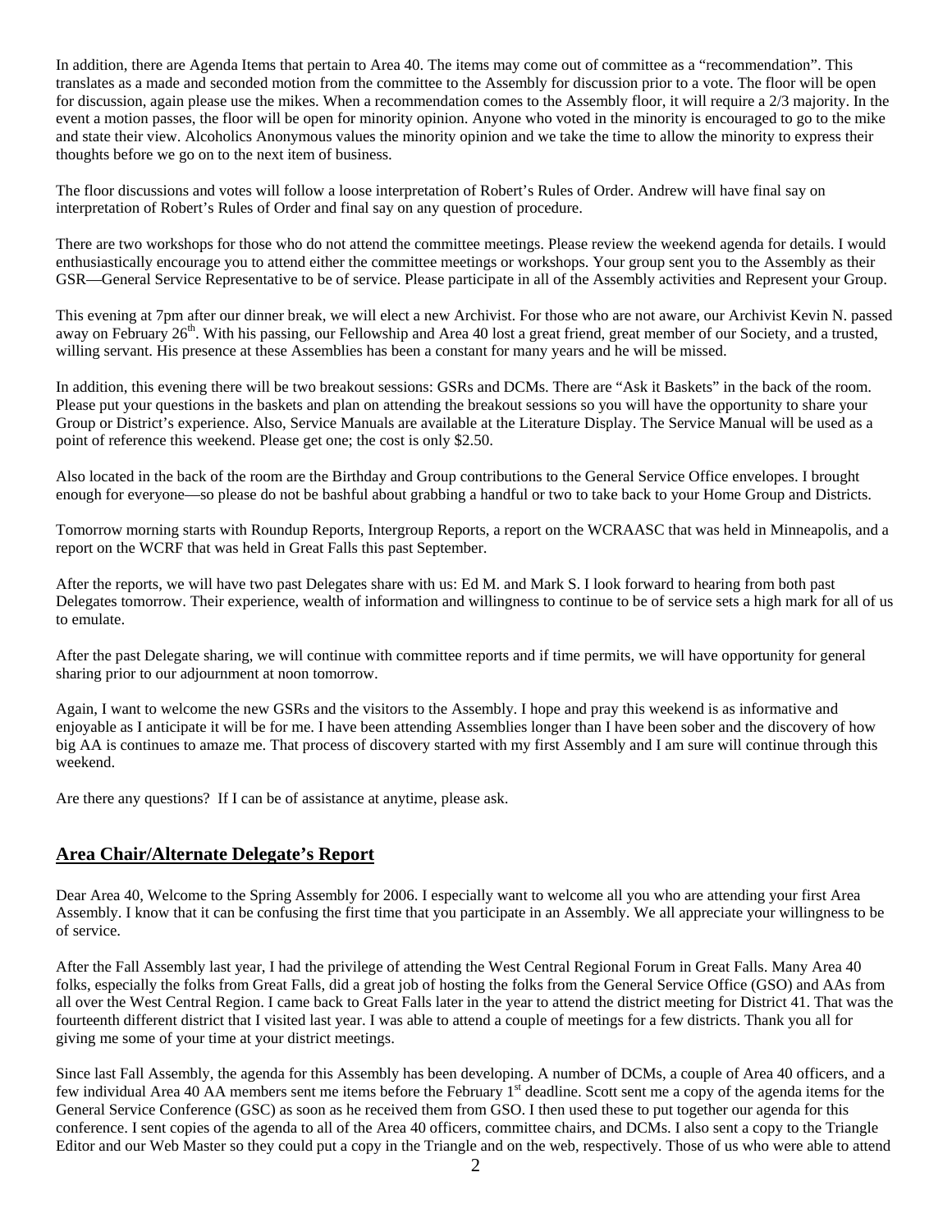In addition, there are Agenda Items that pertain to Area 40. The items may come out of committee as a "recommendation". This translates as a made and seconded motion from the committee to the Assembly for discussion prior to a vote. The floor will be open for discussion, again please use the mikes. When a recommendation comes to the Assembly floor, it will require a 2/3 majority. In the event a motion passes, the floor will be open for minority opinion. Anyone who voted in the minority is encouraged to go to the mike and state their view. Alcoholics Anonymous values the minority opinion and we take the time to allow the minority to express their thoughts before we go on to the next item of business.

The floor discussions and votes will follow a loose interpretation of Robert's Rules of Order. Andrew will have final say on interpretation of Robert's Rules of Order and final say on any question of procedure.

There are two workshops for those who do not attend the committee meetings. Please review the weekend agenda for details. I would enthusiastically encourage you to attend either the committee meetings or workshops. Your group sent you to the Assembly as their GSR—General Service Representative to be of service. Please participate in all of the Assembly activities and Represent your Group.

This evening at 7pm after our dinner break, we will elect a new Archivist. For those who are not aware, our Archivist Kevin N. passed away on February 26th. With his passing, our Fellowship and Area 40 lost a great friend, great member of our Society, and a trusted, willing servant. His presence at these Assemblies has been a constant for many years and he will be missed.

In addition, this evening there will be two breakout sessions: GSRs and DCMs. There are "Ask it Baskets" in the back of the room. Please put your questions in the baskets and plan on attending the breakout sessions so you will have the opportunity to share your Group or District's experience. Also, Service Manuals are available at the Literature Display. The Service Manual will be used as a point of reference this weekend. Please get one; the cost is only $2.50.

Also located in the back of the room are the Birthday and Group contributions to the General Service Office envelopes. I brought enough for everyone—so please do not be bashful about grabbing a handful or two to take back to your Home Group and Districts.

Tomorrow morning starts with Roundup Reports, Intergroup Reports, a report on the WCRAASC that was held in Minneapolis, and a report on the WCRF that was held in Great Falls this past September.

After the reports, we will have two past Delegates share with us: Ed M. and Mark S. I look forward to hearing from both past Delegates tomorrow. Their experience, wealth of information and willingness to continue to be of service sets a high mark for all of us to emulate.

After the past Delegate sharing, we will continue with committee reports and if time permits, we will have opportunity for general sharing prior to our adjournment at noon tomorrow.

Again, I want to welcome the new GSRs and the visitors to the Assembly. I hope and pray this weekend is as informative and enjoyable as I anticipate it will be for me. I have been attending Assemblies longer than I have been sober and the discovery of how big AA is continues to amaze me. That process of discovery started with my first Assembly and I am sure will continue through this weekend.

Are there any questions? If I can be of assistance at anytime, please ask.

## Area Chair/Alternate Delegate's Report

Dear Area 40, Welcome to the Spring Assembly for 2006. I especially want to welcome all you who are attending your first Area Assembly. I know that it can be confusing the first time that you participate in an Assembly. We all appreciate your willingness to be of service.

After the Fall Assembly last year, I had the privilege of attending the West Central Regional Forum in Great Falls. Many Area 40 folks, especially the folks from Great Falls, did a great job of hosting the folks from the General Service Office (GSO) and AAs from all over the West Central Region. I came back to Great Falls later in the year to attend the district meeting for District 41. That was the fourteenth different district that I visited last year. I was able to attend a couple of meetings for a few districts. Thank you all for giving me some of your time at your district meetings.

Since last Fall Assembly, the agenda for this Assembly has been developing. A number of DCMs, a couple of Area 40 officers, and a few individual Area 40 AA members sent me items before the February 1st deadline. Scott sent me a copy of the agenda items for the General Service Conference (GSC) as soon as he received them from GSO. I then used these to put together our agenda for this conference. I sent copies of the agenda to all of the Area 40 officers, committee chairs, and DCMs. I also sent a copy to the Triangle Editor and our Web Master so they could put a copy in the Triangle and on the web, respectively. Those of us who were able to attend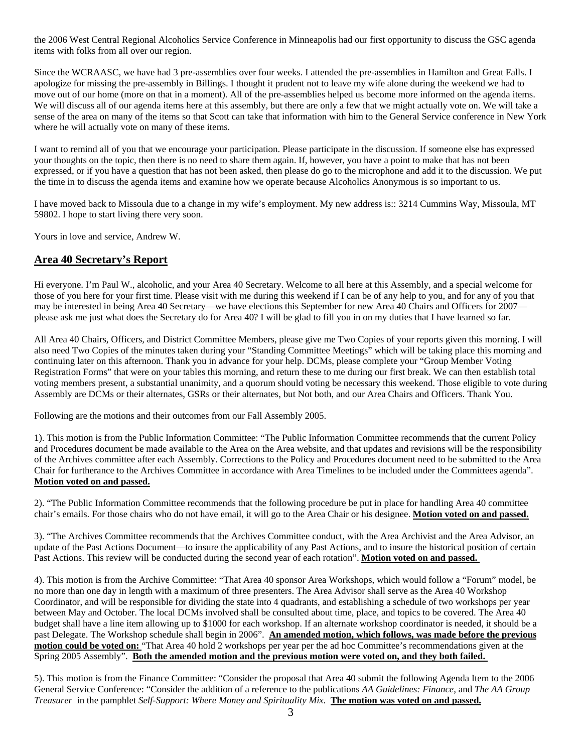the 2006 West Central Regional Alcoholics Service Conference in Minneapolis had our first opportunity to discuss the GSC agenda items with folks from all over our region.

Since the WCRAASC, we have had 3 pre-assemblies over four weeks. I attended the pre-assemblies in Hamilton and Great Falls. I apologize for missing the pre-assembly in Billings. I thought it prudent not to leave my wife alone during the weekend we had to move out of our home (more on that in a moment). All of the pre-assemblies helped us become more informed on the agenda items. We will discuss all of our agenda items here at this assembly, but there are only a few that we might actually vote on. We will take a sense of the area on many of the items so that Scott can take that information with him to the General Service conference in New York where he will actually vote on many of these items.

I want to remind all of you that we encourage your participation. Please participate in the discussion. If someone else has expressed your thoughts on the topic, then there is no need to share them again. If, however, you have a point to make that has not been expressed, or if you have a question that has not been asked, then please do go to the microphone and add it to the discussion. We put the time in to discuss the agenda items and examine how we operate because Alcoholics Anonymous is so important to us.

I have moved back to Missoula due to a change in my wife's employment. My new address is:: 3214 Cummins Way, Missoula, MT 59802. I hope to start living there very soon.

Yours in love and service, Andrew W.

## **Area 40 Secretary's Report**

Hi everyone. I'm Paul W., alcoholic, and your Area 40 Secretary. Welcome to all here at this Assembly, and a special welcome for those of you here for your first time. Please visit with me during this weekend if I can be of any help to you, and for any of you that may be interested in being Area 40 Secretary—we have elections this September for new Area 40 Chairs and Officers for 2007—please ask me just what does the Secretary do for Area 40? I will be glad to fill you in on my duties that I have learned so far.

All Area 40 Chairs, Officers, and District Committee Members, please give me Two Copies of your reports given this morning. I will also need Two Copies of the minutes taken during your "Standing Committee Meetings" which will be taking place this morning and continuing later on this afternoon. Thank you in advance for your help. DCMs, please complete your "Group Member Voting Registration Forms" that were on your tables this morning, and return these to me during our first break. We can then establish total voting members present, a substantial unanimity, and a quorum should voting be necessary this weekend. Those eligible to vote during Assembly are DCMs or their alternates, GSRs or their alternates, but Not both, and our Area Chairs and Officers. Thank You.

Following are the motions and their outcomes from our Fall Assembly 2005.

1). This motion is from the Public Information Committee: "The Public Information Committee recommends that the current Policy and Procedures document be made available to the Area on the Area website, and that updates and revisions will be the responsibility of the Archives committee after each Assembly. Corrections to the Policy and Procedures document need to be submitted to the Area Chair for furtherance to the Archives Committee in accordance with Area Timelines to be included under the Committees agenda". **Motion voted on and passed.**

2). "The Public Information Committee recommends that the following procedure be put in place for handling Area 40 committee chair's emails. For those chairs who do not have email, it will go to the Area Chair or his designee. **Motion voted on and passed.**

3). "The Archives Committee recommends that the Archives Committee conduct, with the Area Archivist and the Area Advisor, an update of the Past Actions Document—to insure the applicability of any Past Actions, and to insure the historical position of certain Past Actions. This review will be conducted during the second year of each rotation". **Motion voted on and passed.**

4). This motion is from the Archive Committee: "That Area 40 sponsor Area Workshops, which would follow a "Forum" model, be no more than one day in length with a maximum of three presenters. The Area Advisor shall serve as the Area 40 Workshop Coordinator, and will be responsible for dividing the state into 4 quadrants, and establishing a schedule of two workshops per year between May and October. The local DCMs involved shall be consulted about time, place, and topics to be covered. The Area 40 budget shall have a line item allowing up to $1000 for each workshop. If an alternate workshop coordinator is needed, it should be a past Delegate. The Workshop schedule shall begin in 2006". **An amended motion, which follows, was made before the previous motion could be voted on:** "That Area 40 hold 2 workshops per year per the ad hoc Committee's recommendations given at the Spring 2005 Assembly". **Both the amended motion and the previous motion were voted on, and they both failed.**

5). This motion is from the Finance Committee: "Consider the proposal that Area 40 submit the following Agenda Item to the 2006 General Service Conference: "Consider the addition of a reference to the publications *AA Guidelines: Finance,* and *The AA Group Treasurer* in the pamphlet *Self-Support: Where Money and Spirituality Mix.* **The motion was voted on and passed.**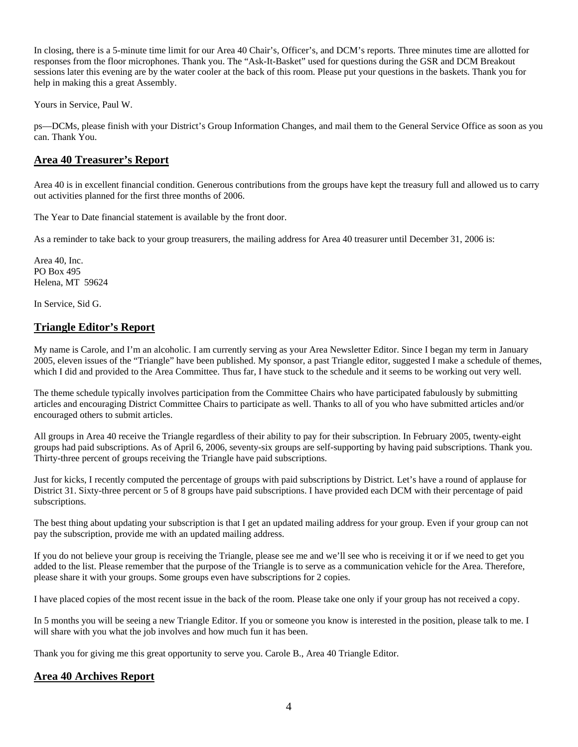In closing, there is a 5-minute time limit for our Area 40 Chair's, Officer's, and DCM's reports. Three minutes time are allotted for responses from the floor microphones. Thank you. The "Ask-It-Basket" used for questions during the GSR and DCM Breakout sessions later this evening are by the water cooler at the back of this room. Please put your questions in the baskets. Thank you for help in making this a great Assembly.

Yours in Service, Paul W.

ps—DCMs, please finish with your District's Group Information Changes, and mail them to the General Service Office as soon as you can. Thank You.

## Area 40 Treasurer's Report

Area 40 is in excellent financial condition. Generous contributions from the groups have kept the treasury full and allowed us to carry out activities planned for the first three months of 2006.

The Year to Date financial statement is available by the front door.

As a reminder to take back to your group treasurers, the mailing address for Area 40 treasurer until December 31, 2006 is:

Area 40, Inc.
PO Box 495
Helena, MT 59624

In Service, Sid G.

## Triangle Editor's Report

My name is Carole, and I'm an alcoholic. I am currently serving as your Area Newsletter Editor. Since I began my term in January 2005, eleven issues of the "Triangle" have been published. My sponsor, a past Triangle editor, suggested I make a schedule of themes, which I did and provided to the Area Committee. Thus far, I have stuck to the schedule and it seems to be working out very well.

The theme schedule typically involves participation from the Committee Chairs who have participated fabulously by submitting articles and encouraging District Committee Chairs to participate as well. Thanks to all of you who have submitted articles and/or encouraged others to submit articles.

All groups in Area 40 receive the Triangle regardless of their ability to pay for their subscription. In February 2005, twenty-eight groups had paid subscriptions. As of April 6, 2006, seventy-six groups are self-supporting by having paid subscriptions. Thank you. Thirty-three percent of groups receiving the Triangle have paid subscriptions.

Just for kicks, I recently computed the percentage of groups with paid subscriptions by District. Let's have a round of applause for District 31. Sixty-three percent or 5 of 8 groups have paid subscriptions. I have provided each DCM with their percentage of paid subscriptions.

The best thing about updating your subscription is that I get an updated mailing address for your group. Even if your group can not pay the subscription, provide me with an updated mailing address.

If you do not believe your group is receiving the Triangle, please see me and we'll see who is receiving it or if we need to get you added to the list. Please remember that the purpose of the Triangle is to serve as a communication vehicle for the Area. Therefore, please share it with your groups. Some groups even have subscriptions for 2 copies.

I have placed copies of the most recent issue in the back of the room. Please take one only if your group has not received a copy.

In 5 months you will be seeing a new Triangle Editor. If you or someone you know is interested in the position, please talk to me. I will share with you what the job involves and how much fun it has been.

Thank you for giving me this great opportunity to serve you. Carole B., Area 40 Triangle Editor.

## Area 40 Archives Report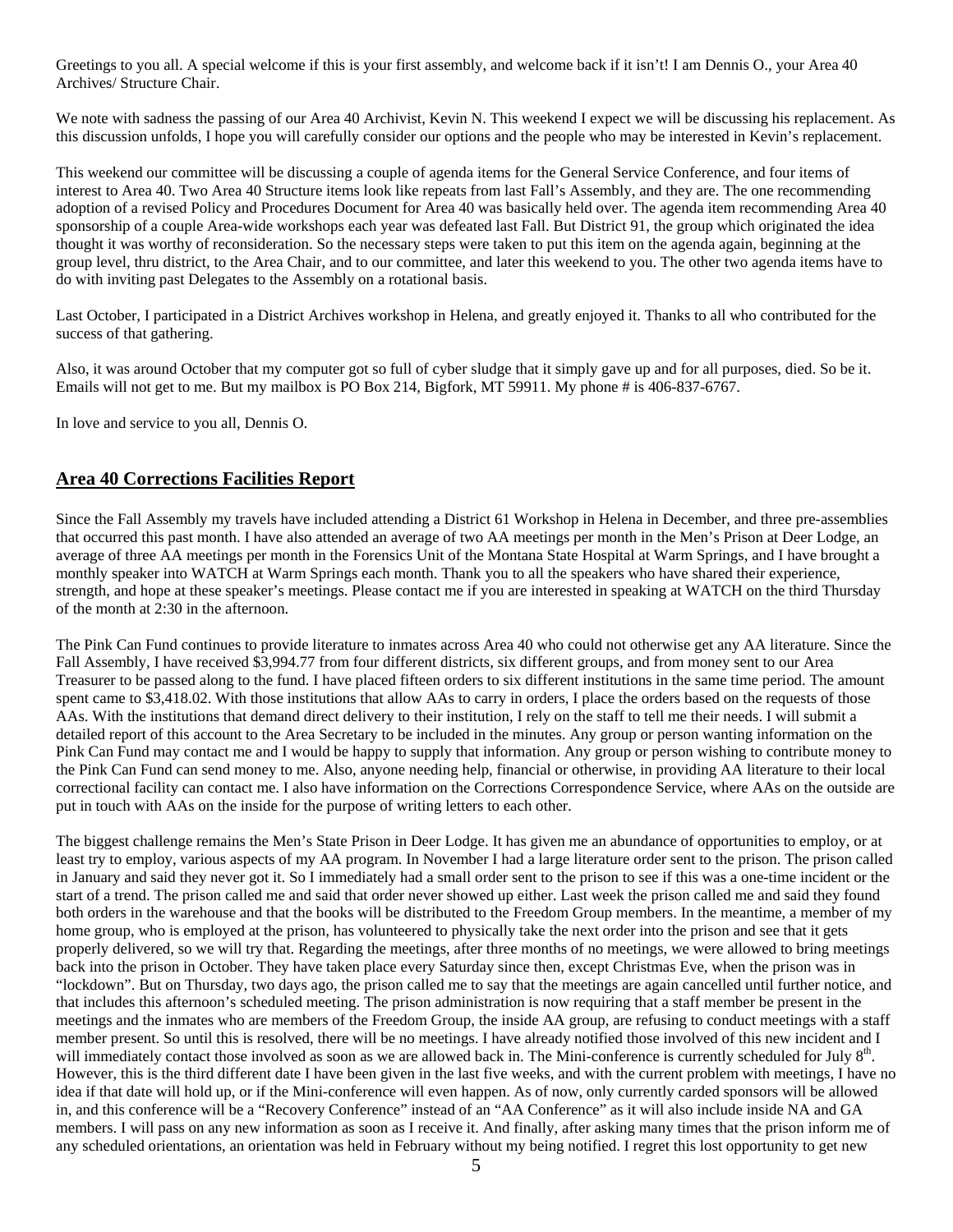Greetings to you all. A special welcome if this is your first assembly, and welcome back if it isn't! I am Dennis O., your Area 40 Archives/ Structure Chair.

We note with sadness the passing of our Area 40 Archivist, Kevin N. This weekend I expect we will be discussing his replacement. As this discussion unfolds, I hope you will carefully consider our options and the people who may be interested in Kevin's replacement.

This weekend our committee will be discussing a couple of agenda items for the General Service Conference, and four items of interest to Area 40. Two Area 40 Structure items look like repeats from last Fall's Assembly, and they are. The one recommending adoption of a revised Policy and Procedures Document for Area 40 was basically held over. The agenda item recommending Area 40 sponsorship of a couple Area-wide workshops each year was defeated last Fall. But District 91, the group which originated the idea thought it was worthy of reconsideration. So the necessary steps were taken to put this item on the agenda again, beginning at the group level, thru district, to the Area Chair, and to our committee, and later this weekend to you. The other two agenda items have to do with inviting past Delegates to the Assembly on a rotational basis.

Last October, I participated in a District Archives workshop in Helena, and greatly enjoyed it. Thanks to all who contributed for the success of that gathering.

Also, it was around October that my computer got so full of cyber sludge that it simply gave up and for all purposes, died. So be it. Emails will not get to me. But my mailbox is PO Box 214, Bigfork, MT 59911. My phone # is 406-837-6767.

In love and service to you all, Dennis O.

## Area 40 Corrections Facilities Report

Since the Fall Assembly my travels have included attending a District 61 Workshop in Helena in December, and three pre-assemblies that occurred this past month. I have also attended an average of two AA meetings per month in the Men's Prison at Deer Lodge, an average of three AA meetings per month in the Forensics Unit of the Montana State Hospital at Warm Springs, and I have brought a monthly speaker into WATCH at Warm Springs each month. Thank you to all the speakers who have shared their experience, strength, and hope at these speaker's meetings. Please contact me if you are interested in speaking at WATCH on the third Thursday of the month at 2:30 in the afternoon.

The Pink Can Fund continues to provide literature to inmates across Area 40 who could not otherwise get any AA literature. Since the Fall Assembly, I have received $3,994.77 from four different districts, six different groups, and from money sent to our Area Treasurer to be passed along to the fund. I have placed fifteen orders to six different institutions in the same time period. The amount spent came to $3,418.02. With those institutions that allow AAs to carry in orders, I place the orders based on the requests of those AAs. With the institutions that demand direct delivery to their institution, I rely on the staff to tell me their needs. I will submit a detailed report of this account to the Area Secretary to be included in the minutes. Any group or person wanting information on the Pink Can Fund may contact me and I would be happy to supply that information. Any group or person wishing to contribute money to the Pink Can Fund can send money to me. Also, anyone needing help, financial or otherwise, in providing AA literature to their local correctional facility can contact me. I also have information on the Corrections Correspondence Service, where AAs on the outside are put in touch with AAs on the inside for the purpose of writing letters to each other.

The biggest challenge remains the Men's State Prison in Deer Lodge. It has given me an abundance of opportunities to employ, or at least try to employ, various aspects of my AA program. In November I had a large literature order sent to the prison. The prison called in January and said they never got it. So I immediately had a small order sent to the prison to see if this was a one-time incident or the start of a trend. The prison called me and said that order never showed up either. Last week the prison called me and said they found both orders in the warehouse and that the books will be distributed to the Freedom Group members. In the meantime, a member of my home group, who is employed at the prison, has volunteered to physically take the next order into the prison and see that it gets properly delivered, so we will try that. Regarding the meetings, after three months of no meetings, we were allowed to bring meetings back into the prison in October. They have taken place every Saturday since then, except Christmas Eve, when the prison was in "lockdown". But on Thursday, two days ago, the prison called me to say that the meetings are again cancelled until further notice, and that includes this afternoon's scheduled meeting. The prison administration is now requiring that a staff member be present in the meetings and the inmates who are members of the Freedom Group, the inside AA group, are refusing to conduct meetings with a staff member present. So until this is resolved, there will be no meetings. I have already notified those involved of this new incident and I will immediately contact those involved as soon as we are allowed back in. The Mini-conference is currently scheduled for July 8th. However, this is the third different date I have been given in the last five weeks, and with the current problem with meetings, I have no idea if that date will hold up, or if the Mini-conference will even happen. As of now, only currently carded sponsors will be allowed in, and this conference will be a "Recovery Conference" instead of an "AA Conference" as it will also include inside NA and GA members. I will pass on any new information as soon as I receive it. And finally, after asking many times that the prison inform me of any scheduled orientations, an orientation was held in February without my being notified. I regret this lost opportunity to get new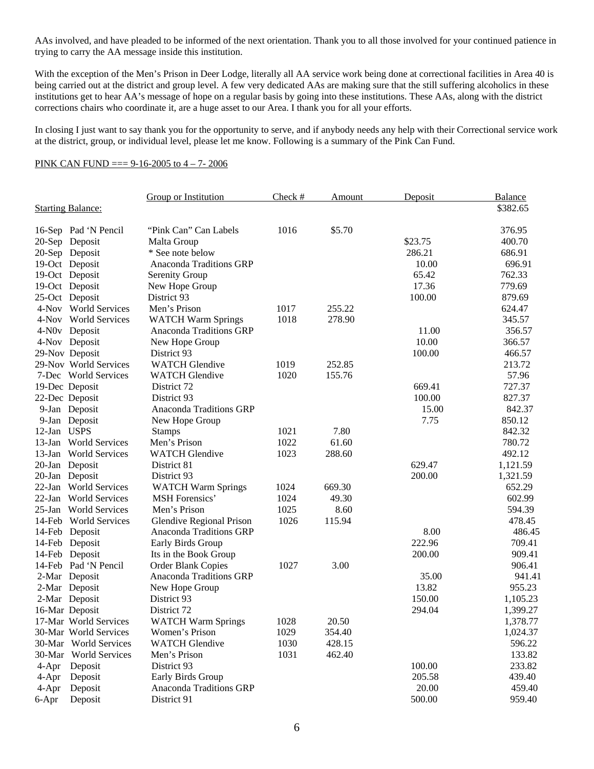AAs involved, and have pleaded to be informed of the next orientation. Thank you to all those involved for your continued patience in trying to carry the AA message inside this institution.

With the exception of the Men's Prison in Deer Lodge, literally all AA service work being done at correctional facilities in Area 40 is being carried out at the district and group level. A few very dedicated AAs are making sure that the still suffering alcoholics in these institutions get to hear AA's message of hope on a regular basis by going into these institutions. These AAs, along with the district corrections chairs who coordinate it, are a huge asset to our Area. I thank you for all your efforts.

In closing I just want to say thank you for the opportunity to serve, and if anybody needs any help with their Correctional service work at the district, group, or individual level, please let me know. Following is a summary of the Pink Can Fund.

PINK CAN FUND === 9-16-2005 to 4 – 7- 2006

| | Group or Institution | Check # | Amount | Deposit | Balance |
|---|---|---|---|---|---|
| Starting Balance: | | | | | $382.65 |
| 16-Sep Pad 'N Pencil | "Pink Can" Can Labels | 1016 | $5.70 | | 376.95 |
| 20-Sep Deposit | Malta Group | | | $23.75 | 400.70 |
| 20-Sep Deposit | * See note below | | | 286.21 | 686.91 |
| 19-Oct Deposit | Anaconda Traditions GRP | | | 10.00 | 696.91 |
| 19-Oct Deposit | Serenity Group | | | 65.42 | 762.33 |
| 19-Oct Deposit | New Hope Group | | | 17.36 | 779.69 |
| 25-Oct Deposit | District 93 | | | 100.00 | 879.69 |
| 4-Nov World Services | Men's Prison | 1017 | 255.22 | | 624.47 |
| 4-Nov World Services | WATCH Warm Springs | 1018 | 278.90 | | 345.57 |
| 4-N0v Deposit | Anaconda Traditions GRP | | | 11.00 | 356.57 |
| 4-Nov Deposit | New Hope Group | | | 10.00 | 366.57 |
| 29-Nov Deposit | District 93 | | | 100.00 | 466.57 |
| 29-Nov World Services | WATCH Glendive | 1019 | 252.85 | | 213.72 |
| 7-Dec World Services | WATCH Glendive | 1020 | 155.76 | | 57.96 |
| 19-Dec Deposit | District 72 | | | 669.41 | 727.37 |
| 22-Dec Deposit | District 93 | | | 100.00 | 827.37 |
| 9-Jan Deposit | Anaconda Traditions GRP | | | 15.00 | 842.37 |
| 9-Jan Deposit | New Hope Group | | | 7.75 | 850.12 |
| 12-Jan USPS | Stamps | 1021 | 7.80 | | 842.32 |
| 13-Jan World Services | Men's Prison | 1022 | 61.60 | | 780.72 |
| 13-Jan World Services | WATCH Glendive | 1023 | 288.60 | | 492.12 |
| 20-Jan Deposit | District 81 | | | 629.47 | 1,121.59 |
| 20-Jan Deposit | District 93 | | | 200.00 | 1,321.59 |
| 22-Jan World Services | WATCH Warm Springs | 1024 | 669.30 | | 652.29 |
| 22-Jan World Services | MSH Forensics' | 1024 | 49.30 | | 602.99 |
| 25-Jan World Services | Men's Prison | 1025 | 8.60 | | 594.39 |
| 14-Feb World Services | Glendive Regional Prison | 1026 | 115.94 | | 478.45 |
| 14-Feb Deposit | Anaconda Traditions GRP | | | 8.00 | 486.45 |
| 14-Feb Deposit | Early Birds Group | | | 222.96 | 709.41 |
| 14-Feb Deposit | Its in the Book Group | | | 200.00 | 909.41 |
| 14-Feb Pad 'N Pencil | Order Blank Copies | 1027 | 3.00 | | 906.41 |
| 2-Mar Deposit | Anaconda Traditions GRP | | | 35.00 | 941.41 |
| 2-Mar Deposit | New Hope Group | | | 13.82 | 955.23 |
| 2-Mar Deposit | District 93 | | | 150.00 | 1,105.23 |
| 16-Mar Deposit | District 72 | | | 294.04 | 1,399.27 |
| 17-Mar World Services | WATCH Warm Springs | 1028 | 20.50 | | 1,378.77 |
| 30-Mar World Services | Women's Prison | 1029 | 354.40 | | 1,024.37 |
| 30-Mar World Services | WATCH Glendive | 1030 | 428.15 | | 596.22 |
| 30-Mar World Services | Men's Prison | 1031 | 462.40 | | 133.82 |
| 4-Apr Deposit | District 93 | | | 100.00 | 233.82 |
| 4-Apr Deposit | Early Birds Group | | | 205.58 | 439.40 |
| 4-Apr Deposit | Anaconda Traditions GRP | | | 20.00 | 459.40 |
| 6-Apr Deposit | District 91 | | | 500.00 | 959.40 |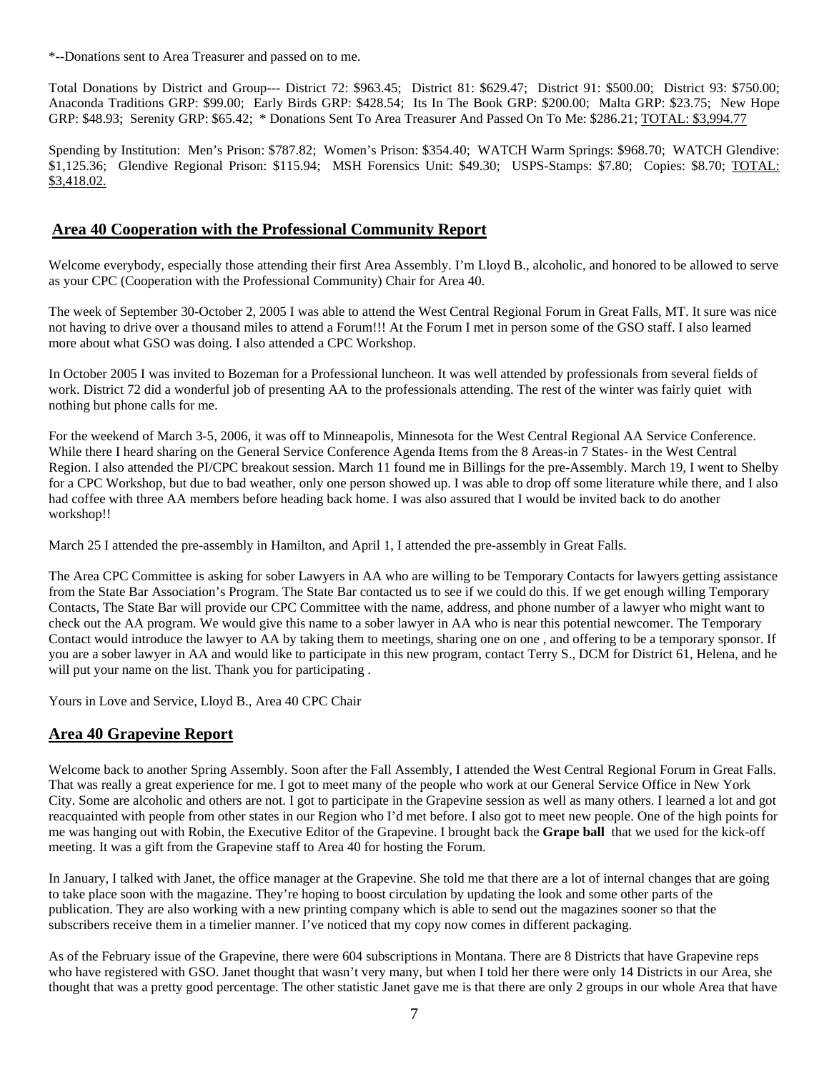*--Donations sent to Area Treasurer and passed on to me.

Total Donations by District and Group--- District 72: $963.45; District 81: $629.47; District 91: $500.00; District 93: $750.00; Anaconda Traditions GRP: $99.00; Early Birds GRP: $428.54; Its In The Book GRP: $200.00; Malta GRP: $23.75; New Hope GRP: $48.93; Serenity GRP: $65.42; * Donations Sent To Area Treasurer And Passed On To Me: $286.21; <u>TOTAL: $3,994.77</u>

Spending by Institution: Men's Prison: $787.82; Women's Prison: $354.40; WATCH Warm Springs: $968.70; WATCH Glendive: $1,125.36; Glendive Regional Prison: $115.94; MSH Forensics Unit: $49.30; USPS-Stamps: $7.80; Copies: $8.70; <u>TOTAL: $3,418.02.</u>

## Area 40 Cooperation with the Professional Community Report

Welcome everybody, especially those attending their first Area Assembly. I'm Lloyd B., alcoholic, and honored to be allowed to serve as your CPC (Cooperation with the Professional Community) Chair for Area 40.

The week of September 30-October 2, 2005 I was able to attend the West Central Regional Forum in Great Falls, MT. It sure was nice not having to drive over a thousand miles to attend a Forum!!! At the Forum I met in person some of the GSO staff. I also learned more about what GSO was doing. I also attended a CPC Workshop.

In October 2005 I was invited to Bozeman for a Professional luncheon. It was well attended by professionals from several fields of work. District 72 did a wonderful job of presenting AA to the professionals attending. The rest of the winter was fairly quiet with nothing but phone calls for me.

For the weekend of March 3-5, 2006, it was off to Minneapolis, Minnesota for the West Central Regional AA Service Conference. While there I heard sharing on the General Service Conference Agenda Items from the 8 Areas-in 7 States- in the West Central Region. I also attended the PI/CPC breakout session. March 11 found me in Billings for the pre-Assembly. March 19, I went to Shelby for a CPC Workshop, but due to bad weather, only one person showed up. I was able to drop off some literature while there, and I also had coffee with three AA members before heading back home. I was also assured that I would be invited back to do another workshop!!

March 25 I attended the pre-assembly in Hamilton, and April 1, I attended the pre-assembly in Great Falls.

The Area CPC Committee is asking for sober Lawyers in AA who are willing to be Temporary Contacts for lawyers getting assistance from the State Bar Association's Program. The State Bar contacted us to see if we could do this. If we get enough willing Temporary Contacts, The State Bar will provide our CPC Committee with the name, address, and phone number of a lawyer who might want to check out the AA program. We would give this name to a sober lawyer in AA who is near this potential newcomer. The Temporary Contact would introduce the lawyer to AA by taking them to meetings, sharing one on one , and offering to be a temporary sponsor. If you are a sober lawyer in AA and would like to participate in this new program, contact Terry S., DCM for District 61, Helena, and he will put your name on the list. Thank you for participating .

Yours in Love and Service, Lloyd B., Area 40 CPC Chair

## Area 40 Grapevine Report

Welcome back to another Spring Assembly. Soon after the Fall Assembly, I attended the West Central Regional Forum in Great Falls. That was really a great experience for me. I got to meet many of the people who work at our General Service Office in New York City. Some are alcoholic and others are not. I got to participate in the Grapevine session as well as many others. I learned a lot and got reacquainted with people from other states in our Region who I'd met before. I also got to meet new people. One of the high points for me was hanging out with Robin, the Executive Editor of the Grapevine. I brought back the **Grape ball** that we used for the kick-off meeting. It was a gift from the Grapevine staff to Area 40 for hosting the Forum.

In January, I talked with Janet, the office manager at the Grapevine. She told me that there are a lot of internal changes that are going to take place soon with the magazine. They're hoping to boost circulation by updating the look and some other parts of the publication. They are also working with a new printing company which is able to send out the magazines sooner so that the subscribers receive them in a timelier manner. I've noticed that my copy now comes in different packaging.

As of the February issue of the Grapevine, there were 604 subscriptions in Montana. There are 8 Districts that have Grapevine reps who have registered with GSO. Janet thought that wasn't very many, but when I told her there were only 14 Districts in our Area, she thought that was a pretty good percentage. The other statistic Janet gave me is that there are only 2 groups in our whole Area that have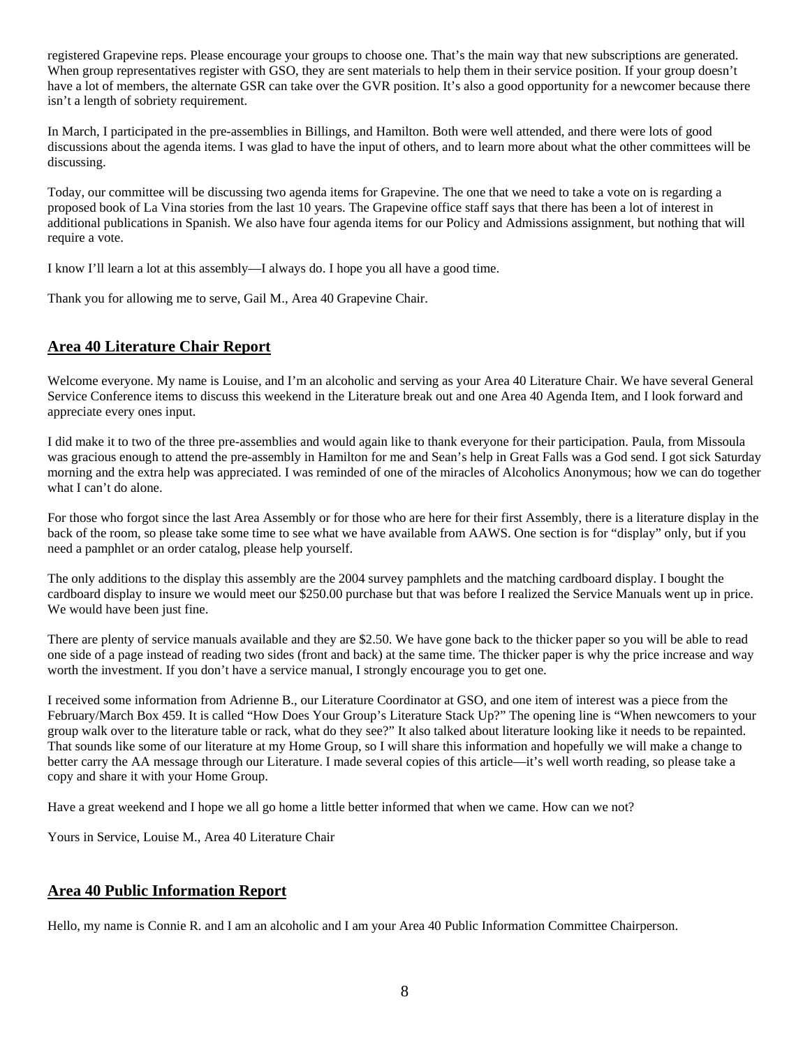registered Grapevine reps. Please encourage your groups to choose one. That's the main way that new subscriptions are generated. When group representatives register with GSO, they are sent materials to help them in their service position. If your group doesn't have a lot of members, the alternate GSR can take over the GVR position. It's also a good opportunity for a newcomer because there isn't a length of sobriety requirement.

In March, I participated in the pre-assemblies in Billings, and Hamilton. Both were well attended, and there were lots of good discussions about the agenda items. I was glad to have the input of others, and to learn more about what the other committees will be discussing.

Today, our committee will be discussing two agenda items for Grapevine. The one that we need to take a vote on is regarding a proposed book of La Vina stories from the last 10 years. The Grapevine office staff says that there has been a lot of interest in additional publications in Spanish. We also have four agenda items for our Policy and Admissions assignment, but nothing that will require a vote.

I know I'll learn a lot at this assembly—I always do. I hope you all have a good time.

Thank you for allowing me to serve, Gail M., Area 40 Grapevine Chair.

## Area 40 Literature Chair Report

Welcome everyone. My name is Louise, and I'm an alcoholic and serving as your Area 40 Literature Chair. We have several General Service Conference items to discuss this weekend in the Literature break out and one Area 40 Agenda Item, and I look forward and appreciate every ones input.

I did make it to two of the three pre-assemblies and would again like to thank everyone for their participation. Paula, from Missoula was gracious enough to attend the pre-assembly in Hamilton for me and Sean's help in Great Falls was a God send. I got sick Saturday morning and the extra help was appreciated. I was reminded of one of the miracles of Alcoholics Anonymous; how we can do together what I can't do alone.

For those who forgot since the last Area Assembly or for those who are here for their first Assembly, there is a literature display in the back of the room, so please take some time to see what we have available from AAWS. One section is for "display" only, but if you need a pamphlet or an order catalog, please help yourself.

The only additions to the display this assembly are the 2004 survey pamphlets and the matching cardboard display. I bought the cardboard display to insure we would meet our $250.00 purchase but that was before I realized the Service Manuals went up in price. We would have been just fine.

There are plenty of service manuals available and they are $2.50. We have gone back to the thicker paper so you will be able to read one side of a page instead of reading two sides (front and back) at the same time. The thicker paper is why the price increase and way worth the investment. If you don't have a service manual, I strongly encourage you to get one.

I received some information from Adrienne B., our Literature Coordinator at GSO, and one item of interest was a piece from the February/March Box 459. It is called "How Does Your Group's Literature Stack Up?" The opening line is "When newcomers to your group walk over to the literature table or rack, what do they see?" It also talked about literature looking like it needs to be repainted. That sounds like some of our literature at my Home Group, so I will share this information and hopefully we will make a change to better carry the AA message through our Literature. I made several copies of this article—it's well worth reading, so please take a copy and share it with your Home Group.

Have a great weekend and I hope we all go home a little better informed that when we came. How can we not?

Yours in Service, Louise M., Area 40 Literature Chair

## Area 40 Public Information Report

Hello, my name is Connie R. and I am an alcoholic and I am your Area 40 Public Information Committee Chairperson.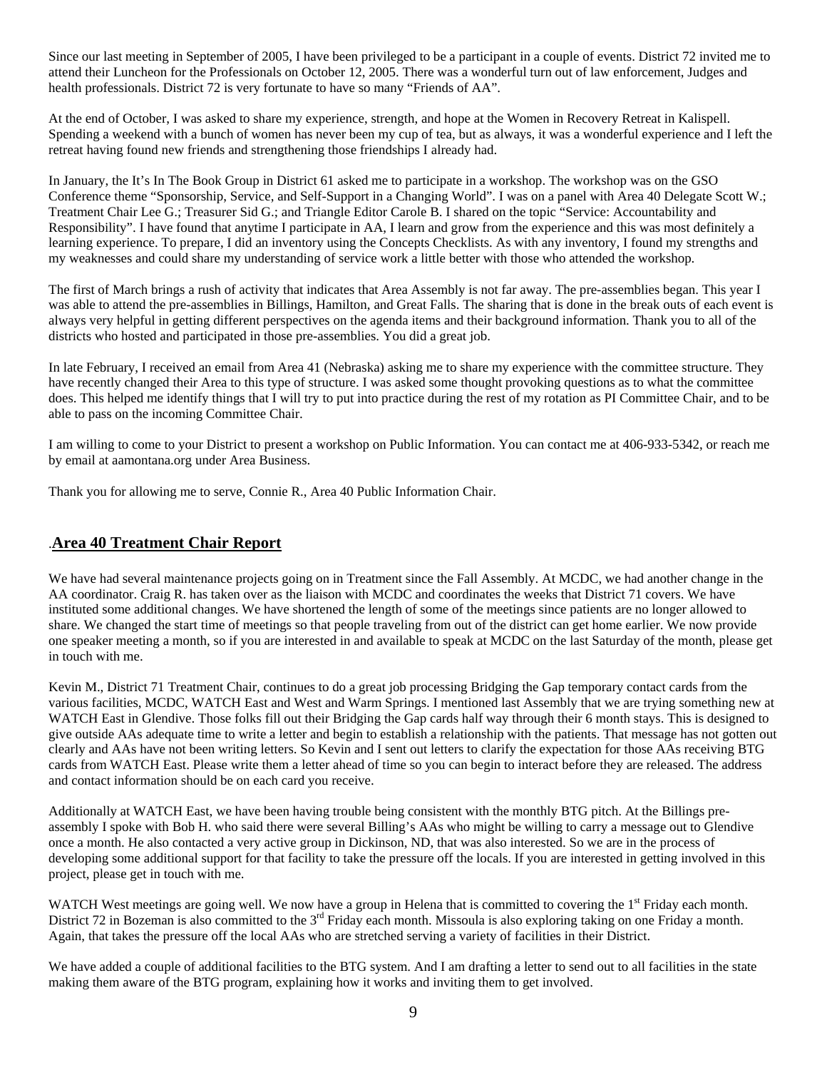Since our last meeting in September of 2005, I have been privileged to be a participant in a couple of events. District 72 invited me to attend their Luncheon for the Professionals on October 12, 2005. There was a wonderful turn out of law enforcement, Judges and health professionals. District 72 is very fortunate to have so many "Friends of AA".

At the end of October, I was asked to share my experience, strength, and hope at the Women in Recovery Retreat in Kalispell. Spending a weekend with a bunch of women has never been my cup of tea, but as always, it was a wonderful experience and I left the retreat having found new friends and strengthening those friendships I already had.

In January, the It's In The Book Group in District 61 asked me to participate in a workshop. The workshop was on the GSO Conference theme "Sponsorship, Service, and Self-Support in a Changing World". I was on a panel with Area 40 Delegate Scott W.; Treatment Chair Lee G.; Treasurer Sid G.; and Triangle Editor Carole B. I shared on the topic "Service: Accountability and Responsibility". I have found that anytime I participate in AA, I learn and grow from the experience and this was most definitely a learning experience. To prepare, I did an inventory using the Concepts Checklists. As with any inventory, I found my strengths and my weaknesses and could share my understanding of service work a little better with those who attended the workshop.

The first of March brings a rush of activity that indicates that Area Assembly is not far away. The pre-assemblies began. This year I was able to attend the pre-assemblies in Billings, Hamilton, and Great Falls. The sharing that is done in the break outs of each event is always very helpful in getting different perspectives on the agenda items and their background information. Thank you to all of the districts who hosted and participated in those pre-assemblies. You did a great job.

In late February, I received an email from Area 41 (Nebraska) asking me to share my experience with the committee structure. They have recently changed their Area to this type of structure. I was asked some thought provoking questions as to what the committee does. This helped me identify things that I will try to put into practice during the rest of my rotation as PI Committee Chair, and to be able to pass on the incoming Committee Chair.

I am willing to come to your District to present a workshop on Public Information. You can contact me at 406-933-5342, or reach me by email at aamontana.org under Area Business.

Thank you for allowing me to serve, Connie R., Area 40 Public Information Chair.

## Area 40 Treatment Chair Report

We have had several maintenance projects going on in Treatment since the Fall Assembly. At MCDC, we had another change in the AA coordinator. Craig R. has taken over as the liaison with MCDC and coordinates the weeks that District 71 covers. We have instituted some additional changes. We have shortened the length of some of the meetings since patients are no longer allowed to share. We changed the start time of meetings so that people traveling from out of the district can get home earlier. We now provide one speaker meeting a month, so if you are interested in and available to speak at MCDC on the last Saturday of the month, please get in touch with me.

Kevin M., District 71 Treatment Chair, continues to do a great job processing Bridging the Gap temporary contact cards from the various facilities, MCDC, WATCH East and West and Warm Springs. I mentioned last Assembly that we are trying something new at WATCH East in Glendive. Those folks fill out their Bridging the Gap cards half way through their 6 month stays. This is designed to give outside AAs adequate time to write a letter and begin to establish a relationship with the patients. That message has not gotten out clearly and AAs have not been writing letters. So Kevin and I sent out letters to clarify the expectation for those AAs receiving BTG cards from WATCH East. Please write them a letter ahead of time so you can begin to interact before they are released. The address and contact information should be on each card you receive.

Additionally at WATCH East, we have been having trouble being consistent with the monthly BTG pitch. At the Billings pre-assembly I spoke with Bob H. who said there were several Billing's AAs who might be willing to carry a message out to Glendive once a month. He also contacted a very active group in Dickinson, ND, that was also interested. So we are in the process of developing some additional support for that facility to take the pressure off the locals. If you are interested in getting involved in this project, please get in touch with me.

WATCH West meetings are going well. We now have a group in Helena that is committed to covering the 1st Friday each month. District 72 in Bozeman is also committed to the 3rd Friday each month. Missoula is also exploring taking on one Friday a month. Again, that takes the pressure off the local AAs who are stretched serving a variety of facilities in their District.

We have added a couple of additional facilities to the BTG system. And I am drafting a letter to send out to all facilities in the state making them aware of the BTG program, explaining how it works and inviting them to get involved.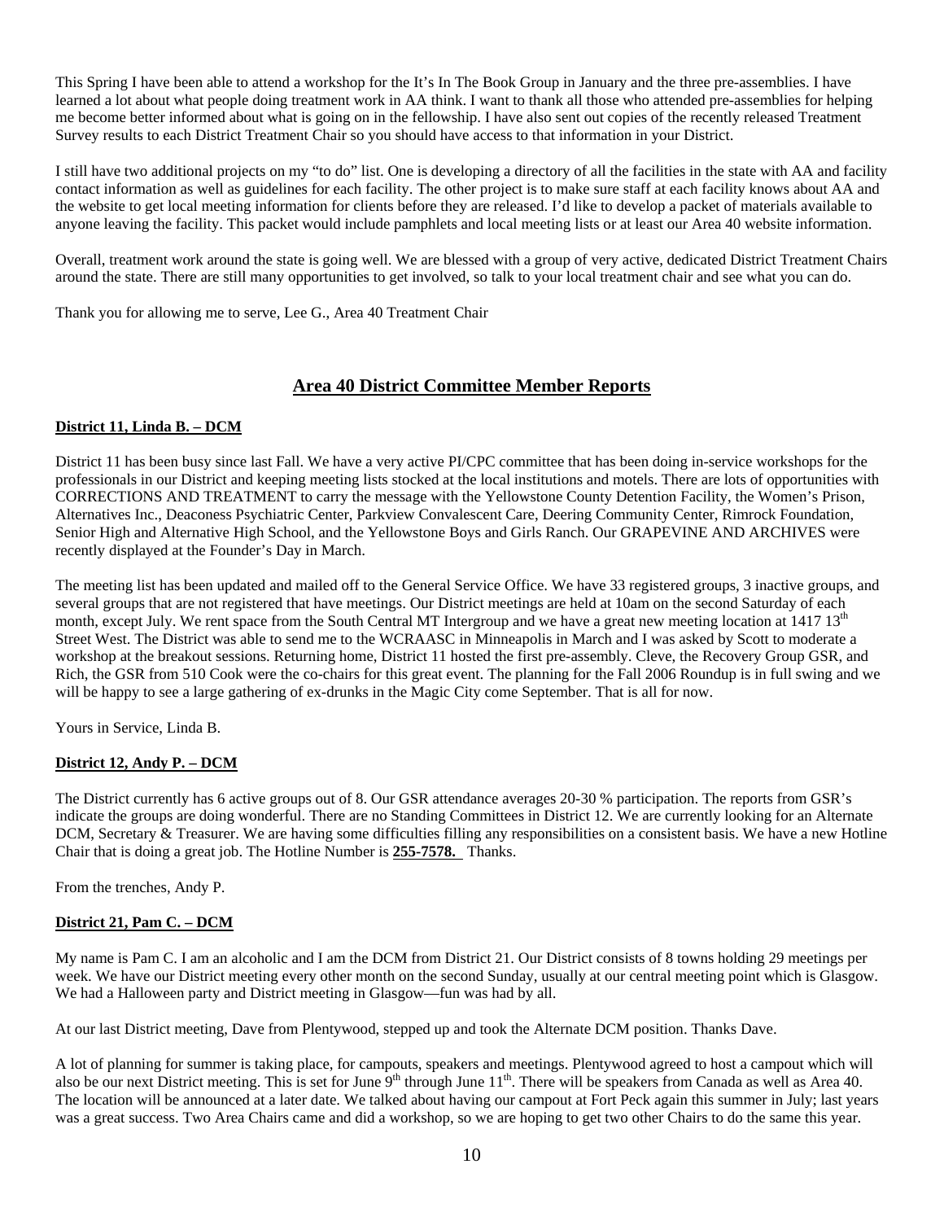This Spring I have been able to attend a workshop for the It's In The Book Group in January and the three pre-assemblies. I have learned a lot about what people doing treatment work in AA think. I want to thank all those who attended pre-assemblies for helping me become better informed about what is going on in the fellowship. I have also sent out copies of the recently released Treatment Survey results to each District Treatment Chair so you should have access to that information in your District.

I still have two additional projects on my "to do" list. One is developing a directory of all the facilities in the state with AA and facility contact information as well as guidelines for each facility. The other project is to make sure staff at each facility knows about AA and the website to get local meeting information for clients before they are released. I'd like to develop a packet of materials available to anyone leaving the facility. This packet would include pamphlets and local meeting lists or at least our Area 40 website information.

Overall, treatment work around the state is going well. We are blessed with a group of very active, dedicated District Treatment Chairs around the state. There are still many opportunities to get involved, so talk to your local treatment chair and see what you can do.

Thank you for allowing me to serve, Lee G., Area 40 Treatment Chair

## Area 40 District Committee Member Reports

### District 11, Linda B. – DCM

District 11 has been busy since last Fall. We have a very active PI/CPC committee that has been doing in-service workshops for the professionals in our District and keeping meeting lists stocked at the local institutions and motels. There are lots of opportunities with CORRECTIONS AND TREATMENT to carry the message with the Yellowstone County Detention Facility, the Women's Prison, Alternatives Inc., Deaconess Psychiatric Center, Parkview Convalescent Care, Deering Community Center, Rimrock Foundation, Senior High and Alternative High School, and the Yellowstone Boys and Girls Ranch. Our GRAPEVINE AND ARCHIVES were recently displayed at the Founder's Day in March.

The meeting list has been updated and mailed off to the General Service Office. We have 33 registered groups, 3 inactive groups, and several groups that are not registered that have meetings. Our District meetings are held at 10am on the second Saturday of each month, except July. We rent space from the South Central MT Intergroup and we have a great new meeting location at 1417 13th Street West. The District was able to send me to the WCRAASC in Minneapolis in March and I was asked by Scott to moderate a workshop at the breakout sessions. Returning home, District 11 hosted the first pre-assembly. Cleve, the Recovery Group GSR, and Rich, the GSR from 510 Cook were the co-chairs for this great event. The planning for the Fall 2006 Roundup is in full swing and we will be happy to see a large gathering of ex-drunks in the Magic City come September. That is all for now.

Yours in Service, Linda B.

### District 12, Andy P. – DCM

The District currently has 6 active groups out of 8. Our GSR attendance averages 20-30 % participation. The reports from GSR's indicate the groups are doing wonderful. There are no Standing Committees in District 12. We are currently looking for an Alternate DCM, Secretary & Treasurer. We are having some difficulties filling any responsibilities on a consistent basis. We have a new Hotline Chair that is doing a great job. The Hotline Number is **255-7578.** Thanks.

From the trenches, Andy P.

### District 21, Pam C. – DCM

My name is Pam C. I am an alcoholic and I am the DCM from District 21. Our District consists of 8 towns holding 29 meetings per week. We have our District meeting every other month on the second Sunday, usually at our central meeting point which is Glasgow. We had a Halloween party and District meeting in Glasgow—fun was had by all.

At our last District meeting, Dave from Plentywood, stepped up and took the Alternate DCM position. Thanks Dave.

A lot of planning for summer is taking place, for campouts, speakers and meetings. Plentywood agreed to host a campout which will also be our next District meeting. This is set for June 9th through June 11th. There will be speakers from Canada as well as Area 40. The location will be announced at a later date. We talked about having our campout at Fort Peck again this summer in July; last years was a great success. Two Area Chairs came and did a workshop, so we are hoping to get two other Chairs to do the same this year.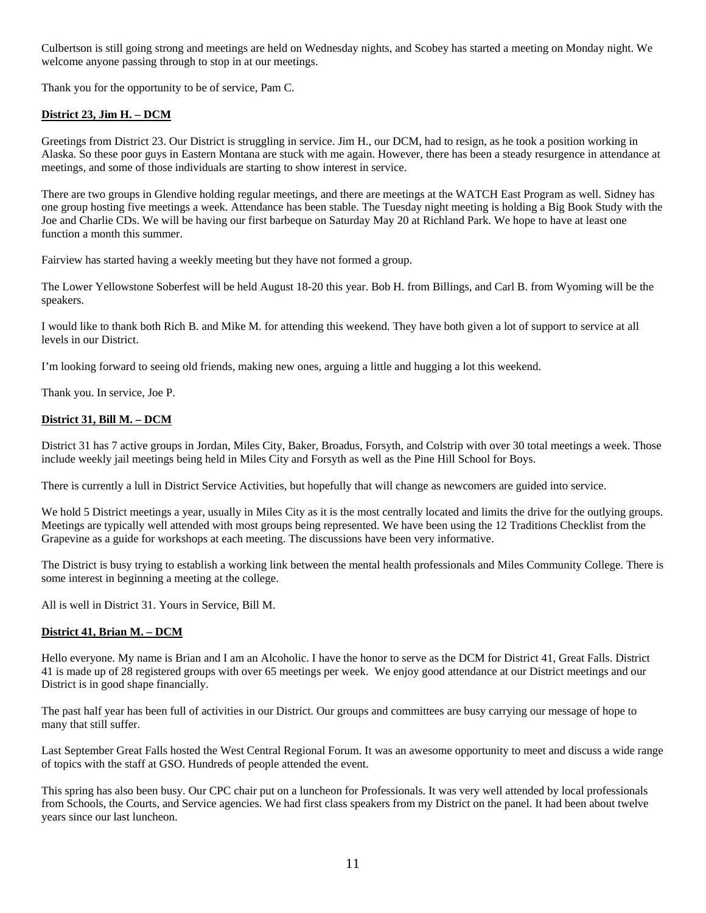Culbertson is still going strong and meetings are held on Wednesday nights, and Scobey has started a meeting on Monday night. We welcome anyone passing through to stop in at our meetings.

Thank you for the opportunity to be of service, Pam C.

**District 23, Jim H. – DCM**

Greetings from District 23. Our District is struggling in service. Jim H., our DCM, had to resign, as he took a position working in Alaska. So these poor guys in Eastern Montana are stuck with me again. However, there has been a steady resurgence in attendance at meetings, and some of those individuals are starting to show interest in service.

There are two groups in Glendive holding regular meetings, and there are meetings at the WATCH East Program as well. Sidney has one group hosting five meetings a week. Attendance has been stable. The Tuesday night meeting is holding a Big Book Study with the Joe and Charlie CDs. We will be having our first barbeque on Saturday May 20 at Richland Park. We hope to have at least one function a month this summer.

Fairview has started having a weekly meeting but they have not formed a group.

The Lower Yellowstone Soberfest will be held August 18-20 this year. Bob H. from Billings, and Carl B. from Wyoming will be the speakers.

I would like to thank both Rich B. and Mike M. for attending this weekend. They have both given a lot of support to service at all levels in our District.

I'm looking forward to seeing old friends, making new ones, arguing a little and hugging a lot this weekend.

Thank you. In service, Joe P.

**District 31, Bill M. – DCM**

District 31 has 7 active groups in Jordan, Miles City, Baker, Broadus, Forsyth, and Colstrip with over 30 total meetings a week. Those include weekly jail meetings being held in Miles City and Forsyth as well as the Pine Hill School for Boys.

There is currently a lull in District Service Activities, but hopefully that will change as newcomers are guided into service.

We hold 5 District meetings a year, usually in Miles City as it is the most centrally located and limits the drive for the outlying groups. Meetings are typically well attended with most groups being represented. We have been using the 12 Traditions Checklist from the Grapevine as a guide for workshops at each meeting. The discussions have been very informative.

The District is busy trying to establish a working link between the mental health professionals and Miles Community College. There is some interest in beginning a meeting at the college.

All is well in District 31. Yours in Service, Bill M.

**District 41, Brian M. – DCM**

Hello everyone. My name is Brian and I am an Alcoholic. I have the honor to serve as the DCM for District 41, Great Falls. District 41 is made up of 28 registered groups with over 65 meetings per week. We enjoy good attendance at our District meetings and our District is in good shape financially.

The past half year has been full of activities in our District. Our groups and committees are busy carrying our message of hope to many that still suffer.

Last September Great Falls hosted the West Central Regional Forum. It was an awesome opportunity to meet and discuss a wide range of topics with the staff at GSO. Hundreds of people attended the event.

This spring has also been busy. Our CPC chair put on a luncheon for Professionals. It was very well attended by local professionals from Schools, the Courts, and Service agencies. We had first class speakers from my District on the panel. It had been about twelve years since our last luncheon.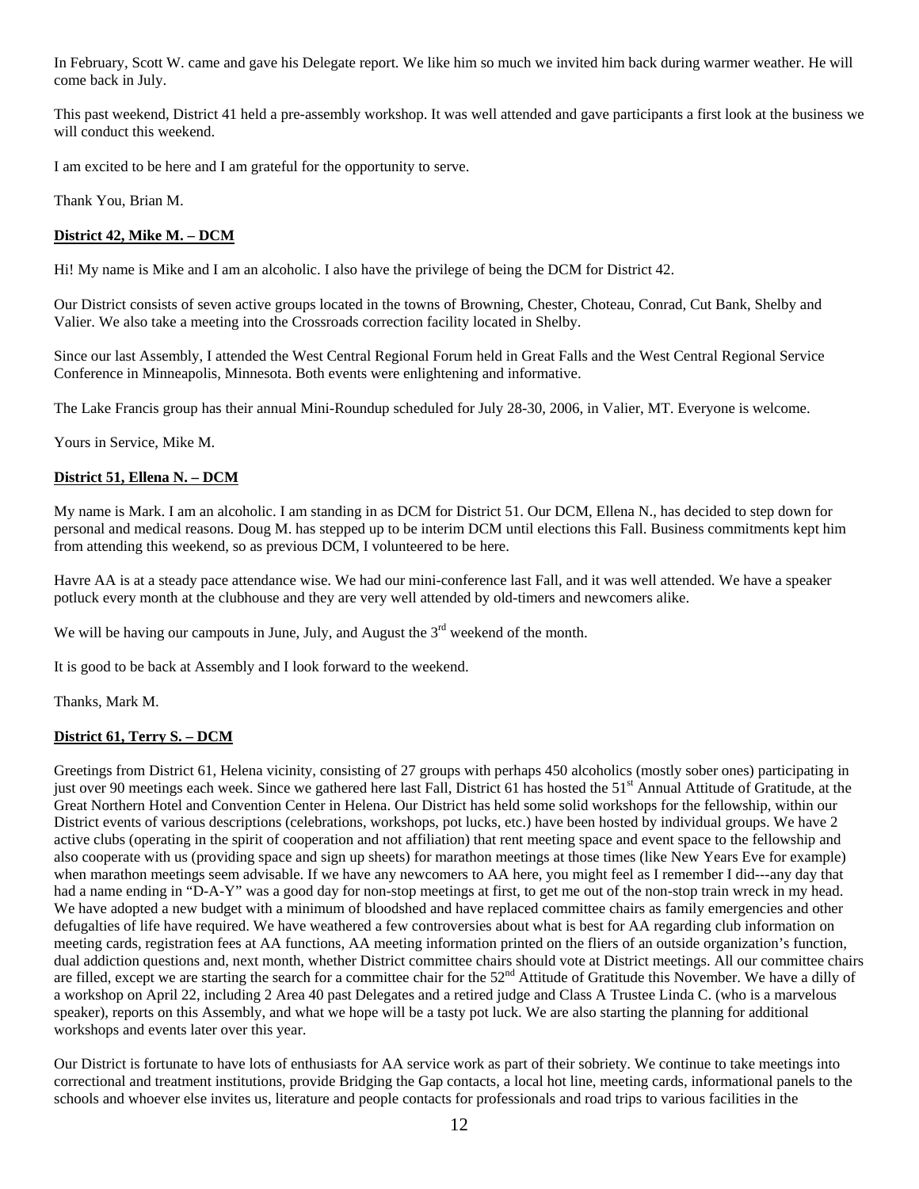In February, Scott W. came and gave his Delegate report. We like him so much we invited him back during warmer weather. He will come back in July.

This past weekend, District 41 held a pre-assembly workshop. It was well attended and gave participants a first look at the business we will conduct this weekend.

I am excited to be here and I am grateful for the opportunity to serve.

Thank You, Brian M.

**District 42, Mike M. – DCM**

Hi! My name is Mike and I am an alcoholic. I also have the privilege of being the DCM for District 42.

Our District consists of seven active groups located in the towns of Browning, Chester, Choteau, Conrad, Cut Bank, Shelby and Valier. We also take a meeting into the Crossroads correction facility located in Shelby.

Since our last Assembly, I attended the West Central Regional Forum held in Great Falls and the West Central Regional Service Conference in Minneapolis, Minnesota. Both events were enlightening and informative.

The Lake Francis group has their annual Mini-Roundup scheduled for July 28-30, 2006, in Valier, MT. Everyone is welcome.

Yours in Service, Mike M.

**District 51, Ellena N. – DCM**

My name is Mark. I am an alcoholic. I am standing in as DCM for District 51. Our DCM, Ellena N., has decided to step down for personal and medical reasons. Doug M. has stepped up to be interim DCM until elections this Fall. Business commitments kept him from attending this weekend, so as previous DCM, I volunteered to be here.

Havre AA is at a steady pace attendance wise. We had our mini-conference last Fall, and it was well attended. We have a speaker potluck every month at the clubhouse and they are very well attended by old-timers and newcomers alike.

We will be having our campouts in June, July, and August the 3rd weekend of the month.

It is good to be back at Assembly and I look forward to the weekend.

Thanks, Mark M.

**District 61, Terry S. – DCM**

Greetings from District 61, Helena vicinity, consisting of 27 groups with perhaps 450 alcoholics (mostly sober ones) participating in just over 90 meetings each week. Since we gathered here last Fall, District 61 has hosted the 51st Annual Attitude of Gratitude, at the Great Northern Hotel and Convention Center in Helena. Our District has held some solid workshops for the fellowship, within our District events of various descriptions (celebrations, workshops, pot lucks, etc.) have been hosted by individual groups. We have 2 active clubs (operating in the spirit of cooperation and not affiliation) that rent meeting space and event space to the fellowship and also cooperate with us (providing space and sign up sheets) for marathon meetings at those times (like New Years Eve for example) when marathon meetings seem advisable. If we have any newcomers to AA here, you might feel as I remember I did---any day that had a name ending in "D-A-Y" was a good day for non-stop meetings at first, to get me out of the non-stop train wreck in my head. We have adopted a new budget with a minimum of bloodshed and have replaced committee chairs as family emergencies and other defugalties of life have required. We have weathered a few controversies about what is best for AA regarding club information on meeting cards, registration fees at AA functions, AA meeting information printed on the fliers of an outside organization's function, dual addiction questions and, next month, whether District committee chairs should vote at District meetings. All our committee chairs are filled, except we are starting the search for a committee chair for the 52nd Attitude of Gratitude this November. We have a dilly of a workshop on April 22, including 2 Area 40 past Delegates and a retired judge and Class A Trustee Linda C. (who is a marvelous speaker), reports on this Assembly, and what we hope will be a tasty pot luck. We are also starting the planning for additional workshops and events later over this year.

Our District is fortunate to have lots of enthusiasts for AA service work as part of their sobriety. We continue to take meetings into correctional and treatment institutions, provide Bridging the Gap contacts, a local hot line, meeting cards, informational panels to the schools and whoever else invites us, literature and people contacts for professionals and road trips to various facilities in the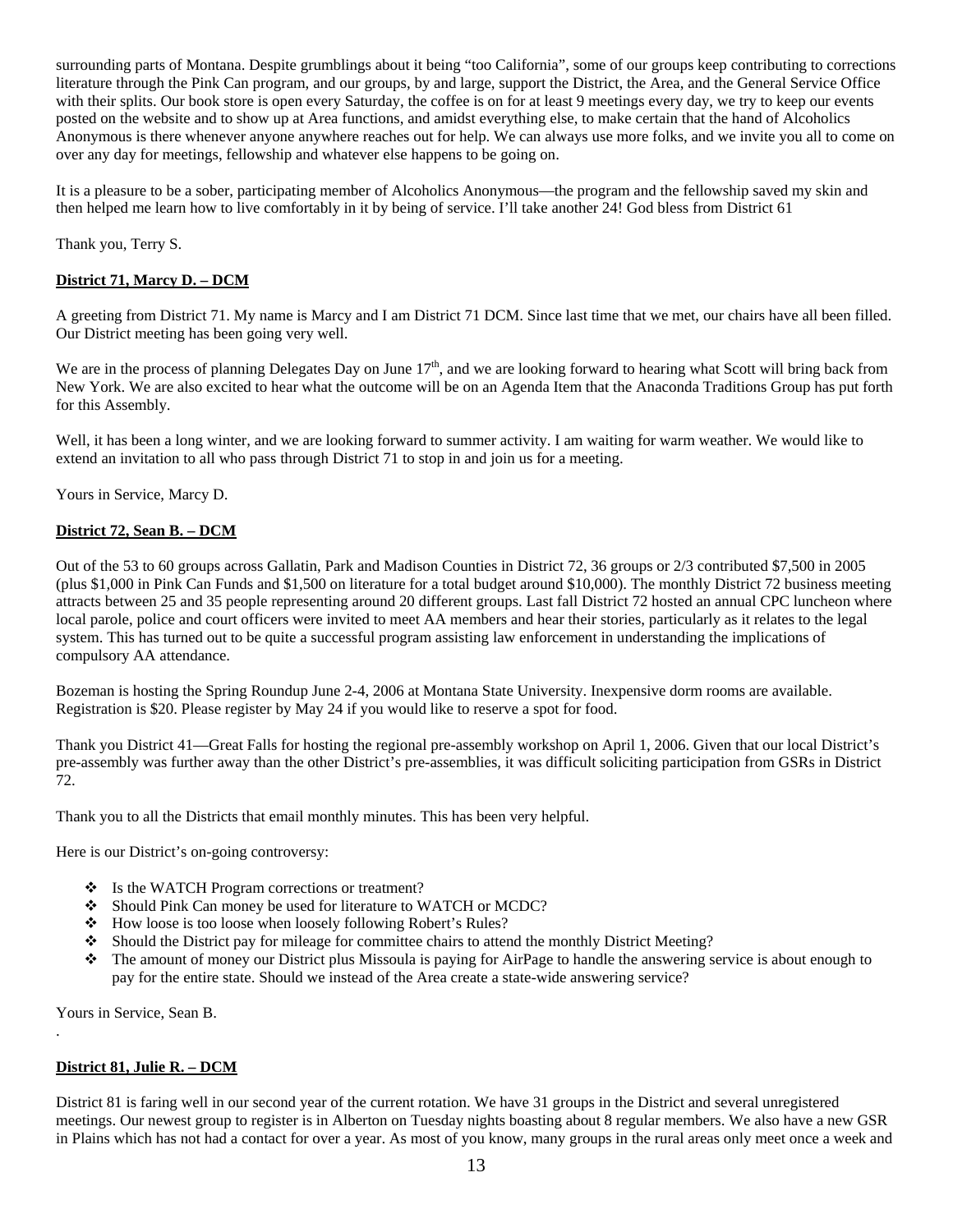surrounding parts of Montana. Despite grumblings about it being "too California", some of our groups keep contributing to corrections literature through the Pink Can program, and our groups, by and large, support the District, the Area, and the General Service Office with their splits. Our book store is open every Saturday, the coffee is on for at least 9 meetings every day, we try to keep our events posted on the website and to show up at Area functions, and amidst everything else, to make certain that the hand of Alcoholics Anonymous is there whenever anyone anywhere reaches out for help. We can always use more folks, and we invite you all to come on over any day for meetings, fellowship and whatever else happens to be going on.

It is a pleasure to be a sober, participating member of Alcoholics Anonymous—the program and the fellowship saved my skin and then helped me learn how to live comfortably in it by being of service. I'll take another 24! God bless from District 61

Thank you, Terry S.

**District 71, Marcy D. – DCM**

A greeting from District 71. My name is Marcy and I am District 71 DCM. Since last time that we met, our chairs have all been filled. Our District meeting has been going very well.

We are in the process of planning Delegates Day on June 17th, and we are looking forward to hearing what Scott will bring back from New York. We are also excited to hear what the outcome will be on an Agenda Item that the Anaconda Traditions Group has put forth for this Assembly.

Well, it has been a long winter, and we are looking forward to summer activity. I am waiting for warm weather. We would like to extend an invitation to all who pass through District 71 to stop in and join us for a meeting.

Yours in Service, Marcy D.

**District 72, Sean B. – DCM**

Out of the 53 to 60 groups across Gallatin, Park and Madison Counties in District 72, 36 groups or 2/3 contributed $7,500 in 2005 (plus $1,000 in Pink Can Funds and $1,500 on literature for a total budget around $10,000). The monthly District 72 business meeting attracts between 25 and 35 people representing around 20 different groups. Last fall District 72 hosted an annual CPC luncheon where local parole, police and court officers were invited to meet AA members and hear their stories, particularly as it relates to the legal system. This has turned out to be quite a successful program assisting law enforcement in understanding the implications of compulsory AA attendance.

Bozeman is hosting the Spring Roundup June 2-4, 2006 at Montana State University. Inexpensive dorm rooms are available. Registration is $20. Please register by May 24 if you would like to reserve a spot for food.

Thank you District 41—Great Falls for hosting the regional pre-assembly workshop on April 1, 2006. Given that our local District's pre-assembly was further away than the other District's pre-assemblies, it was difficult soliciting participation from GSRs in District 72.

Thank you to all the Districts that email monthly minutes. This has been very helpful.

Here is our District's on-going controversy:

- Is the WATCH Program corrections or treatment?
- Should Pink Can money be used for literature to WATCH or MCDC?
- How loose is too loose when loosely following Robert's Rules?
- Should the District pay for mileage for committee chairs to attend the monthly District Meeting?
- The amount of money our District plus Missoula is paying for AirPage to handle the answering service is about enough to pay for the entire state. Should we instead of the Area create a state-wide answering service?

Yours in Service, Sean B.

**District 81, Julie R. – DCM**

District 81 is faring well in our second year of the current rotation. We have 31 groups in the District and several unregistered meetings. Our newest group to register is in Alberton on Tuesday nights boasting about 8 regular members. We also have a new GSR in Plains which has not had a contact for over a year. As most of you know, many groups in the rural areas only meet once a week and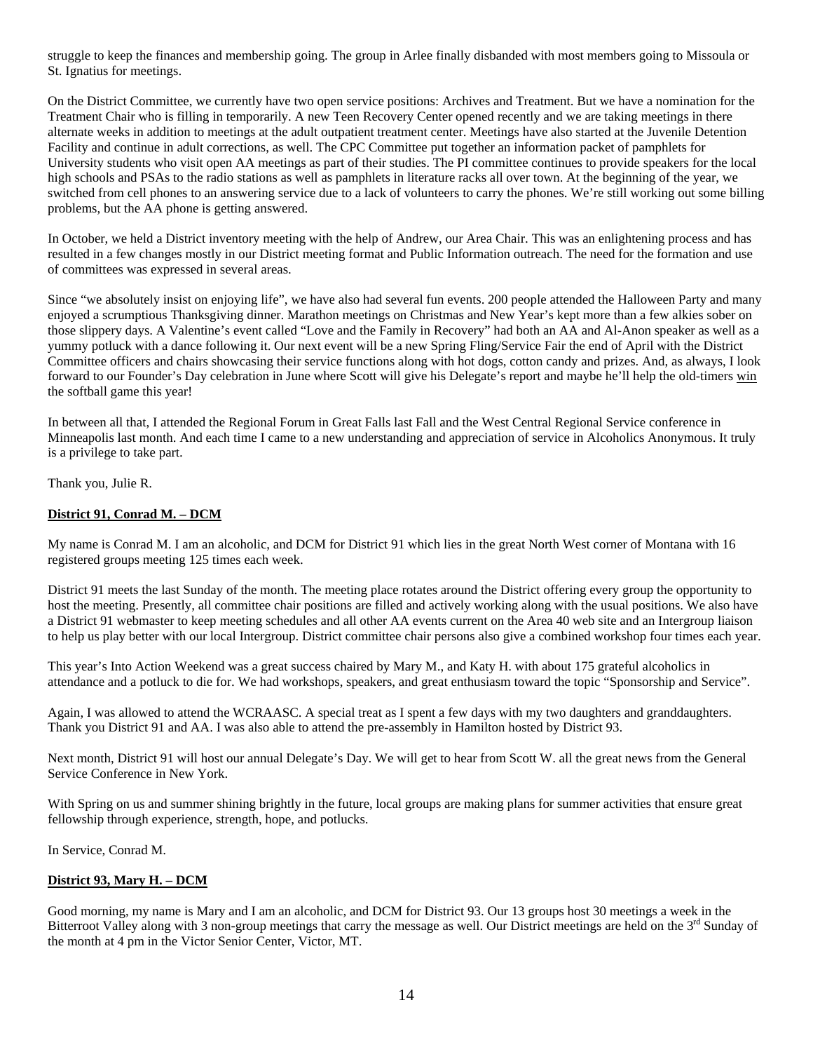struggle to keep the finances and membership going. The group in Arlee finally disbanded with most members going to Missoula or St. Ignatius for meetings.

On the District Committee, we currently have two open service positions: Archives and Treatment. But we have a nomination for the Treatment Chair who is filling in temporarily. A new Teen Recovery Center opened recently and we are taking meetings in there alternate weeks in addition to meetings at the adult outpatient treatment center. Meetings have also started at the Juvenile Detention Facility and continue in adult corrections, as well. The CPC Committee put together an information packet of pamphlets for University students who visit open AA meetings as part of their studies. The PI committee continues to provide speakers for the local high schools and PSAs to the radio stations as well as pamphlets in literature racks all over town. At the beginning of the year, we switched from cell phones to an answering service due to a lack of volunteers to carry the phones. We're still working out some billing problems, but the AA phone is getting answered.

In October, we held a District inventory meeting with the help of Andrew, our Area Chair. This was an enlightening process and has resulted in a few changes mostly in our District meeting format and Public Information outreach. The need for the formation and use of committees was expressed in several areas.

Since "we absolutely insist on enjoying life", we have also had several fun events. 200 people attended the Halloween Party and many enjoyed a scrumptious Thanksgiving dinner. Marathon meetings on Christmas and New Year's kept more than a few alkies sober on those slippery days. A Valentine's event called "Love and the Family in Recovery" had both an AA and Al-Anon speaker as well as a yummy potluck with a dance following it. Our next event will be a new Spring Fling/Service Fair the end of April with the District Committee officers and chairs showcasing their service functions along with hot dogs, cotton candy and prizes. And, as always, I look forward to our Founder's Day celebration in June where Scott will give his Delegate's report and maybe he'll help the old-timers <u>win</u> the softball game this year!

In between all that, I attended the Regional Forum in Great Falls last Fall and the West Central Regional Service conference in Minneapolis last month. And each time I came to a new understanding and appreciation of service in Alcoholics Anonymous. It truly is a privilege to take part.

Thank you, Julie R.

**<u>District 91, Conrad M. – DCM</u>**

My name is Conrad M. I am an alcoholic, and DCM for District 91 which lies in the great North West corner of Montana with 16 registered groups meeting 125 times each week.

District 91 meets the last Sunday of the month. The meeting place rotates around the District offering every group the opportunity to host the meeting. Presently, all committee chair positions are filled and actively working along with the usual positions. We also have a District 91 webmaster to keep meeting schedules and all other AA events current on the Area 40 web site and an Intergroup liaison to help us play better with our local Intergroup. District committee chair persons also give a combined workshop four times each year.

This year's Into Action Weekend was a great success chaired by Mary M., and Katy H. with about 175 grateful alcoholics in attendance and a potluck to die for. We had workshops, speakers, and great enthusiasm toward the topic "Sponsorship and Service".

Again, I was allowed to attend the WCRAASC. A special treat as I spent a few days with my two daughters and granddaughters. Thank you District 91 and AA. I was also able to attend the pre-assembly in Hamilton hosted by District 93.

Next month, District 91 will host our annual Delegate's Day. We will get to hear from Scott W. all the great news from the General Service Conference in New York.

With Spring on us and summer shining brightly in the future, local groups are making plans for summer activities that ensure great fellowship through experience, strength, hope, and potlucks.

In Service, Conrad M.

**<u>District 93, Mary H. – DCM</u>**

Good morning, my name is Mary and I am an alcoholic, and DCM for District 93. Our 13 groups host 30 meetings a week in the Bitterroot Valley along with 3 non-group meetings that carry the message as well. Our District meetings are held on the 3rd Sunday of the month at 4 pm in the Victor Senior Center, Victor, MT.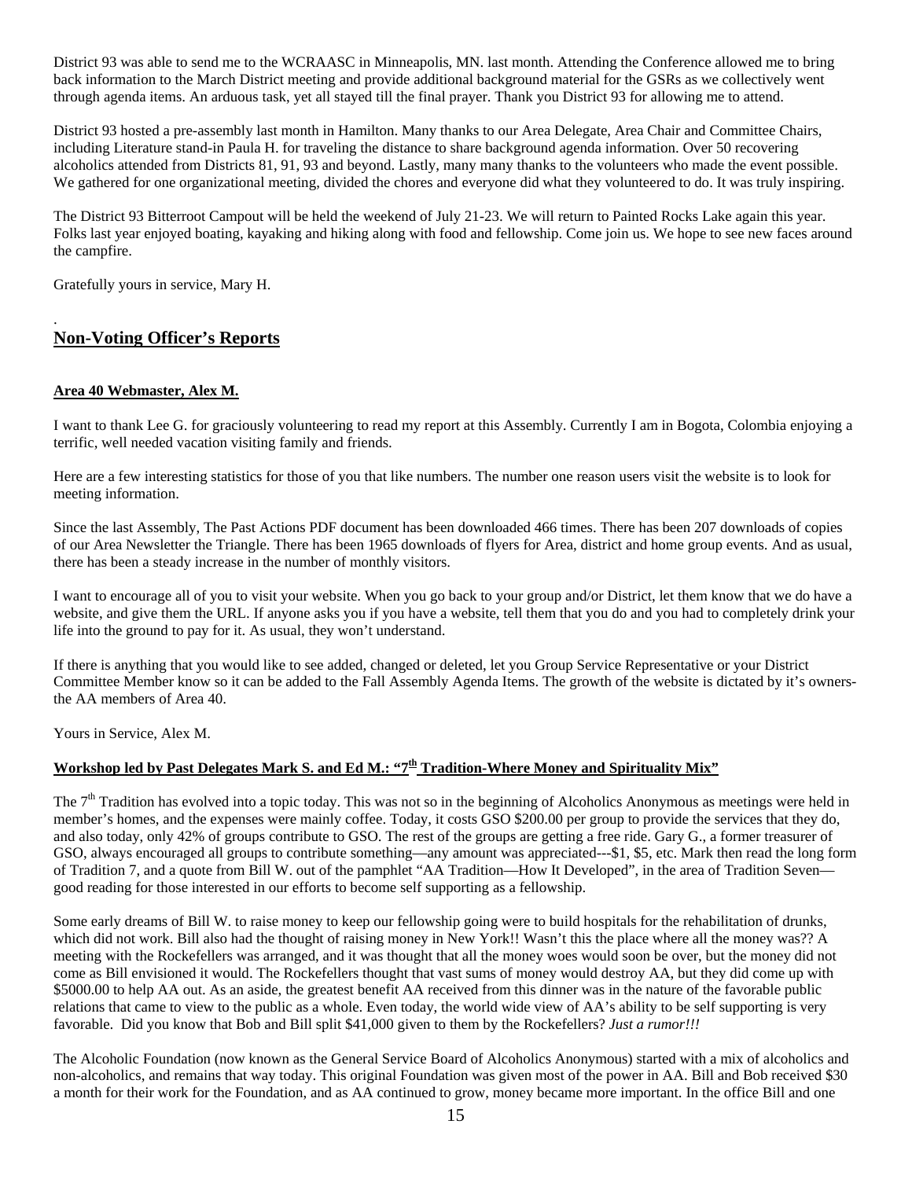District 93 was able to send me to the WCRAASC in Minneapolis, MN. last month. Attending the Conference allowed me to bring back information to the March District meeting and provide additional background material for the GSRs as we collectively went through agenda items. An arduous task, yet all stayed till the final prayer. Thank you District 93 for allowing me to attend.

District 93 hosted a pre-assembly last month in Hamilton. Many thanks to our Area Delegate, Area Chair and Committee Chairs, including Literature stand-in Paula H. for traveling the distance to share background agenda information. Over 50 recovering alcoholics attended from Districts 81, 91, 93 and beyond. Lastly, many many thanks to the volunteers who made the event possible. We gathered for one organizational meeting, divided the chores and everyone did what they volunteered to do. It was truly inspiring.

The District 93 Bitterroot Campout will be held the weekend of July 21-23. We will return to Painted Rocks Lake again this year. Folks last year enjoyed boating, kayaking and hiking along with food and fellowship. Come join us. We hope to see new faces around the campfire.

Gratefully yours in service, Mary H.

.

## Non-Voting Officer's Reports

### Area 40 Webmaster, Alex M.

I want to thank Lee G. for graciously volunteering to read my report at this Assembly. Currently I am in Bogota, Colombia enjoying a terrific, well needed vacation visiting family and friends.

Here are a few interesting statistics for those of you that like numbers. The number one reason users visit the website is to look for meeting information.

Since the last Assembly, The Past Actions PDF document has been downloaded 466 times. There has been 207 downloads of copies of our Area Newsletter the Triangle. There has been 1965 downloads of flyers for Area, district and home group events. And as usual, there has been a steady increase in the number of monthly visitors.

I want to encourage all of you to visit your website. When you go back to your group and/or District, let them know that we do have a website, and give them the URL. If anyone asks you if you have a website, tell them that you do and you had to completely drink your life into the ground to pay for it. As usual, they won't understand.

If there is anything that you would like to see added, changed or deleted, let you Group Service Representative or your District Committee Member know so it can be added to the Fall Assembly Agenda Items. The growth of the website is dictated by it's owners- the AA members of Area 40.

Yours in Service, Alex M.

### Workshop led by Past Delegates Mark S. and Ed M.: "7th Tradition-Where Money and Spirituality Mix"

The 7th Tradition has evolved into a topic today. This was not so in the beginning of Alcoholics Anonymous as meetings were held in member's homes, and the expenses were mainly coffee. Today, it costs GSO $200.00 per group to provide the services that they do, and also today, only 42% of groups contribute to GSO. The rest of the groups are getting a free ride. Gary G., a former treasurer of GSO, always encouraged all groups to contribute something—any amount was appreciated---$1, $5, etc. Mark then read the long form of Tradition 7, and a quote from Bill W. out of the pamphlet "AA Tradition—How It Developed", in the area of Tradition Seven—good reading for those interested in our efforts to become self supporting as a fellowship.

Some early dreams of Bill W. to raise money to keep our fellowship going were to build hospitals for the rehabilitation of drunks, which did not work. Bill also had the thought of raising money in New York!! Wasn't this the place where all the money was?? A meeting with the Rockefellers was arranged, and it was thought that all the money woes would soon be over, but the money did not come as Bill envisioned it would. The Rockefellers thought that vast sums of money would destroy AA, but they did come up with $5000.00 to help AA out. As an aside, the greatest benefit AA received from this dinner was in the nature of the favorable public relations that came to view to the public as a whole. Even today, the world wide view of AA's ability to be self supporting is very favorable. Did you know that Bob and Bill split $41,000 given to them by the Rockefellers? *Just a rumor!!!*

The Alcoholic Foundation (now known as the General Service Board of Alcoholics Anonymous) started with a mix of alcoholics and non-alcoholics, and remains that way today. This original Foundation was given most of the power in AA. Bill and Bob received $30 a month for their work for the Foundation, and as AA continued to grow, money became more important. In the office Bill and one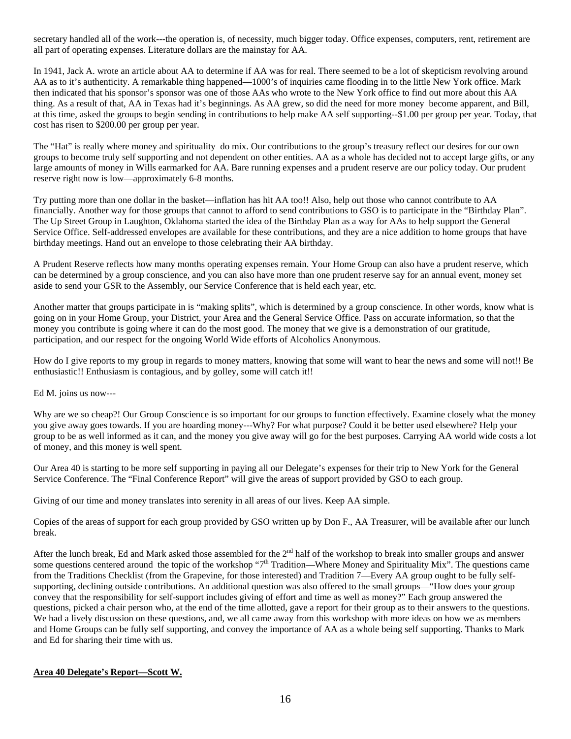secretary handled all of the work---the operation is, of necessity, much bigger today. Office expenses, computers, rent, retirement are all part of operating expenses. Literature dollars are the mainstay for AA.

In 1941, Jack A. wrote an article about AA to determine if AA was for real. There seemed to be a lot of skepticism revolving around AA as to it's authenticity. A remarkable thing happened—1000's of inquiries came flooding in to the little New York office. Mark then indicated that his sponsor's sponsor was one of those AAs who wrote to the New York office to find out more about this AA thing. As a result of that, AA in Texas had it's beginnings. As AA grew, so did the need for more money become apparent, and Bill, at this time, asked the groups to begin sending in contributions to help make AA self supporting--$1.00 per group per year. Today, that cost has risen to $200.00 per group per year.

The "Hat" is really where money and spirituality do mix. Our contributions to the group's treasury reflect our desires for our own groups to become truly self supporting and not dependent on other entities. AA as a whole has decided not to accept large gifts, or any large amounts of money in Wills earmarked for AA. Bare running expenses and a prudent reserve are our policy today. Our prudent reserve right now is low—approximately 6-8 months.

Try putting more than one dollar in the basket—inflation has hit AA too!! Also, help out those who cannot contribute to AA financially. Another way for those groups that cannot to afford to send contributions to GSO is to participate in the "Birthday Plan". The Up Street Group in Laughton, Oklahoma started the idea of the Birthday Plan as a way for AAs to help support the General Service Office. Self-addressed envelopes are available for these contributions, and they are a nice addition to home groups that have birthday meetings. Hand out an envelope to those celebrating their AA birthday.

A Prudent Reserve reflects how many months operating expenses remain. Your Home Group can also have a prudent reserve, which can be determined by a group conscience, and you can also have more than one prudent reserve say for an annual event, money set aside to send your GSR to the Assembly, our Service Conference that is held each year, etc.

Another matter that groups participate in is "making splits", which is determined by a group conscience. In other words, know what is going on in your Home Group, your District, your Area and the General Service Office. Pass on accurate information, so that the money you contribute is going where it can do the most good. The money that we give is a demonstration of our gratitude, participation, and our respect for the ongoing World Wide efforts of Alcoholics Anonymous.

How do I give reports to my group in regards to money matters, knowing that some will want to hear the news and some will not!! Be enthusiastic!! Enthusiasm is contagious, and by golley, some will catch it!!

Ed M. joins us now---

Why are we so cheap?! Our Group Conscience is so important for our groups to function effectively. Examine closely what the money you give away goes towards. If you are hoarding money---Why? For what purpose? Could it be better used elsewhere? Help your group to be as well informed as it can, and the money you give away will go for the best purposes. Carrying AA world wide costs a lot of money, and this money is well spent.

Our Area 40 is starting to be more self supporting in paying all our Delegate's expenses for their trip to New York for the General Service Conference. The "Final Conference Report" will give the areas of support provided by GSO to each group.

Giving of our time and money translates into serenity in all areas of our lives. Keep AA simple.

Copies of the areas of support for each group provided by GSO written up by Don F., AA Treasurer, will be available after our lunch break.

After the lunch break, Ed and Mark asked those assembled for the 2nd half of the workshop to break into smaller groups and answer some questions centered around the topic of the workshop "7th Tradition—Where Money and Spirituality Mix". The questions came from the Traditions Checklist (from the Grapevine, for those interested) and Tradition 7—Every AA group ought to be fully self-supporting, declining outside contributions. An additional question was also offered to the small groups—"How does your group convey that the responsibility for self-support includes giving of effort and time as well as money?" Each group answered the questions, picked a chair person who, at the end of the time allotted, gave a report for their group as to their answers to the questions. We had a lively discussion on these questions, and, we all came away from this workshop with more ideas on how we as members and Home Groups can be fully self supporting, and convey the importance of AA as a whole being self supporting. Thanks to Mark and Ed for sharing their time with us.

**Area 40 Delegate's Report—Scott W.**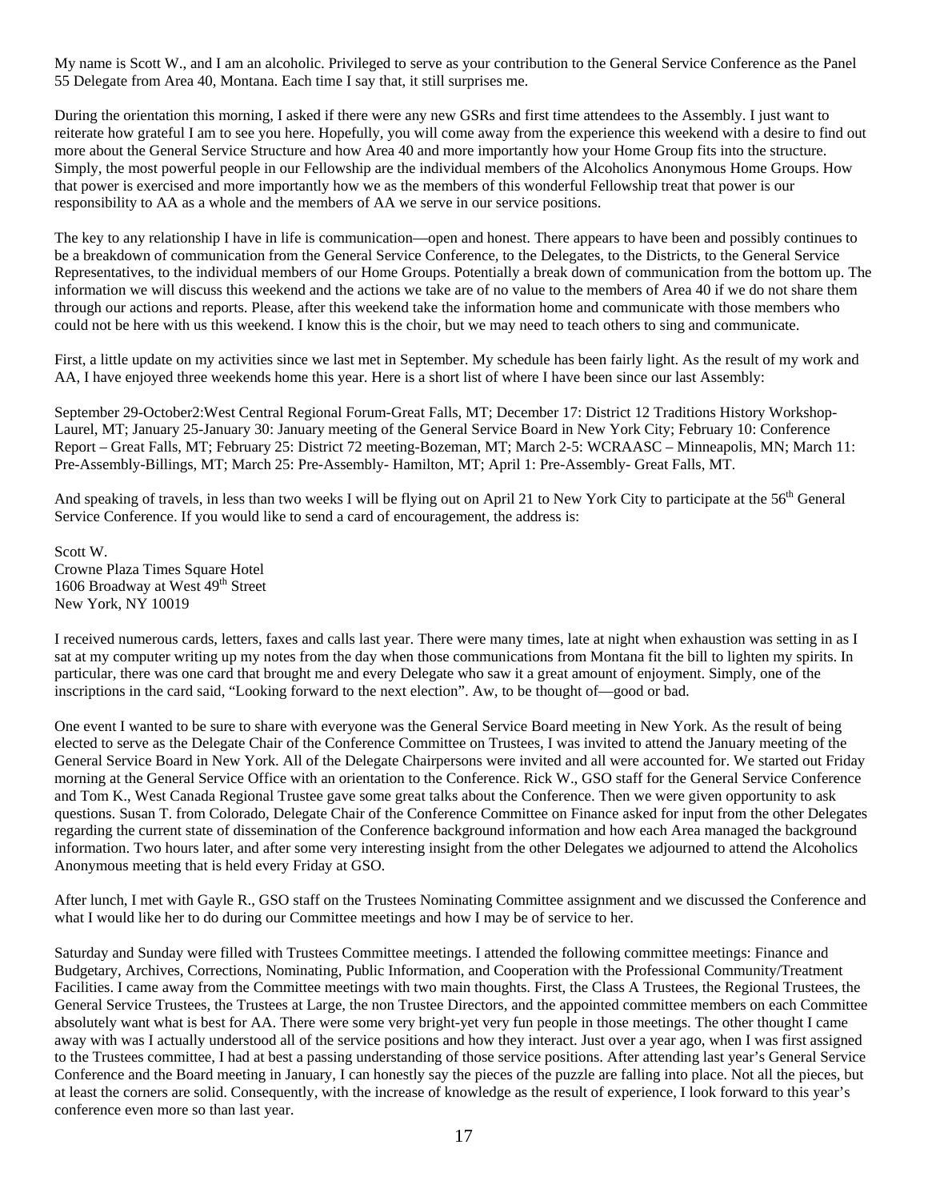My name is Scott W., and I am an alcoholic. Privileged to serve as your contribution to the General Service Conference as the Panel 55 Delegate from Area 40, Montana. Each time I say that, it still surprises me.

During the orientation this morning, I asked if there were any new GSRs and first time attendees to the Assembly. I just want to reiterate how grateful I am to see you here. Hopefully, you will come away from the experience this weekend with a desire to find out more about the General Service Structure and how Area 40 and more importantly how your Home Group fits into the structure. Simply, the most powerful people in our Fellowship are the individual members of the Alcoholics Anonymous Home Groups. How that power is exercised and more importantly how we as the members of this wonderful Fellowship treat that power is our responsibility to AA as a whole and the members of AA we serve in our service positions.

The key to any relationship I have in life is communication—open and honest. There appears to have been and possibly continues to be a breakdown of communication from the General Service Conference, to the Delegates, to the Districts, to the General Service Representatives, to the individual members of our Home Groups. Potentially a break down of communication from the bottom up. The information we will discuss this weekend and the actions we take are of no value to the members of Area 40 if we do not share them through our actions and reports. Please, after this weekend take the information home and communicate with those members who could not be here with us this weekend. I know this is the choir, but we may need to teach others to sing and communicate.

First, a little update on my activities since we last met in September. My schedule has been fairly light. As the result of my work and AA, I have enjoyed three weekends home this year. Here is a short list of where I have been since our last Assembly:

September 29-October2:West Central Regional Forum-Great Falls, MT; December 17: District 12 Traditions History Workshop-Laurel, MT; January 25-January 30: January meeting of the General Service Board in New York City; February 10: Conference Report – Great Falls, MT; February 25: District 72 meeting-Bozeman, MT; March 2-5: WCRAASC – Minneapolis, MN; March 11: Pre-Assembly-Billings, MT; March 25: Pre-Assembly- Hamilton, MT; April 1: Pre-Assembly- Great Falls, MT.

And speaking of travels, in less than two weeks I will be flying out on April 21 to New York City to participate at the 56th General Service Conference. If you would like to send a card of encouragement, the address is:

Scott W.
Crowne Plaza Times Square Hotel
1606 Broadway at West 49th Street
New York, NY 10019

I received numerous cards, letters, faxes and calls last year. There were many times, late at night when exhaustion was setting in as I sat at my computer writing up my notes from the day when those communications from Montana fit the bill to lighten my spirits. In particular, there was one card that brought me and every Delegate who saw it a great amount of enjoyment. Simply, one of the inscriptions in the card said, "Looking forward to the next election". Aw, to be thought of—good or bad.

One event I wanted to be sure to share with everyone was the General Service Board meeting in New York. As the result of being elected to serve as the Delegate Chair of the Conference Committee on Trustees, I was invited to attend the January meeting of the General Service Board in New York. All of the Delegate Chairpersons were invited and all were accounted for. We started out Friday morning at the General Service Office with an orientation to the Conference. Rick W., GSO staff for the General Service Conference and Tom K., West Canada Regional Trustee gave some great talks about the Conference. Then we were given opportunity to ask questions. Susan T. from Colorado, Delegate Chair of the Conference Committee on Finance asked for input from the other Delegates regarding the current state of dissemination of the Conference background information and how each Area managed the background information. Two hours later, and after some very interesting insight from the other Delegates we adjourned to attend the Alcoholics Anonymous meeting that is held every Friday at GSO.

After lunch, I met with Gayle R., GSO staff on the Trustees Nominating Committee assignment and we discussed the Conference and what I would like her to do during our Committee meetings and how I may be of service to her.

Saturday and Sunday were filled with Trustees Committee meetings. I attended the following committee meetings: Finance and Budgetary, Archives, Corrections, Nominating, Public Information, and Cooperation with the Professional Community/Treatment Facilities. I came away from the Committee meetings with two main thoughts. First, the Class A Trustees, the Regional Trustees, the General Service Trustees, the Trustees at Large, the non Trustee Directors, and the appointed committee members on each Committee absolutely want what is best for AA. There were some very bright-yet very fun people in those meetings. The other thought I came away with was I actually understood all of the service positions and how they interact. Just over a year ago, when I was first assigned to the Trustees committee, I had at best a passing understanding of those service positions. After attending last year's General Service Conference and the Board meeting in January, I can honestly say the pieces of the puzzle are falling into place. Not all the pieces, but at least the corners are solid. Consequently, with the increase of knowledge as the result of experience, I look forward to this year's conference even more so than last year.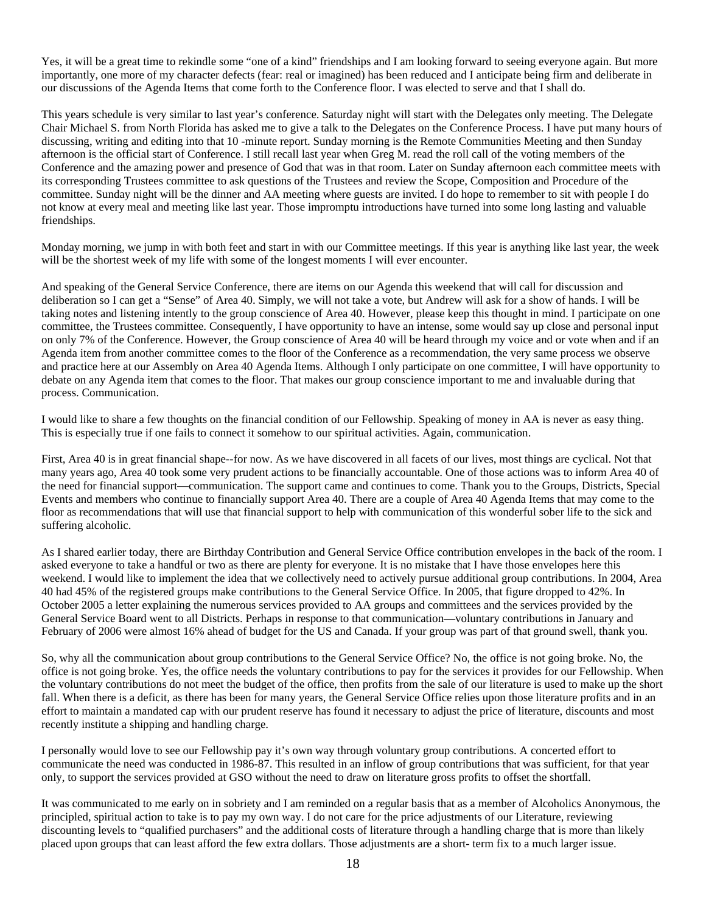Yes, it will be a great time to rekindle some "one of a kind" friendships and I am looking forward to seeing everyone again. But more importantly, one more of my character defects (fear: real or imagined) has been reduced and I anticipate being firm and deliberate in our discussions of the Agenda Items that come forth to the Conference floor. I was elected to serve and that I shall do.

This years schedule is very similar to last year's conference. Saturday night will start with the Delegates only meeting. The Delegate Chair Michael S. from North Florida has asked me to give a talk to the Delegates on the Conference Process. I have put many hours of discussing, writing and editing into that 10 -minute report. Sunday morning is the Remote Communities Meeting and then Sunday afternoon is the official start of Conference. I still recall last year when Greg M. read the roll call of the voting members of the Conference and the amazing power and presence of God that was in that room. Later on Sunday afternoon each committee meets with its corresponding Trustees committee to ask questions of the Trustees and review the Scope, Composition and Procedure of the committee. Sunday night will be the dinner and AA meeting where guests are invited. I do hope to remember to sit with people I do not know at every meal and meeting like last year. Those impromptu introductions have turned into some long lasting and valuable friendships.

Monday morning, we jump in with both feet and start in with our Committee meetings. If this year is anything like last year, the week will be the shortest week of my life with some of the longest moments I will ever encounter.

And speaking of the General Service Conference, there are items on our Agenda this weekend that will call for discussion and deliberation so I can get a "Sense" of Area 40. Simply, we will not take a vote, but Andrew will ask for a show of hands. I will be taking notes and listening intently to the group conscience of Area 40. However, please keep this thought in mind. I participate on one committee, the Trustees committee. Consequently, I have opportunity to have an intense, some would say up close and personal input on only 7% of the Conference. However, the Group conscience of Area 40 will be heard through my voice and or vote when and if an Agenda item from another committee comes to the floor of the Conference as a recommendation, the very same process we observe and practice here at our Assembly on Area 40 Agenda Items. Although I only participate on one committee, I will have opportunity to debate on any Agenda item that comes to the floor. That makes our group conscience important to me and invaluable during that process. Communication.

I would like to share a few thoughts on the financial condition of our Fellowship. Speaking of money in AA is never as easy thing. This is especially true if one fails to connect it somehow to our spiritual activities. Again, communication.

First, Area 40 is in great financial shape--for now. As we have discovered in all facets of our lives, most things are cyclical. Not that many years ago, Area 40 took some very prudent actions to be financially accountable. One of those actions was to inform Area 40 of the need for financial support—communication. The support came and continues to come. Thank you to the Groups, Districts, Special Events and members who continue to financially support Area 40. There are a couple of Area 40 Agenda Items that may come to the floor as recommendations that will use that financial support to help with communication of this wonderful sober life to the sick and suffering alcoholic.

As I shared earlier today, there are Birthday Contribution and General Service Office contribution envelopes in the back of the room. I asked everyone to take a handful or two as there are plenty for everyone. It is no mistake that I have those envelopes here this weekend. I would like to implement the idea that we collectively need to actively pursue additional group contributions. In 2004, Area 40 had 45% of the registered groups make contributions to the General Service Office. In 2005, that figure dropped to 42%. In October 2005 a letter explaining the numerous services provided to AA groups and committees and the services provided by the General Service Board went to all Districts. Perhaps in response to that communication—voluntary contributions in January and February of 2006 were almost 16% ahead of budget for the US and Canada. If your group was part of that ground swell, thank you.

So, why all the communication about group contributions to the General Service Office? No, the office is not going broke. No, the office is not going broke. Yes, the office needs the voluntary contributions to pay for the services it provides for our Fellowship. When the voluntary contributions do not meet the budget of the office, then profits from the sale of our literature is used to make up the short fall. When there is a deficit, as there has been for many years, the General Service Office relies upon those literature profits and in an effort to maintain a mandated cap with our prudent reserve has found it necessary to adjust the price of literature, discounts and most recently institute a shipping and handling charge.

I personally would love to see our Fellowship pay it's own way through voluntary group contributions. A concerted effort to communicate the need was conducted in 1986-87. This resulted in an inflow of group contributions that was sufficient, for that year only, to support the services provided at GSO without the need to draw on literature gross profits to offset the shortfall.

It was communicated to me early on in sobriety and I am reminded on a regular basis that as a member of Alcoholics Anonymous, the principled, spiritual action to take is to pay my own way. I do not care for the price adjustments of our Literature, reviewing discounting levels to "qualified purchasers" and the additional costs of literature through a handling charge that is more than likely placed upon groups that can least afford the few extra dollars. Those adjustments are a short- term fix to a much larger issue.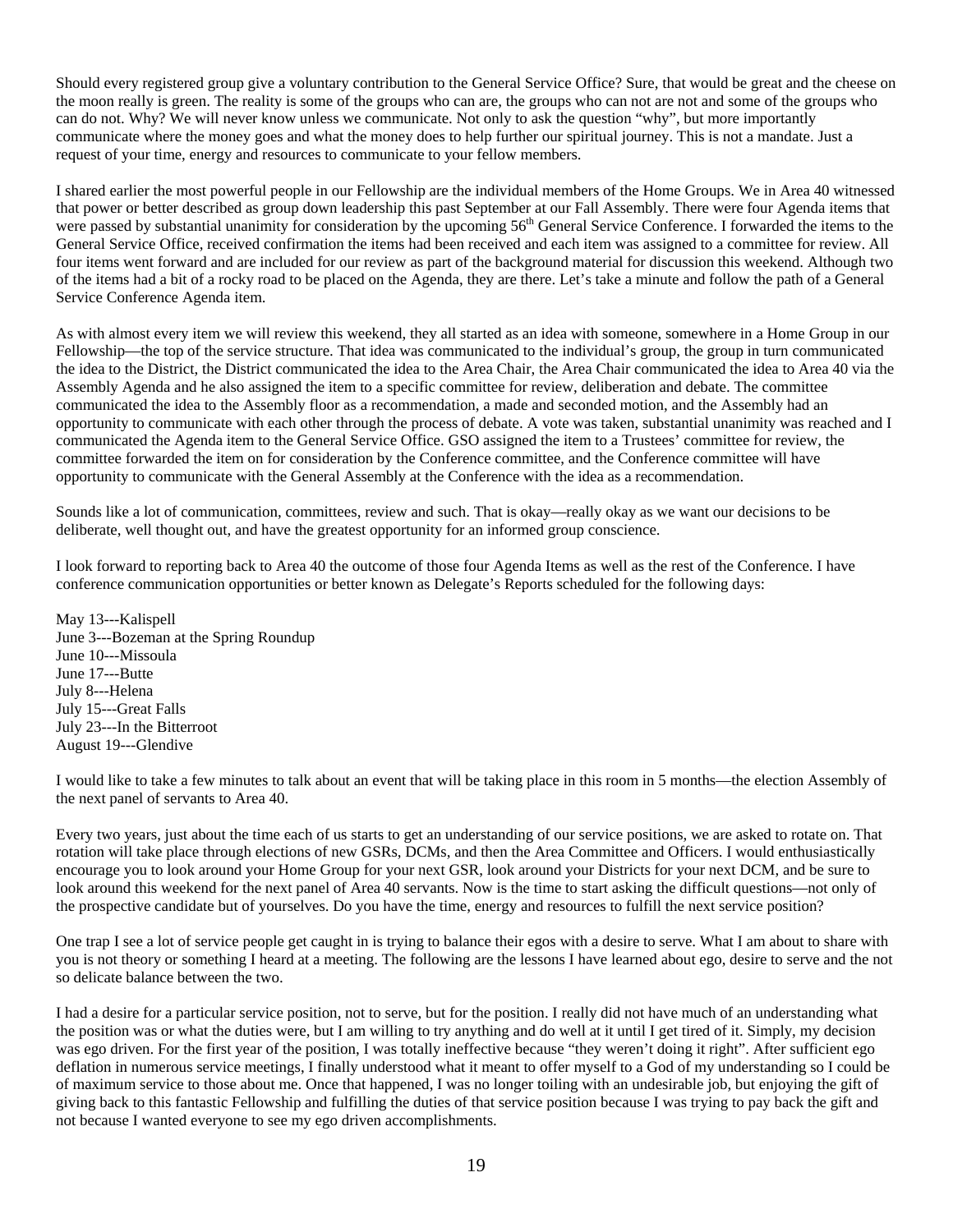Should every registered group give a voluntary contribution to the General Service Office? Sure, that would be great and the cheese on the moon really is green. The reality is some of the groups who can are, the groups who can not are not and some of the groups who can do not. Why? We will never know unless we communicate. Not only to ask the question "why", but more importantly communicate where the money goes and what the money does to help further our spiritual journey. This is not a mandate. Just a request of your time, energy and resources to communicate to your fellow members.

I shared earlier the most powerful people in our Fellowship are the individual members of the Home Groups. We in Area 40 witnessed that power or better described as group down leadership this past September at our Fall Assembly. There were four Agenda items that were passed by substantial unanimity for consideration by the upcoming 56th General Service Conference. I forwarded the items to the General Service Office, received confirmation the items had been received and each item was assigned to a committee for review. All four items went forward and are included for our review as part of the background material for discussion this weekend. Although two of the items had a bit of a rocky road to be placed on the Agenda, they are there. Let's take a minute and follow the path of a General Service Conference Agenda item.

As with almost every item we will review this weekend, they all started as an idea with someone, somewhere in a Home Group in our Fellowship—the top of the service structure. That idea was communicated to the individual's group, the group in turn communicated the idea to the District, the District communicated the idea to the Area Chair, the Area Chair communicated the idea to Area 40 via the Assembly Agenda and he also assigned the item to a specific committee for review, deliberation and debate. The committee communicated the idea to the Assembly floor as a recommendation, a made and seconded motion, and the Assembly had an opportunity to communicate with each other through the process of debate. A vote was taken, substantial unanimity was reached and I communicated the Agenda item to the General Service Office. GSO assigned the item to a Trustees' committee for review, the committee forwarded the item on for consideration by the Conference committee, and the Conference committee will have opportunity to communicate with the General Assembly at the Conference with the idea as a recommendation.

Sounds like a lot of communication, committees, review and such. That is okay—really okay as we want our decisions to be deliberate, well thought out, and have the greatest opportunity for an informed group conscience.

I look forward to reporting back to Area 40 the outcome of those four Agenda Items as well as the rest of the Conference. I have conference communication opportunities or better known as Delegate's Reports scheduled for the following days:

May 13---Kalispell
June 3---Bozeman at the Spring Roundup
June 10---Missoula
June 17---Butte
July 8---Helena
July 15---Great Falls
July 23---In the Bitterroot
August 19---Glendive

I would like to take a few minutes to talk about an event that will be taking place in this room in 5 months—the election Assembly of the next panel of servants to Area 40.

Every two years, just about the time each of us starts to get an understanding of our service positions, we are asked to rotate on. That rotation will take place through elections of new GSRs, DCMs, and then the Area Committee and Officers. I would enthusiastically encourage you to look around your Home Group for your next GSR, look around your Districts for your next DCM, and be sure to look around this weekend for the next panel of Area 40 servants. Now is the time to start asking the difficult questions—not only of the prospective candidate but of yourselves. Do you have the time, energy and resources to fulfill the next service position?

One trap I see a lot of service people get caught in is trying to balance their egos with a desire to serve. What I am about to share with you is not theory or something I heard at a meeting. The following are the lessons I have learned about ego, desire to serve and the not so delicate balance between the two.

I had a desire for a particular service position, not to serve, but for the position. I really did not have much of an understanding what the position was or what the duties were, but I am willing to try anything and do well at it until I get tired of it. Simply, my decision was ego driven. For the first year of the position, I was totally ineffective because "they weren't doing it right". After sufficient ego deflation in numerous service meetings, I finally understood what it meant to offer myself to a God of my understanding so I could be of maximum service to those about me. Once that happened, I was no longer toiling with an undesirable job, but enjoying the gift of giving back to this fantastic Fellowship and fulfilling the duties of that service position because I was trying to pay back the gift and not because I wanted everyone to see my ego driven accomplishments.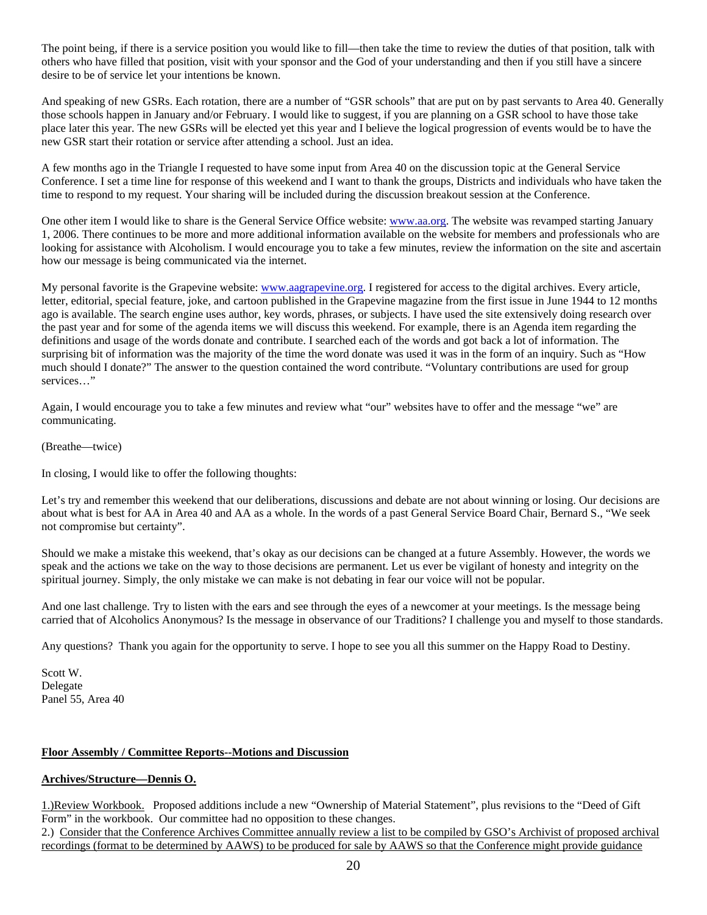The point being, if there is a service position you would like to fill—then take the time to review the duties of that position, talk with others who have filled that position, visit with your sponsor and the God of your understanding and then if you still have a sincere desire to be of service let your intentions be known.

And speaking of new GSRs. Each rotation, there are a number of "GSR schools" that are put on by past servants to Area 40. Generally those schools happen in January and/or February. I would like to suggest, if you are planning on a GSR school to have those take place later this year. The new GSRs will be elected yet this year and I believe the logical progression of events would be to have the new GSR start their rotation or service after attending a school. Just an idea.

A few months ago in the Triangle I requested to have some input from Area 40 on the discussion topic at the General Service Conference. I set a time line for response of this weekend and I want to thank the groups, Districts and individuals who have taken the time to respond to my request. Your sharing will be included during the discussion breakout session at the Conference.

One other item I would like to share is the General Service Office website: www.aa.org. The website was revamped starting January 1, 2006. There continues to be more and more additional information available on the website for members and professionals who are looking for assistance with Alcoholism. I would encourage you to take a few minutes, review the information on the site and ascertain how our message is being communicated via the internet.

My personal favorite is the Grapevine website: www.aagrapevine.org. I registered for access to the digital archives. Every article, letter, editorial, special feature, joke, and cartoon published in the Grapevine magazine from the first issue in June 1944 to 12 months ago is available. The search engine uses author, key words, phrases, or subjects. I have used the site extensively doing research over the past year and for some of the agenda items we will discuss this weekend. For example, there is an Agenda item regarding the definitions and usage of the words donate and contribute. I searched each of the words and got back a lot of information. The surprising bit of information was the majority of the time the word donate was used it was in the form of an inquiry. Such as "How much should I donate?" The answer to the question contained the word contribute. "Voluntary contributions are used for group services…"

Again, I would encourage you to take a few minutes and review what "our" websites have to offer and the message "we" are communicating.

(Breathe—twice)

In closing, I would like to offer the following thoughts:

Let's try and remember this weekend that our deliberations, discussions and debate are not about winning or losing. Our decisions are about what is best for AA in Area 40 and AA as a whole. In the words of a past General Service Board Chair, Bernard S., "We seek not compromise but certainty".

Should we make a mistake this weekend, that's okay as our decisions can be changed at a future Assembly. However, the words we speak and the actions we take on the way to those decisions are permanent. Let us ever be vigilant of honesty and integrity on the spiritual journey. Simply, the only mistake we can make is not debating in fear our voice will not be popular.

And one last challenge. Try to listen with the ears and see through the eyes of a newcomer at your meetings. Is the message being carried that of Alcoholics Anonymous? Is the message in observance of our Traditions? I challenge you and myself to those standards.

Any questions? Thank you again for the opportunity to serve. I hope to see you all this summer on the Happy Road to Destiny.

Scott W.
Delegate
Panel 55, Area 40

**Floor Assembly / Committee Reports--Motions and Discussion**

**Archives/Structure—Dennis O.**

1.) Review Workbook. Proposed additions include a new "Ownership of Material Statement", plus revisions to the "Deed of Gift Form" in the workbook. Our committee had no opposition to these changes.

2.) Consider that the Conference Archives Committee annually review a list to be compiled by GSO's Archivist of proposed archival recordings (format to be determined by AAWS) to be produced for sale by AAWS so that the Conference might provide guidance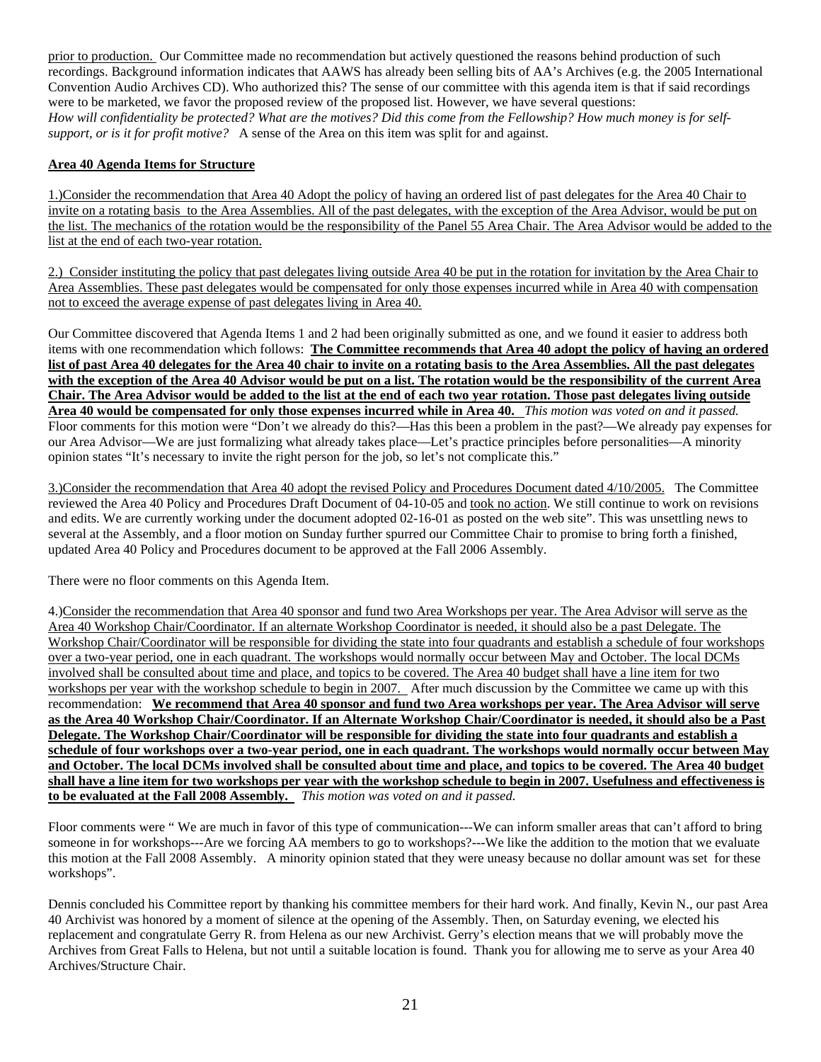prior to production. Our Committee made no recommendation but actively questioned the reasons behind production of such recordings. Background information indicates that AAWS has already been selling bits of AA's Archives (e.g. the 2005 International Convention Audio Archives CD). Who authorized this? The sense of our committee with this agenda item is that if said recordings were to be marketed, we favor the proposed review of the proposed list. However, we have several questions: *How will confidentiality be protected? What are the motives? Did this come from the Fellowship? How much money is for self-support, or is it for profit motive?* A sense of the Area on this item was split for and against.

**Area 40 Agenda Items for Structure**

1.)Consider the recommendation that Area 40 Adopt the policy of having an ordered list of past delegates for the Area 40 Chair to invite on a rotating basis to the Area Assemblies. All of the past delegates, with the exception of the Area Advisor, would be put on the list. The mechanics of the rotation would be the responsibility of the Panel 55 Area Chair. The Area Advisor would be added to the list at the end of each two-year rotation.

2.) Consider instituting the policy that past delegates living outside Area 40 be put in the rotation for invitation by the Area Chair to Area Assemblies. These past delegates would be compensated for only those expenses incurred while in Area 40 with compensation not to exceed the average expense of past delegates living in Area 40.

Our Committee discovered that Agenda Items 1 and 2 had been originally submitted as one, and we found it easier to address both items with one recommendation which follows: **The Committee recommends that Area 40 adopt the policy of having an ordered list of past Area 40 delegates for the Area 40 chair to invite on a rotating basis to the Area Assemblies. All the past delegates with the exception of the Area 40 Advisor would be put on a list. The rotation would be the responsibility of the current Area Chair. The Area Advisor would be added to the list at the end of each two year rotation. Those past delegates living outside Area 40 would be compensated for only those expenses incurred while in Area 40.** *This motion was voted on and it passed.* Floor comments for this motion were "Don't we already do this?—Has this been a problem in the past?—We already pay expenses for our Area Advisor—We are just formalizing what already takes place—Let's practice principles before personalities—A minority opinion states "It's necessary to invite the right person for the job, so let's not complicate this."

3.)Consider the recommendation that Area 40 adopt the revised Policy and Procedures Document dated 4/10/2005. The Committee reviewed the Area 40 Policy and Procedures Draft Document of 04-10-05 and took no action. We still continue to work on revisions and edits. We are currently working under the document adopted 02-16-01 as posted on the web site". This was unsettling news to several at the Assembly, and a floor motion on Sunday further spurred our Committee Chair to promise to bring forth a finished, updated Area 40 Policy and Procedures document to be approved at the Fall 2006 Assembly.

There were no floor comments on this Agenda Item.

4.)Consider the recommendation that Area 40 sponsor and fund two Area Workshops per year. The Area Advisor will serve as the Area 40 Workshop Chair/Coordinator. If an alternate Workshop Coordinator is needed, it should also be a past Delegate. The Workshop Chair/Coordinator will be responsible for dividing the state into four quadrants and establish a schedule of four workshops over a two-year period, one in each quadrant. The workshops would normally occur between May and October. The local DCMs involved shall be consulted about time and place, and topics to be covered. The Area 40 budget shall have a line item for two workshops per year with the workshop schedule to begin in 2007. After much discussion by the Committee we came up with this recommendation: **We recommend that Area 40 sponsor and fund two Area workshops per year. The Area Advisor will serve as the Area 40 Workshop Chair/Coordinator. If an Alternate Workshop Chair/Coordinator is needed, it should also be a Past Delegate. The Workshop Chair/Coordinator will be responsible for dividing the state into four quadrants and establish a schedule of four workshops over a two-year period, one in each quadrant. The workshops would normally occur between May and October. The local DCMs involved shall be consulted about time and place, and topics to be covered. The Area 40 budget shall have a line item for two workshops per year with the workshop schedule to begin in 2007. Usefulness and effectiveness is to be evaluated at the Fall 2008 Assembly.** *This motion was voted on and it passed.*

Floor comments were " We are much in favor of this type of communication---We can inform smaller areas that can't afford to bring someone in for workshops---Are we forcing AA members to go to workshops?---We like the addition to the motion that we evaluate this motion at the Fall 2008 Assembly. A minority opinion stated that they were uneasy because no dollar amount was set for these workshops".

Dennis concluded his Committee report by thanking his committee members for their hard work. And finally, Kevin N., our past Area 40 Archivist was honored by a moment of silence at the opening of the Assembly. Then, on Saturday evening, we elected his replacement and congratulate Gerry R. from Helena as our new Archivist. Gerry's election means that we will probably move the Archives from Great Falls to Helena, but not until a suitable location is found. Thank you for allowing me to serve as your Area 40 Archives/Structure Chair.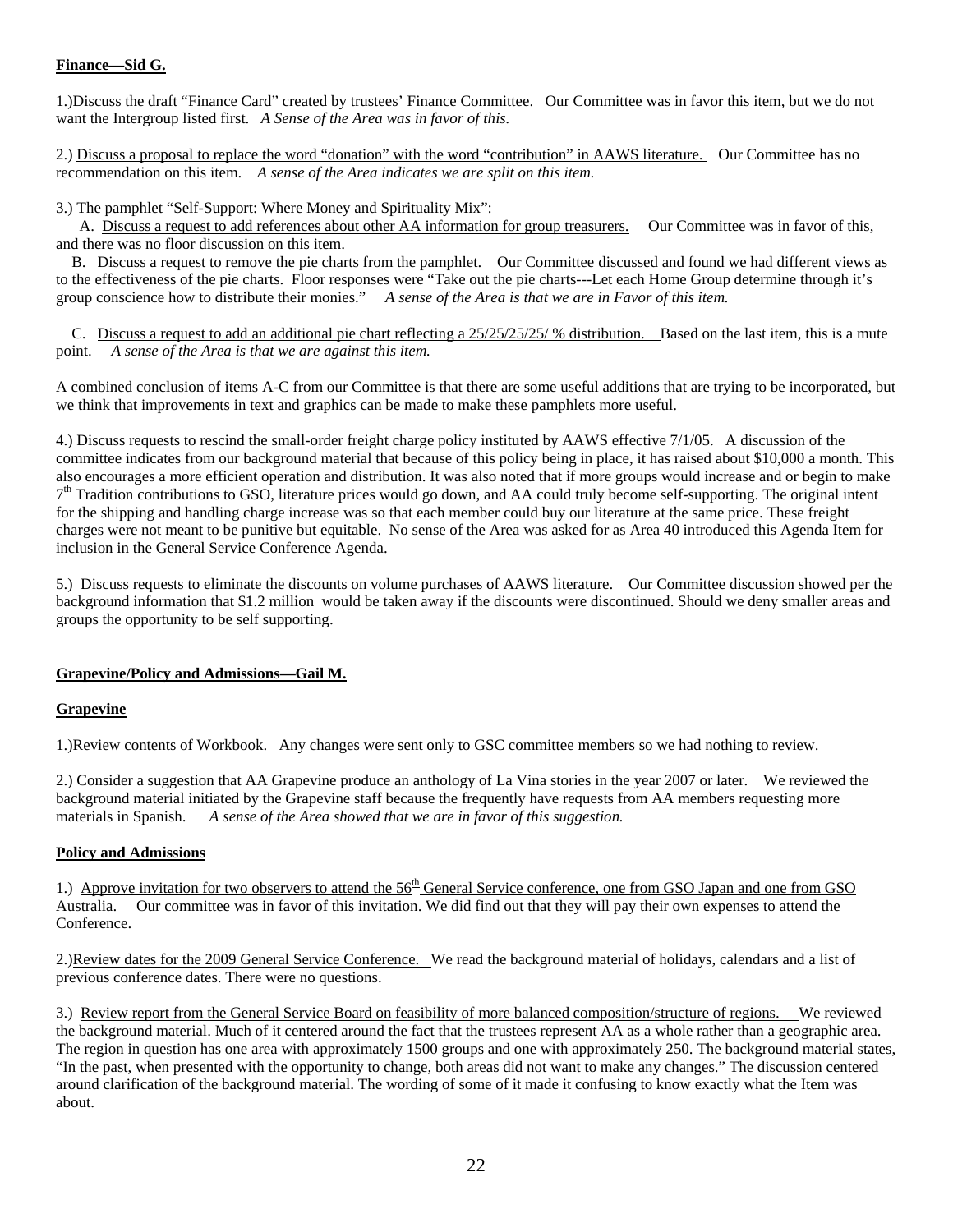**Finance—Sid G.**

1.)Discuss the draft "Finance Card" created by trustees' Finance Committee. Our Committee was in favor this item, but we do not want the Intergroup listed first. *A Sense of the Area was in favor of this.*

2.) Discuss a proposal to replace the word "donation" with the word "contribution" in AAWS literature. Our Committee has no recommendation on this item. *A sense of the Area indicates we are split on this item.*

3.) The pamphlet "Self-Support: Where Money and Spirituality Mix":

A. Discuss a request to add references about other AA information for group treasurers. Our Committee was in favor of this, and there was no floor discussion on this item.

B. Discuss a request to remove the pie charts from the pamphlet. Our Committee discussed and found we had different views as to the effectiveness of the pie charts. Floor responses were "Take out the pie charts---Let each Home Group determine through it's group conscience how to distribute their monies." *A sense of the Area is that we are in Favor of this item.*

C. Discuss a request to add an additional pie chart reflecting a 25/25/25/25/ % distribution. Based on the last item, this is a mute point. *A sense of the Area is that we are against this item.*

A combined conclusion of items A-C from our Committee is that there are some useful additions that are trying to be incorporated, but we think that improvements in text and graphics can be made to make these pamphlets more useful.

4.) Discuss requests to rescind the small-order freight charge policy instituted by AAWS effective 7/1/05. A discussion of the committee indicates from our background material that because of this policy being in place, it has raised about $10,000 a month. This also encourages a more efficient operation and distribution. It was also noted that if more groups would increase and or begin to make 7th Tradition contributions to GSO, literature prices would go down, and AA could truly become self-supporting. The original intent for the shipping and handling charge increase was so that each member could buy our literature at the same price. These freight charges were not meant to be punitive but equitable. No sense of the Area was asked for as Area 40 introduced this Agenda Item for inclusion in the General Service Conference Agenda.

5.) Discuss requests to eliminate the discounts on volume purchases of AAWS literature. Our Committee discussion showed per the background information that $1.2 million would be taken away if the discounts were discontinued. Should we deny smaller areas and groups the opportunity to be self supporting.

**Grapevine/Policy and Admissions—Gail M.**

**Grapevine**

1.)Review contents of Workbook. Any changes were sent only to GSC committee members so we had nothing to review.

2.) Consider a suggestion that AA Grapevine produce an anthology of La Vina stories in the year 2007 or later. We reviewed the background material initiated by the Grapevine staff because the frequently have requests from AA members requesting more materials in Spanish. *A sense of the Area showed that we are in favor of this suggestion.*

**Policy and Admissions**

1.) Approve invitation for two observers to attend the 56th General Service conference, one from GSO Japan and one from GSO Australia. Our committee was in favor of this invitation. We did find out that they will pay their own expenses to attend the Conference.

2.)Review dates for the 2009 General Service Conference. We read the background material of holidays, calendars and a list of previous conference dates. There were no questions.

3.) Review report from the General Service Board on feasibility of more balanced composition/structure of regions. We reviewed the background material. Much of it centered around the fact that the trustees represent AA as a whole rather than a geographic area. The region in question has one area with approximately 1500 groups and one with approximately 250. The background material states, "In the past, when presented with the opportunity to change, both areas did not want to make any changes." The discussion centered around clarification of the background material. The wording of some of it made it confusing to know exactly what the Item was about.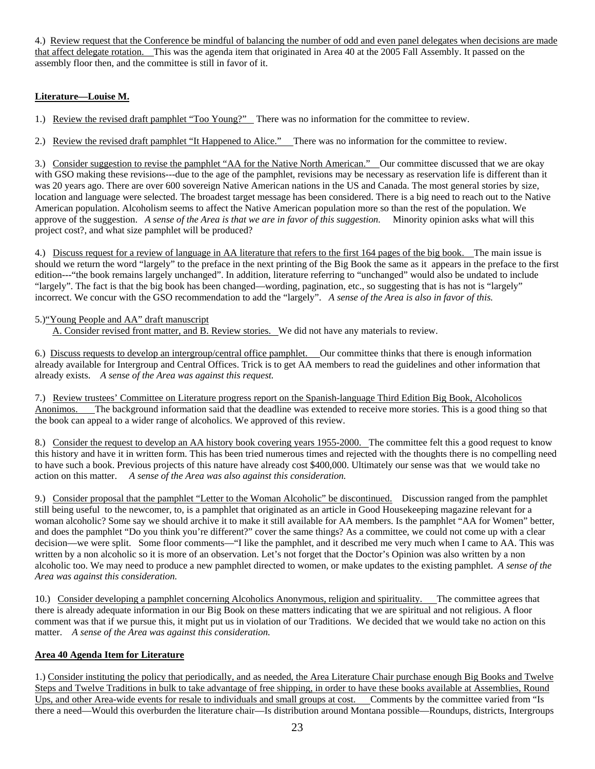4.) <u>Review request that the Conference be mindful of balancing the number of odd and even panel delegates when decisions are made that affect delegate rotation.</u> This was the agenda item that originated in Area 40 at the 2005 Fall Assembly. It passed on the assembly floor then, and the committee is still in favor of it.

**<u>Literature—Louise M.</u>**

1.) <u>Review the revised draft pamphlet "Too Young?"</u> There was no information for the committee to review.

2.) <u>Review the revised draft pamphlet "It Happened to Alice."</u> There was no information for the committee to review.

3.) <u>Consider suggestion to revise the pamphlet "AA for the Native North American."</u> Our committee discussed that we are okay with GSO making these revisions---due to the age of the pamphlet, revisions may be necessary as reservation life is different than it was 20 years ago. There are over 600 sovereign Native American nations in the US and Canada. The most general stories by size, location and language were selected. The broadest target message has been considered. There is a big need to reach out to the Native American population. Alcoholism seems to affect the Native American population more so than the rest of the population. We approve of the suggestion. *A sense of the Area is that we are in favor of this suggestion.* Minority opinion asks what will this project cost?, and what size pamphlet will be produced?

4.) <u>Discuss request for a review of language in AA literature that refers to the first 164 pages of the big book.</u> The main issue is should we return the word "largely" to the preface in the next printing of the Big Book the same as it appears in the preface to the first edition---"the book remains largely unchanged". In addition, literature referring to "unchanged" would also be undated to include "largely". The fact is that the big book has been changed—wording, pagination, etc., so suggesting that is has not is "largely" incorrect. We concur with the GSO recommendation to add the "largely". *A sense of the Area is also in favor of this.*

5.)<u>"Young People and AA" draft manuscript</u>
<u>A. Consider revised front matter, and B. Review stories.</u> We did not have any materials to review.

6.) <u>Discuss requests to develop an intergroup/central office pamphlet.</u> Our committee thinks that there is enough information already available for Intergroup and Central Offices. Trick is to get AA members to read the guidelines and other information that already exists. *A sense of the Area was against this request.*

7.) <u>Review trustees' Committee on Literature progress report on the Spanish-language Third Edition Big Book, Alcoholicos Anonimos.</u> The background information said that the deadline was extended to receive more stories. This is a good thing so that the book can appeal to a wider range of alcoholics. We approved of this review.

8.) <u>Consider the request to develop an AA history book covering years 1955-2000.</u> The committee felt this a good request to know this history and have it in written form. This has been tried numerous times and rejected with the thoughts there is no compelling need to have such a book. Previous projects of this nature have already cost $400,000. Ultimately our sense was that we would take no action on this matter. *A sense of the Area was also against this consideration.*

9.) <u>Consider proposal that the pamphlet "Letter to the Woman Alcoholic" be discontinued.</u> Discussion ranged from the pamphlet still being useful to the newcomer, to, is a pamphlet that originated as an article in Good Housekeeping magazine relevant for a woman alcoholic? Some say we should archive it to make it still available for AA members. Is the pamphlet "AA for Women" better, and does the pamphlet "Do you think you're different?" cover the same things? As a committee, we could not come up with a clear decision—we were split. Some floor comments—"I like the pamphlet, and it described me very much when I came to AA. This was written by a non alcoholic so it is more of an observation. Let's not forget that the Doctor's Opinion was also written by a non alcoholic too. We may need to produce a new pamphlet directed to women, or make updates to the existing pamphlet. *A sense of the Area was against this consideration.*

10.) <u>Consider developing a pamphlet concerning Alcoholics Anonymous, religion and spirituality.</u> The committee agrees that there is already adequate information in our Big Book on these matters indicating that we are spiritual and not religious. A floor comment was that if we pursue this, it might put us in violation of our Traditions. We decided that we would take no action on this matter. *A sense of the Area was against this consideration.*

**<u>Area 40 Agenda Item for Literature</u>**

1.) <u>Consider instituting the policy that periodically, and as needed, the Area Literature Chair purchase enough Big Books and Twelve Steps and Twelve Traditions in bulk to take advantage of free shipping, in order to have these books available at Assemblies, Round Ups, and other Area-wide events for resale to individuals and small groups at cost.</u> Comments by the committee varied from "Is there a need—Would this overburden the literature chair—Is distribution around Montana possible—Roundups, districts, Intergroups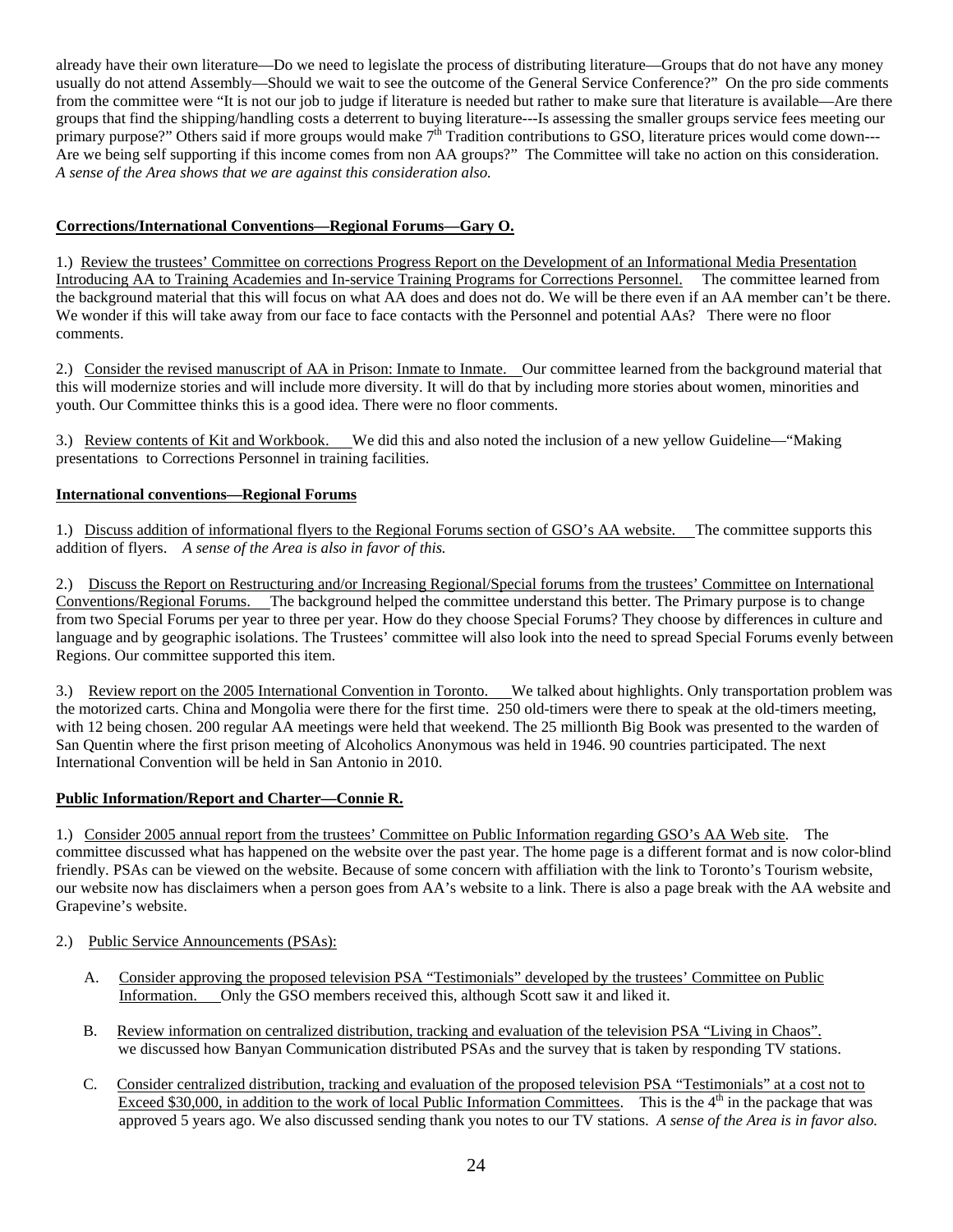already have their own literature—Do we need to legislate the process of distributing literature—Groups that do not have any money usually do not attend Assembly—Should we wait to see the outcome of the General Service Conference?" On the pro side comments from the committee were "It is not our job to judge if literature is needed but rather to make sure that literature is available—Are there groups that find the shipping/handling costs a deterrent to buying literature---Is assessing the smaller groups service fees meeting our primary purpose?" Others said if more groups would make 7th Tradition contributions to GSO, literature prices would come down---Are we being self supporting if this income comes from non AA groups?" The Committee will take no action on this consideration. *A sense of the Area shows that we are against this consideration also.*

**Corrections/International Conventions—Regional Forums—Gary O.**

1.) Review the trustees' Committee on corrections Progress Report on the Development of an Informational Media Presentation Introducing AA to Training Academies and In-service Training Programs for Corrections Personnel. The committee learned from the background material that this will focus on what AA does and does not do. We will be there even if an AA member can't be there. We wonder if this will take away from our face to face contacts with the Personnel and potential AAs? There were no floor comments.

2.) Consider the revised manuscript of AA in Prison: Inmate to Inmate. Our committee learned from the background material that this will modernize stories and will include more diversity. It will do that by including more stories about women, minorities and youth. Our Committee thinks this is a good idea. There were no floor comments.

3.) Review contents of Kit and Workbook. We did this and also noted the inclusion of a new yellow Guideline—"Making presentations to Corrections Personnel in training facilities.

**International conventions—Regional Forums**

1.) Discuss addition of informational flyers to the Regional Forums section of GSO's AA website. The committee supports this addition of flyers. *A sense of the Area is also in favor of this.*

2.) Discuss the Report on Restructuring and/or Increasing Regional/Special forums from the trustees' Committee on International Conventions/Regional Forums. The background helped the committee understand this better. The Primary purpose is to change from two Special Forums per year to three per year. How do they choose Special Forums? They choose by differences in culture and language and by geographic isolations. The Trustees' committee will also look into the need to spread Special Forums evenly between Regions. Our committee supported this item.

3.) Review report on the 2005 International Convention in Toronto. We talked about highlights. Only transportation problem was the motorized carts. China and Mongolia were there for the first time. 250 old-timers were there to speak at the old-timers meeting, with 12 being chosen. 200 regular AA meetings were held that weekend. The 25 millionth Big Book was presented to the warden of San Quentin where the first prison meeting of Alcoholics Anonymous was held in 1946. 90 countries participated. The next International Convention will be held in San Antonio in 2010.

**Public Information/Report and Charter—Connie R.**

1.) Consider 2005 annual report from the trustees' Committee on Public Information regarding GSO's AA Web site. The committee discussed what has happened on the website over the past year. The home page is a different format and is now color-blind friendly. PSAs can be viewed on the website. Because of some concern with affiliation with the link to Toronto's Tourism website, our website now has disclaimers when a person goes from AA's website to a link. There is also a page break with the AA website and Grapevine's website.

2.) Public Service Announcements (PSAs):

A. Consider approving the proposed television PSA "Testimonials" developed by the trustees' Committee on Public Information. Only the GSO members received this, although Scott saw it and liked it.

B. Review information on centralized distribution, tracking and evaluation of the television PSA "Living in Chaos". we discussed how Banyan Communication distributed PSAs and the survey that is taken by responding TV stations.

C. Consider centralized distribution, tracking and evaluation of the proposed television PSA "Testimonials" at a cost not to Exceed $30,000, in addition to the work of local Public Information Committees. This is the 4th in the package that was approved 5 years ago. We also discussed sending thank you notes to our TV stations. *A sense of the Area is in favor also.*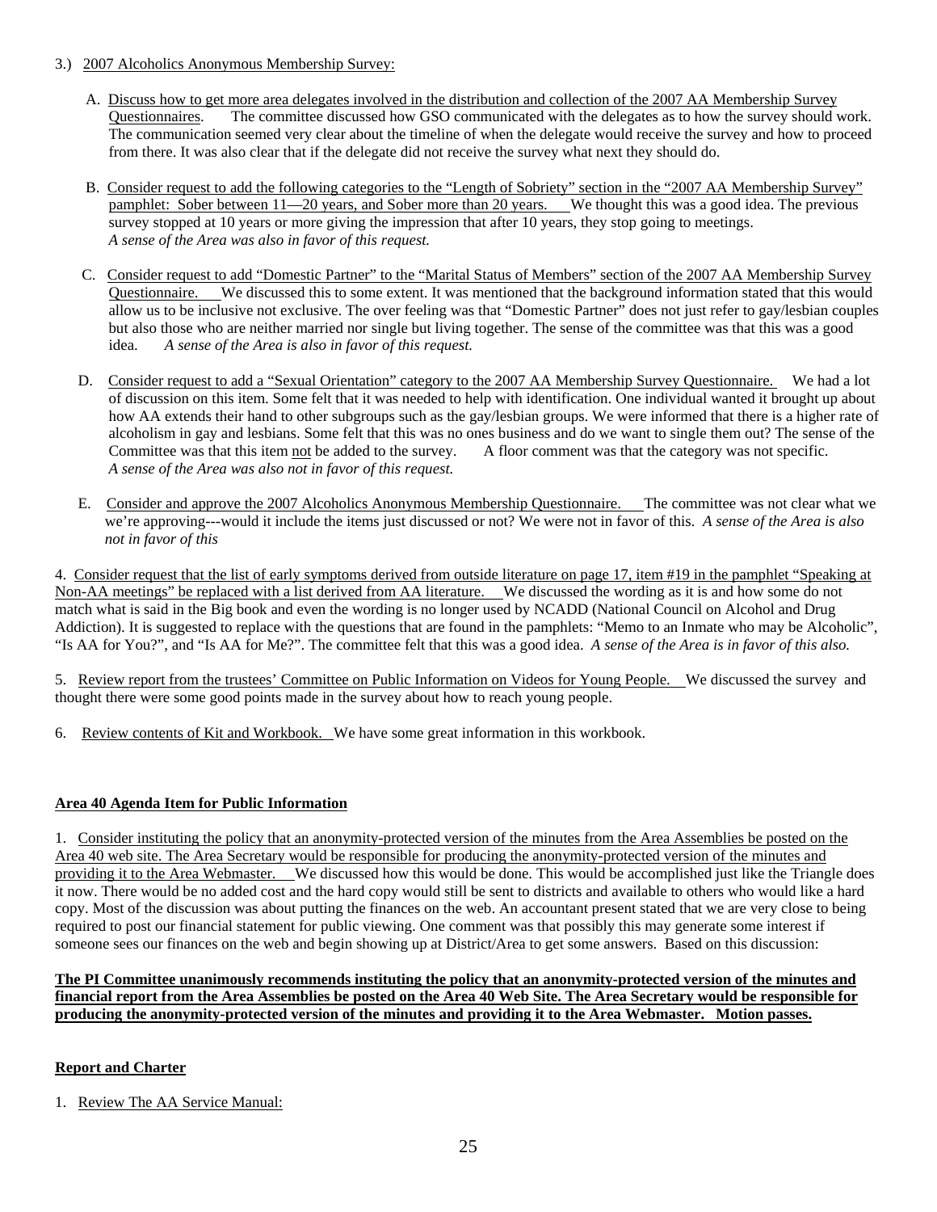3.) <u>2007 Alcoholics Anonymous Membership Survey:</u>

A. <u>Discuss how to get more area delegates involved in the distribution and collection of the 2007 AA Membership Survey Questionnaires</u>. The committee discussed how GSO communicated with the delegates as to how the survey should work. The communication seemed very clear about the timeline of when the delegate would receive the survey and how to proceed from there. It was also clear that if the delegate did not receive the survey what next they should do.

B. <u>Consider request to add the following categories to the "Length of Sobriety" section in the "2007 AA Membership Survey" pamphlet: Sober between 11—20 years, and Sober more than 20 years.</u> We thought this was a good idea. The previous survey stopped at 10 years or more giving the impression that after 10 years, they stop going to meetings. *A sense of the Area was also in favor of this request.*

C. <u>Consider request to add "Domestic Partner" to the "Marital Status of Members" section of the 2007 AA Membership Survey Questionnaire.</u> We discussed this to some extent. It was mentioned that the background information stated that this would allow us to be inclusive not exclusive. The over feeling was that "Domestic Partner" does not just refer to gay/lesbian couples but also those who are neither married nor single but living together. The sense of the committee was that this was a good idea. *A sense of the Area is also in favor of this request.*

D. <u>Consider request to add a "Sexual Orientation" category to the 2007 AA Membership Survey Questionnaire.</u> We had a lot of discussion on this item. Some felt that it was needed to help with identification. One individual wanted it brought up about how AA extends their hand to other subgroups such as the gay/lesbian groups. We were informed that there is a higher rate of alcoholism in gay and lesbians. Some felt that this was no ones business and do we want to single them out? The sense of the Committee was that this item <u>not</u> be added to the survey. A floor comment was that the category was not specific. *A sense of the Area was also not in favor of this request.*

E. <u>Consider and approve the 2007 Alcoholics Anonymous Membership Questionnaire.</u> The committee was not clear what we we're approving---would it include the items just discussed or not? We were not in favor of this. *A sense of the Area is also not in favor of this*

4. <u>Consider request that the list of early symptoms derived from outside literature on page 17, item #19 in the pamphlet "Speaking at Non-AA meetings" be replaced with a list derived from AA literature.</u> We discussed the wording as it is and how some do not match what is said in the Big book and even the wording is no longer used by NCADD (National Council on Alcohol and Drug Addiction). It is suggested to replace with the questions that are found in the pamphlets: "Memo to an Inmate who may be Alcoholic", "Is AA for You?", and "Is AA for Me?". The committee felt that this was a good idea. *A sense of the Area is in favor of this also.*

5. <u>Review report from the trustees' Committee on Public Information on Videos for Young People.</u> We discussed the survey and thought there were some good points made in the survey about how to reach young people.

6. <u>Review contents of Kit and Workbook.</u> We have some great information in this workbook.

**<u>Area 40 Agenda Item for Public Information</u>**

1. <u>Consider instituting the policy that an anonymity-protected version of the minutes from the Area Assemblies be posted on the Area 40 web site. The Area Secretary would be responsible for producing the anonymity-protected version of the minutes and providing it to the Area Webmaster.</u> We discussed how this would be done. This would be accomplished just like the Triangle does it now. There would be no added cost and the hard copy would still be sent to districts and available to others who would like a hard copy. Most of the discussion was about putting the finances on the web. An accountant present stated that we are very close to being required to post our financial statement for public viewing. One comment was that possibly this may generate some interest if someone sees our finances on the web and begin showing up at District/Area to get some answers. Based on this discussion:

**<u>The PI Committee unanimously recommends instituting the policy that an anonymity-protected version of the minutes and financial report from the Area Assemblies be posted on the Area 40 Web Site. The Area Secretary would be responsible for producing the anonymity-protected version of the minutes and providing it to the Area Webmaster. Motion passes.</u>**

**<u>Report and Charter</u>**

1. <u>Review The AA Service Manual:</u>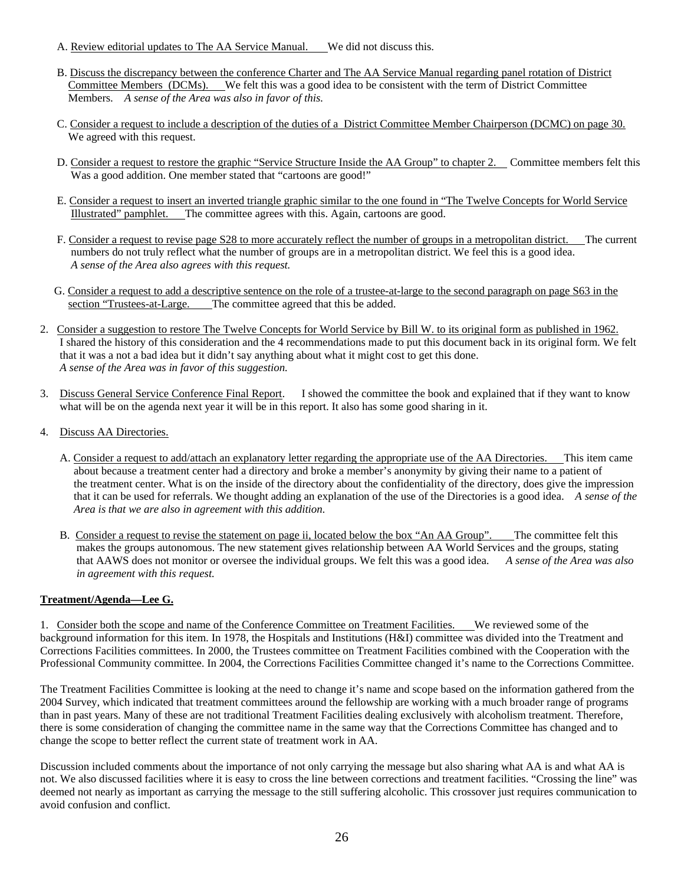A. Review editorial updates to The AA Service Manual. We did not discuss this.

B. Discuss the discrepancy between the conference Charter and The AA Service Manual regarding panel rotation of District Committee Members (DCMs). We felt this was a good idea to be consistent with the term of District Committee Members. *A sense of the Area was also in favor of this.*

C. Consider a request to include a description of the duties of a District Committee Member Chairperson (DCMC) on page 30. We agreed with this request.

D. Consider a request to restore the graphic "Service Structure Inside the AA Group" to chapter 2. Committee members felt this Was a good addition. One member stated that "cartoons are good!"

E. Consider a request to insert an inverted triangle graphic similar to the one found in "The Twelve Concepts for World Service Illustrated" pamphlet. The committee agrees with this. Again, cartoons are good.

F. Consider a request to revise page S28 to more accurately reflect the number of groups in a metropolitan district. The current numbers do not truly reflect what the number of groups are in a metropolitan district. We feel this is a good idea. *A sense of the Area also agrees with this request.*

G. Consider a request to add a descriptive sentence on the role of a trustee-at-large to the second paragraph on page S63 in the section "Trustees-at-Large. The committee agreed that this be added.

2. Consider a suggestion to restore The Twelve Concepts for World Service by Bill W. to its original form as published in 1962. I shared the history of this consideration and the 4 recommendations made to put this document back in its original form. We felt that it was a not a bad idea but it didn't say anything about what it might cost to get this done. *A sense of the Area was in favor of this suggestion.*

3. Discuss General Service Conference Final Report. I showed the committee the book and explained that if they want to know what will be on the agenda next year it will be in this report. It also has some good sharing in it.

4. Discuss AA Directories.

A. Consider a request to add/attach an explanatory letter regarding the appropriate use of the AA Directories. This item came about because a treatment center had a directory and broke a member's anonymity by giving their name to a patient of the treatment center. What is on the inside of the directory about the confidentiality of the directory, does give the impression that it can be used for referrals. We thought adding an explanation of the use of the Directories is a good idea. *A sense of the Area is that we are also in agreement with this addition.*

B. Consider a request to revise the statement on page ii, located below the box "An AA Group". The committee felt this makes the groups autonomous. The new statement gives relationship between AA World Services and the groups, stating that AAWS does not monitor or oversee the individual groups. We felt this was a good idea. *A sense of the Area was also in agreement with this request.*

**Treatment/Agenda—Lee G.**

1. Consider both the scope and name of the Conference Committee on Treatment Facilities. We reviewed some of the background information for this item. In 1978, the Hospitals and Institutions (H&I) committee was divided into the Treatment and Corrections Facilities committees. In 2000, the Trustees committee on Treatment Facilities combined with the Cooperation with the Professional Community committee. In 2004, the Corrections Facilities Committee changed it's name to the Corrections Committee.

The Treatment Facilities Committee is looking at the need to change it's name and scope based on the information gathered from the 2004 Survey, which indicated that treatment committees around the fellowship are working with a much broader range of programs than in past years. Many of these are not traditional Treatment Facilities dealing exclusively with alcoholism treatment. Therefore, there is some consideration of changing the committee name in the same way that the Corrections Committee has changed and to change the scope to better reflect the current state of treatment work in AA.

Discussion included comments about the importance of not only carrying the message but also sharing what AA is and what AA is not. We also discussed facilities where it is easy to cross the line between corrections and treatment facilities. "Crossing the line" was deemed not nearly as important as carrying the message to the still suffering alcoholic. This crossover just requires communication to avoid confusion and conflict.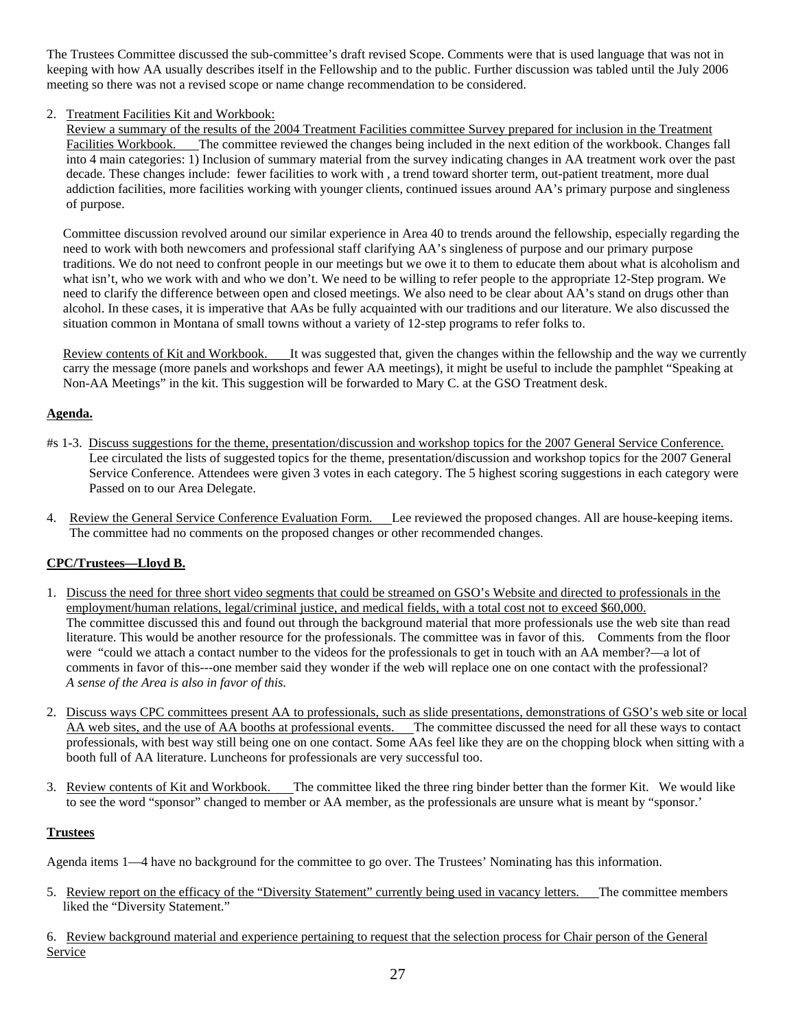The Trustees Committee discussed the sub-committee's draft revised Scope. Comments were that is used language that was not in keeping with how AA usually describes itself in the Fellowship and to the public. Further discussion was tabled until the July 2006 meeting so there was not a revised scope or name change recommendation to be considered.

2. Treatment Facilities Kit and Workbook:
   Review a summary of the results of the 2004 Treatment Facilities committee Survey prepared for inclusion in the Treatment Facilities Workbook. The committee reviewed the changes being included in the next edition of the workbook. Changes fall into 4 main categories: 1) Inclusion of summary material from the survey indicating changes in AA treatment work over the past decade. These changes include: fewer facilities to work with , a trend toward shorter term, out-patient treatment, more dual addiction facilities, more facilities working with younger clients, continued issues around AA's primary purpose and singleness of purpose.

   Committee discussion revolved around our similar experience in Area 40 to trends around the fellowship, especially regarding the need to work with both newcomers and professional staff clarifying AA's singleness of purpose and our primary purpose traditions. We do not need to confront people in our meetings but we owe it to them to educate them about what is alcoholism and what isn't, who we work with and who we don't. We need to be willing to refer people to the appropriate 12-Step program. We need to clarify the difference between open and closed meetings. We also need to be clear about AA's stand on drugs other than alcohol. In these cases, it is imperative that AAs be fully acquainted with our traditions and our literature. We also discussed the situation common in Montana of small towns without a variety of 12-step programs to refer folks to.

   Review contents of Kit and Workbook. It was suggested that, given the changes within the fellowship and the way we currently carry the message (more panels and workshops and fewer AA meetings), it might be useful to include the pamphlet "Speaking at Non-AA Meetings" in the kit. This suggestion will be forwarded to Mary C. at the GSO Treatment desk.

**Agenda.**

#s 1-3. Discuss suggestions for the theme, presentation/discussion and workshop topics for the 2007 General Service Conference. Lee circulated the lists of suggested topics for the theme, presentation/discussion and workshop topics for the 2007 General Service Conference. Attendees were given 3 votes in each category. The 5 highest scoring suggestions in each category were Passed on to our Area Delegate.

4. Review the General Service Conference Evaluation Form. Lee reviewed the proposed changes. All are house-keeping items. The committee had no comments on the proposed changes or other recommended changes.

**CPC/Trustees—Lloyd B.**

1. Discuss the need for three short video segments that could be streamed on GSO's Website and directed to professionals in the employment/human relations, legal/criminal justice, and medical fields, with a total cost not to exceed $60,000.
   The committee discussed this and found out through the background material that more professionals use the web site than read literature. This would be another resource for the professionals. The committee was in favor of this. Comments from the floor were "could we attach a contact number to the videos for the professionals to get in touch with an AA member?—a lot of comments in favor of this---one member said they wonder if the web will replace one on one contact with the professional?
   *A sense of the Area is also in favor of this.*

2. Discuss ways CPC committees present AA to professionals, such as slide presentations, demonstrations of GSO's web site or local AA web sites, and the use of AA booths at professional events. The committee discussed the need for all these ways to contact professionals, with best way still being one on one contact. Some AAs feel like they are on the chopping block when sitting with a booth full of AA literature. Luncheons for professionals are very successful too.

3. Review contents of Kit and Workbook. The committee liked the three ring binder better than the former Kit. We would like to see the word "sponsor" changed to member or AA member, as the professionals are unsure what is meant by "sponsor.'

**Trustees**

Agenda items 1—4 have no background for the committee to go over. The Trustees' Nominating has this information.

5. Review report on the efficacy of the "Diversity Statement" currently being used in vacancy letters. The committee members liked the "Diversity Statement."

6. Review background material and experience pertaining to request that the selection process for Chair person of the General Service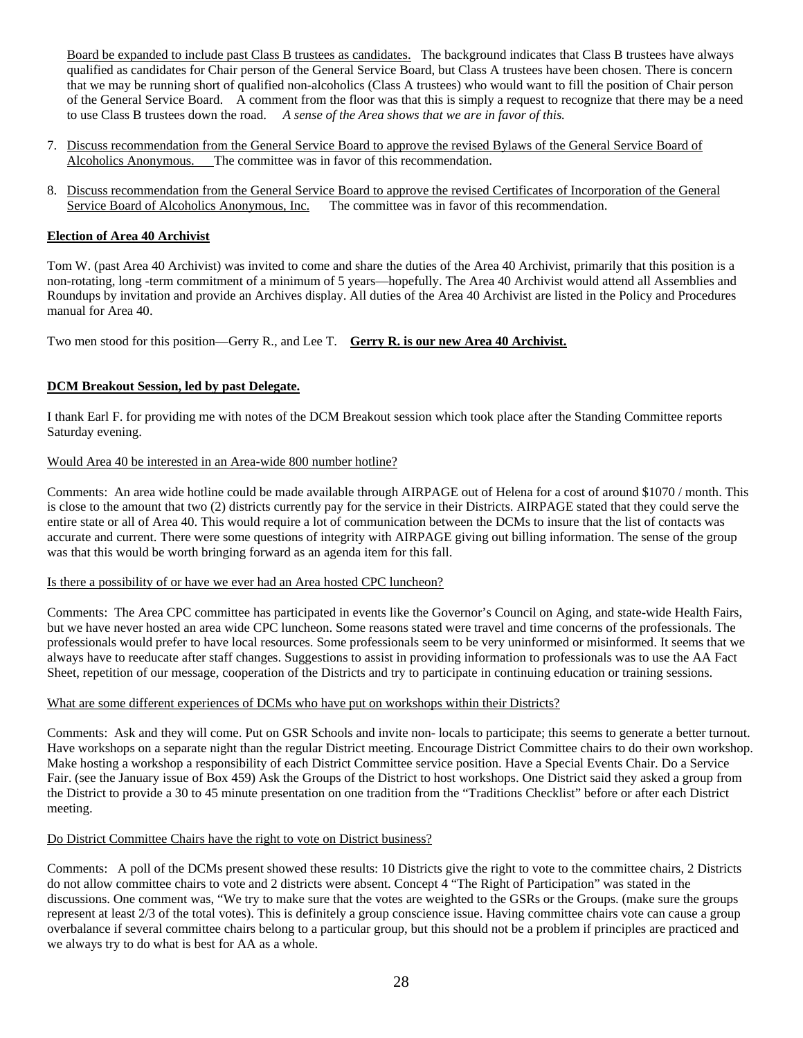Board be expanded to include past Class B trustees as candidates. The background indicates that Class B trustees have always qualified as candidates for Chair person of the General Service Board, but Class A trustees have been chosen. There is concern that we may be running short of qualified non-alcoholics (Class A trustees) who would want to fill the position of Chair person of the General Service Board. A comment from the floor was that this is simply a request to recognize that there may be a need to use Class B trustees down the road. *A sense of the Area shows that we are in favor of this.*

7. Discuss recommendation from the General Service Board to approve the revised Bylaws of the General Service Board of Alcoholics Anonymous. The committee was in favor of this recommendation.

8. Discuss recommendation from the General Service Board to approve the revised Certificates of Incorporation of the General Service Board of Alcoholics Anonymous, Inc. The committee was in favor of this recommendation.

**Election of Area 40 Archivist**

Tom W. (past Area 40 Archivist) was invited to come and share the duties of the Area 40 Archivist, primarily that this position is a non-rotating, long -term commitment of a minimum of 5 years—hopefully. The Area 40 Archivist would attend all Assemblies and Roundups by invitation and provide an Archives display. All duties of the Area 40 Archivist are listed in the Policy and Procedures manual for Area 40.

Two men stood for this position—Gerry R., and Lee T. **Gerry R. is our new Area 40 Archivist.**

**DCM Breakout Session, led by past Delegate.**

I thank Earl F. for providing me with notes of the DCM Breakout session which took place after the Standing Committee reports Saturday evening.

Would Area 40 be interested in an Area-wide 800 number hotline?

Comments: An area wide hotline could be made available through AIRPAGE out of Helena for a cost of around $1070 / month. This is close to the amount that two (2) districts currently pay for the service in their Districts. AIRPAGE stated that they could serve the entire state or all of Area 40. This would require a lot of communication between the DCMs to insure that the list of contacts was accurate and current. There were some questions of integrity with AIRPAGE giving out billing information. The sense of the group was that this would be worth bringing forward as an agenda item for this fall.

Is there a possibility of or have we ever had an Area hosted CPC luncheon?

Comments: The Area CPC committee has participated in events like the Governor's Council on Aging, and state-wide Health Fairs, but we have never hosted an area wide CPC luncheon. Some reasons stated were travel and time concerns of the professionals. The professionals would prefer to have local resources. Some professionals seem to be very uninformed or misinformed. It seems that we always have to reeducate after staff changes. Suggestions to assist in providing information to professionals was to use the AA Fact Sheet, repetition of our message, cooperation of the Districts and try to participate in continuing education or training sessions.

What are some different experiences of DCMs who have put on workshops within their Districts?

Comments: Ask and they will come. Put on GSR Schools and invite non- locals to participate; this seems to generate a better turnout. Have workshops on a separate night than the regular District meeting. Encourage District Committee chairs to do their own workshop. Make hosting a workshop a responsibility of each District Committee service position. Have a Special Events Chair. Do a Service Fair. (see the January issue of Box 459) Ask the Groups of the District to host workshops. One District said they asked a group from the District to provide a 30 to 45 minute presentation on one tradition from the "Traditions Checklist" before or after each District meeting.

Do District Committee Chairs have the right to vote on District business?

Comments: A poll of the DCMs present showed these results: 10 Districts give the right to vote to the committee chairs, 2 Districts do not allow committee chairs to vote and 2 districts were absent. Concept 4 "The Right of Participation" was stated in the discussions. One comment was, "We try to make sure that the votes are weighted to the GSRs or the Groups. (make sure the groups represent at least 2/3 of the total votes). This is definitely a group conscience issue. Having committee chairs vote can cause a group overbalance if several committee chairs belong to a particular group, but this should not be a problem if principles are practiced and we always try to do what is best for AA as a whole.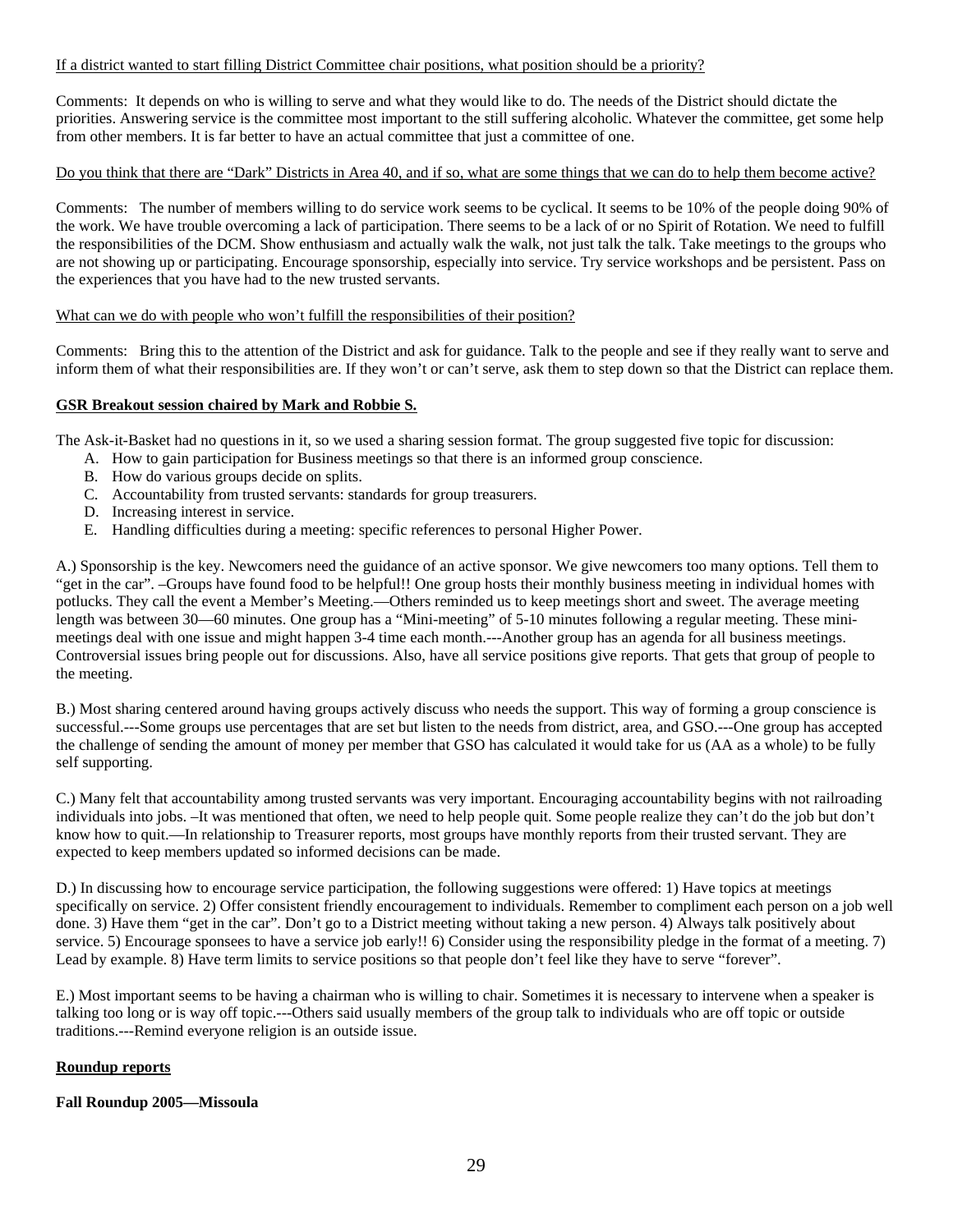<u>If a district wanted to start filling District Committee chair positions, what position should be a priority?</u>

Comments: It depends on who is willing to serve and what they would like to do. The needs of the District should dictate the priorities. Answering service is the committee most important to the still suffering alcoholic. Whatever the committee, get some help from other members. It is far better to have an actual committee that just a committee of one.

<u>Do you think that there are "Dark" Districts in Area 40, and if so, what are some things that we can do to help them become active?</u>

Comments: The number of members willing to do service work seems to be cyclical. It seems to be 10% of the people doing 90% of the work. We have trouble overcoming a lack of participation. There seems to be a lack of or no Spirit of Rotation. We need to fulfill the responsibilities of the DCM. Show enthusiasm and actually walk the walk, not just talk the talk. Take meetings to the groups who are not showing up or participating. Encourage sponsorship, especially into service. Try service workshops and be persistent. Pass on the experiences that you have had to the new trusted servants.

<u>What can we do with people who won't fulfill the responsibilities of their position?</u>

Comments: Bring this to the attention of the District and ask for guidance. Talk to the people and see if they really want to serve and inform them of what their responsibilities are. If they won't or can't serve, ask them to step down so that the District can replace them.

**<u>GSR Breakout session chaired by Mark and Robbie S.</u>**

The Ask-it-Basket had no questions in it, so we used a sharing session format. The group suggested five topic for discussion:

A. How to gain participation for Business meetings so that there is an informed group conscience.
B. How do various groups decide on splits.
C. Accountability from trusted servants: standards for group treasurers.
D. Increasing interest in service.
E. Handling difficulties during a meeting: specific references to personal Higher Power.

A.) Sponsorship is the key. Newcomers need the guidance of an active sponsor. We give newcomers too many options. Tell them to "get in the car". –Groups have found food to be helpful!! One group hosts their monthly business meeting in individual homes with potlucks. They call the event a Member's Meeting.—Others reminded us to keep meetings short and sweet. The average meeting length was between 30—60 minutes. One group has a "Mini-meeting" of 5-10 minutes following a regular meeting. These mini-meetings deal with one issue and might happen 3-4 time each month.---Another group has an agenda for all business meetings. Controversial issues bring people out for discussions. Also, have all service positions give reports. That gets that group of people to the meeting.

B.) Most sharing centered around having groups actively discuss who needs the support. This way of forming a group conscience is successful.---Some groups use percentages that are set but listen to the needs from district, area, and GSO.---One group has accepted the challenge of sending the amount of money per member that GSO has calculated it would take for us (AA as a whole) to be fully self supporting.

C.) Many felt that accountability among trusted servants was very important. Encouraging accountability begins with not railroading individuals into jobs. –It was mentioned that often, we need to help people quit. Some people realize they can't do the job but don't know how to quit.—In relationship to Treasurer reports, most groups have monthly reports from their trusted servant. They are expected to keep members updated so informed decisions can be made.

D.) In discussing how to encourage service participation, the following suggestions were offered: 1) Have topics at meetings specifically on service. 2) Offer consistent friendly encouragement to individuals. Remember to compliment each person on a job well done. 3) Have them "get in the car". Don't go to a District meeting without taking a new person. 4) Always talk positively about service. 5) Encourage sponsees to have a service job early!! 6) Consider using the responsibility pledge in the format of a meeting. 7) Lead by example. 8) Have term limits to service positions so that people don't feel like they have to serve "forever".

E.) Most important seems to be having a chairman who is willing to chair. Sometimes it is necessary to intervene when a speaker is talking too long or is way off topic.---Others said usually members of the group talk to individuals who are off topic or outside traditions.---Remind everyone religion is an outside issue.

**<u>Roundup reports</u>**

**Fall Roundup 2005—Missoula**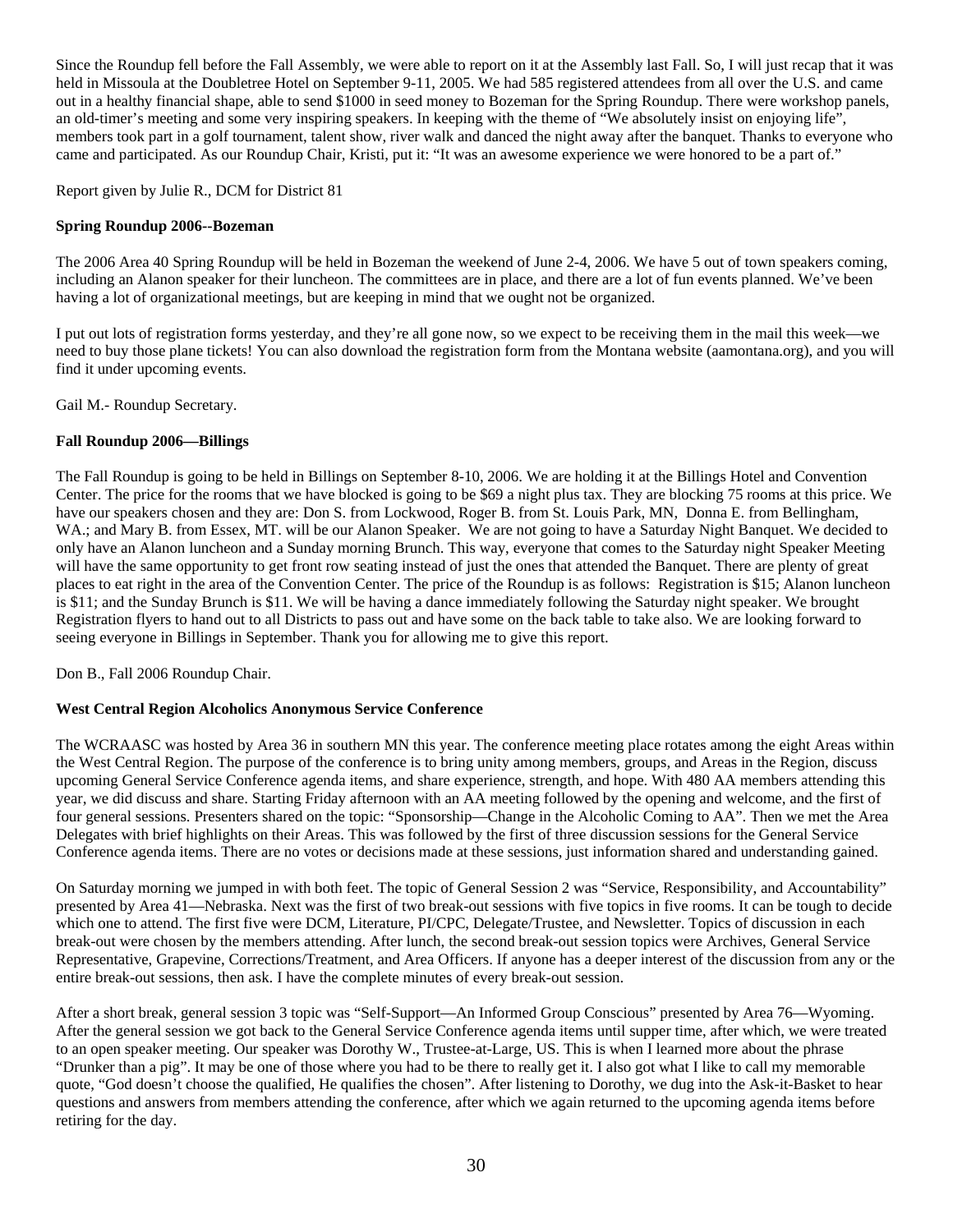Since the Roundup fell before the Fall Assembly, we were able to report on it at the Assembly last Fall. So, I will just recap that it was held in Missoula at the Doubletree Hotel on September 9-11, 2005. We had 585 registered attendees from all over the U.S. and came out in a healthy financial shape, able to send $1000 in seed money to Bozeman for the Spring Roundup. There were workshop panels, an old-timer's meeting and some very inspiring speakers. In keeping with the theme of "We absolutely insist on enjoying life", members took part in a golf tournament, talent show, river walk and danced the night away after the banquet. Thanks to everyone who came and participated. As our Roundup Chair, Kristi, put it: "It was an awesome experience we were honored to be a part of."

Report given by Julie R., DCM for District 81

**Spring Roundup 2006--Bozeman**

The 2006 Area 40 Spring Roundup will be held in Bozeman the weekend of June 2-4, 2006. We have 5 out of town speakers coming, including an Alanon speaker for their luncheon. The committees are in place, and there are a lot of fun events planned. We've been having a lot of organizational meetings, but are keeping in mind that we ought not be organized.

I put out lots of registration forms yesterday, and they're all gone now, so we expect to be receiving them in the mail this week—we need to buy those plane tickets! You can also download the registration form from the Montana website (aamontana.org), and you will find it under upcoming events.

Gail M.- Roundup Secretary.

**Fall Roundup 2006—Billings**

The Fall Roundup is going to be held in Billings on September 8-10, 2006. We are holding it at the Billings Hotel and Convention Center. The price for the rooms that we have blocked is going to be $69 a night plus tax. They are blocking 75 rooms at this price. We have our speakers chosen and they are: Don S. from Lockwood, Roger B. from St. Louis Park, MN, Donna E. from Bellingham, WA.; and Mary B. from Essex, MT. will be our Alanon Speaker. We are not going to have a Saturday Night Banquet. We decided to only have an Alanon luncheon and a Sunday morning Brunch. This way, everyone that comes to the Saturday night Speaker Meeting will have the same opportunity to get front row seating instead of just the ones that attended the Banquet. There are plenty of great places to eat right in the area of the Convention Center. The price of the Roundup is as follows: Registration is $15; Alanon luncheon is $11; and the Sunday Brunch is $11. We will be having a dance immediately following the Saturday night speaker. We brought Registration flyers to hand out to all Districts to pass out and have some on the back table to take also. We are looking forward to seeing everyone in Billings in September. Thank you for allowing me to give this report.

Don B., Fall 2006 Roundup Chair.

**West Central Region Alcoholics Anonymous Service Conference**

The WCRAASC was hosted by Area 36 in southern MN this year. The conference meeting place rotates among the eight Areas within the West Central Region. The purpose of the conference is to bring unity among members, groups, and Areas in the Region, discuss upcoming General Service Conference agenda items, and share experience, strength, and hope. With 480 AA members attending this year, we did discuss and share. Starting Friday afternoon with an AA meeting followed by the opening and welcome, and the first of four general sessions. Presenters shared on the topic: "Sponsorship—Change in the Alcoholic Coming to AA". Then we met the Area Delegates with brief highlights on their Areas. This was followed by the first of three discussion sessions for the General Service Conference agenda items. There are no votes or decisions made at these sessions, just information shared and understanding gained.

On Saturday morning we jumped in with both feet. The topic of General Session 2 was "Service, Responsibility, and Accountability" presented by Area 41—Nebraska. Next was the first of two break-out sessions with five topics in five rooms. It can be tough to decide which one to attend. The first five were DCM, Literature, PI/CPC, Delegate/Trustee, and Newsletter. Topics of discussion in each break-out were chosen by the members attending. After lunch, the second break-out session topics were Archives, General Service Representative, Grapevine, Corrections/Treatment, and Area Officers. If anyone has a deeper interest of the discussion from any or the entire break-out sessions, then ask. I have the complete minutes of every break-out session.

After a short break, general session 3 topic was "Self-Support—An Informed Group Conscious" presented by Area 76—Wyoming. After the general session we got back to the General Service Conference agenda items until supper time, after which, we were treated to an open speaker meeting. Our speaker was Dorothy W., Trustee-at-Large, US. This is when I learned more about the phrase "Drunker than a pig". It may be one of those where you had to be there to really get it. I also got what I like to call my memorable quote, "God doesn't choose the qualified, He qualifies the chosen". After listening to Dorothy, we dug into the Ask-it-Basket to hear questions and answers from members attending the conference, after which we again returned to the upcoming agenda items before retiring for the day.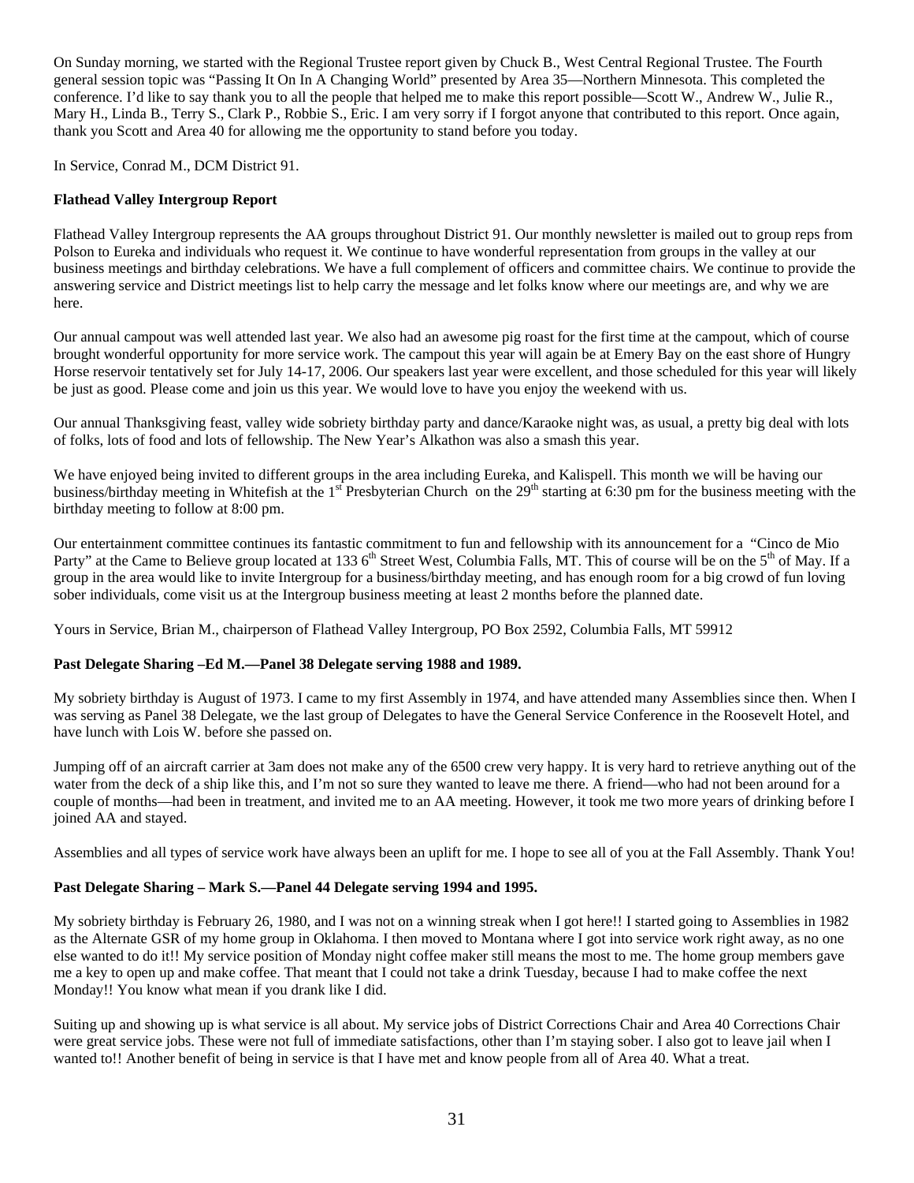On Sunday morning, we started with the Regional Trustee report given by Chuck B., West Central Regional Trustee. The Fourth general session topic was "Passing It On In A Changing World" presented by Area 35—Northern Minnesota. This completed the conference. I'd like to say thank you to all the people that helped me to make this report possible—Scott W., Andrew W., Julie R., Mary H., Linda B., Terry S., Clark P., Robbie S., Eric. I am very sorry if I forgot anyone that contributed to this report. Once again, thank you Scott and Area 40 for allowing me the opportunity to stand before you today.

In Service, Conrad M., DCM District 91.

**Flathead Valley Intergroup Report**

Flathead Valley Intergroup represents the AA groups throughout District 91. Our monthly newsletter is mailed out to group reps from Polson to Eureka and individuals who request it. We continue to have wonderful representation from groups in the valley at our business meetings and birthday celebrations. We have a full complement of officers and committee chairs. We continue to provide the answering service and District meetings list to help carry the message and let folks know where our meetings are, and why we are here.

Our annual campout was well attended last year. We also had an awesome pig roast for the first time at the campout, which of course brought wonderful opportunity for more service work. The campout this year will again be at Emery Bay on the east shore of Hungry Horse reservoir tentatively set for July 14-17, 2006. Our speakers last year were excellent, and those scheduled for this year will likely be just as good. Please come and join us this year. We would love to have you enjoy the weekend with us.

Our annual Thanksgiving feast, valley wide sobriety birthday party and dance/Karaoke night was, as usual, a pretty big deal with lots of folks, lots of food and lots of fellowship. The New Year's Alkathon was also a smash this year.

We have enjoyed being invited to different groups in the area including Eureka, and Kalispell. This month we will be having our business/birthday meeting in Whitefish at the 1st Presbyterian Church on the 29th starting at 6:30 pm for the business meeting with the birthday meeting to follow at 8:00 pm.

Our entertainment committee continues its fantastic commitment to fun and fellowship with its announcement for a "Cinco de Mio Party" at the Came to Believe group located at 133 6th Street West, Columbia Falls, MT. This of course will be on the 5th of May. If a group in the area would like to invite Intergroup for a business/birthday meeting, and has enough room for a big crowd of fun loving sober individuals, come visit us at the Intergroup business meeting at least 2 months before the planned date.

Yours in Service, Brian M., chairperson of Flathead Valley Intergroup, PO Box 2592, Columbia Falls, MT 59912

**Past Delegate Sharing –Ed M.—Panel 38 Delegate serving 1988 and 1989.**

My sobriety birthday is August of 1973. I came to my first Assembly in 1974, and have attended many Assemblies since then. When I was serving as Panel 38 Delegate, we the last group of Delegates to have the General Service Conference in the Roosevelt Hotel, and have lunch with Lois W. before she passed on.

Jumping off of an aircraft carrier at 3am does not make any of the 6500 crew very happy. It is very hard to retrieve anything out of the water from the deck of a ship like this, and I'm not so sure they wanted to leave me there. A friend—who had not been around for a couple of months—had been in treatment, and invited me to an AA meeting. However, it took me two more years of drinking before I joined AA and stayed.

Assemblies and all types of service work have always been an uplift for me. I hope to see all of you at the Fall Assembly. Thank You!

**Past Delegate Sharing – Mark S.—Panel 44 Delegate serving 1994 and 1995.**

My sobriety birthday is February 26, 1980, and I was not on a winning streak when I got here!! I started going to Assemblies in 1982 as the Alternate GSR of my home group in Oklahoma. I then moved to Montana where I got into service work right away, as no one else wanted to do it!! My service position of Monday night coffee maker still means the most to me. The home group members gave me a key to open up and make coffee. That meant that I could not take a drink Tuesday, because I had to make coffee the next Monday!! You know what mean if you drank like I did.

Suiting up and showing up is what service is all about. My service jobs of District Corrections Chair and Area 40 Corrections Chair were great service jobs. These were not full of immediate satisfactions, other than I'm staying sober. I also got to leave jail when I wanted to!! Another benefit of being in service is that I have met and know people from all of Area 40. What a treat.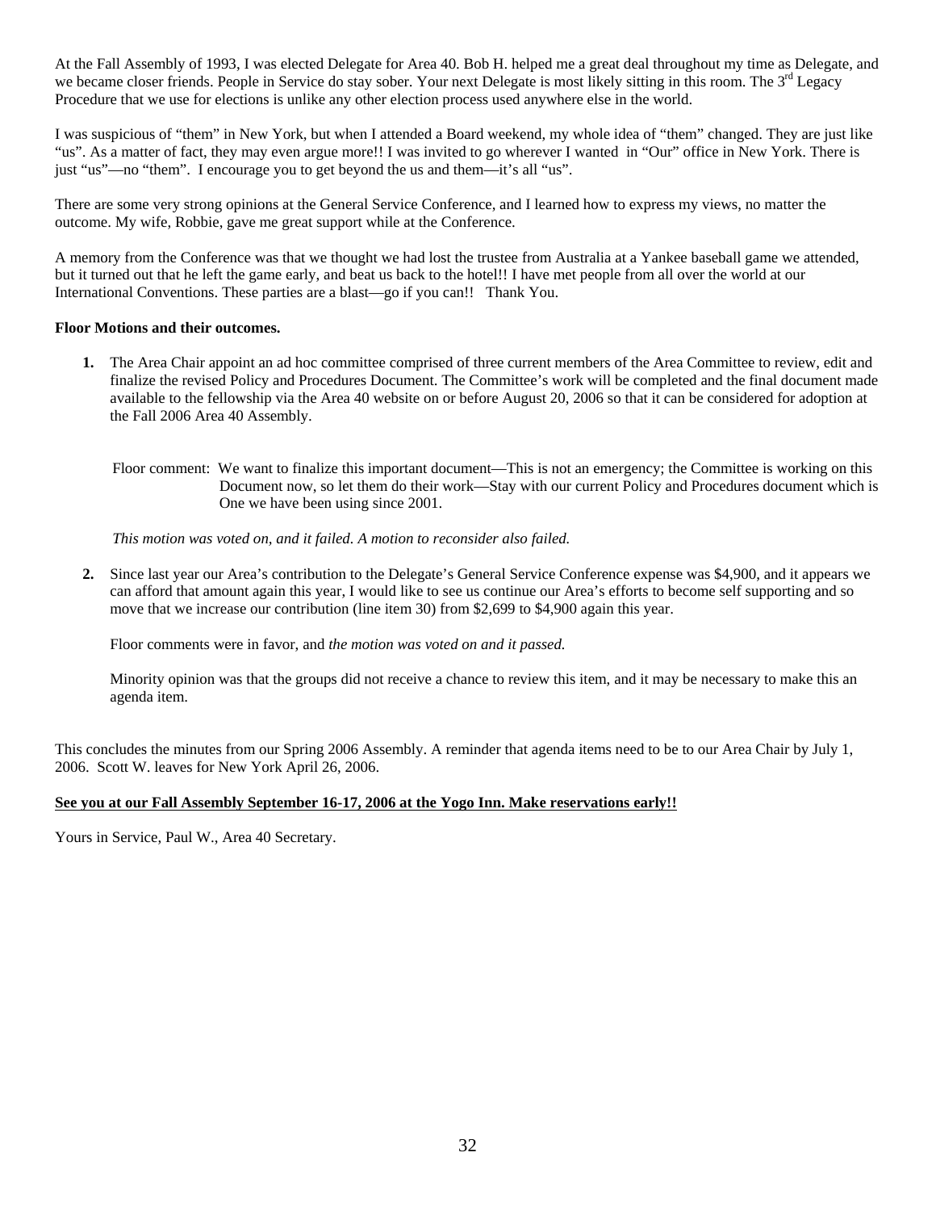At the Fall Assembly of 1993, I was elected Delegate for Area 40. Bob H. helped me a great deal throughout my time as Delegate, and we became closer friends. People in Service do stay sober. Your next Delegate is most likely sitting in this room. The 3rd Legacy Procedure that we use for elections is unlike any other election process used anywhere else in the world.

I was suspicious of "them" in New York, but when I attended a Board weekend, my whole idea of "them" changed. They are just like "us". As a matter of fact, they may even argue more!! I was invited to go wherever I wanted in "Our" office in New York. There is just "us"—no "them". I encourage you to get beyond the us and them—it's all "us".

There are some very strong opinions at the General Service Conference, and I learned how to express my views, no matter the outcome. My wife, Robbie, gave me great support while at the Conference.

A memory from the Conference was that we thought we had lost the trustee from Australia at a Yankee baseball game we attended, but it turned out that he left the game early, and beat us back to the hotel!! I have met people from all over the world at our International Conventions. These parties are a blast—go if you can!! Thank You.

**Floor Motions and their outcomes.**

1. The Area Chair appoint an ad hoc committee comprised of three current members of the Area Committee to review, edit and finalize the revised Policy and Procedures Document. The Committee's work will be completed and the final document made available to the fellowship via the Area 40 website on or before August 20, 2006 so that it can be considered for adoption at the Fall 2006 Area 40 Assembly.

   Floor comment: We want to finalize this important document—This is not an emergency; the Committee is working on this Document now, so let them do their work—Stay with our current Policy and Procedures document which is One we have been using since 2001.

   *This motion was voted on, and it failed. A motion to reconsider also failed.*

2. Since last year our Area's contribution to the Delegate's General Service Conference expense was $4,900, and it appears we can afford that amount again this year, I would like to see us continue our Area's efforts to become self supporting and so move that we increase our contribution (line item 30) from $2,699 to $4,900 again this year.

   Floor comments were in favor, and *the motion was voted on and it passed.*

   Minority opinion was that the groups did not receive a chance to review this item, and it may be necessary to make this an agenda item.

This concludes the minutes from our Spring 2006 Assembly. A reminder that agenda items need to be to our Area Chair by July 1, 2006. Scott W. leaves for New York April 26, 2006.

**See you at our Fall Assembly September 16-17, 2006 at the Yogo Inn. Make reservations early!!**

Yours in Service, Paul W., Area 40 Secretary.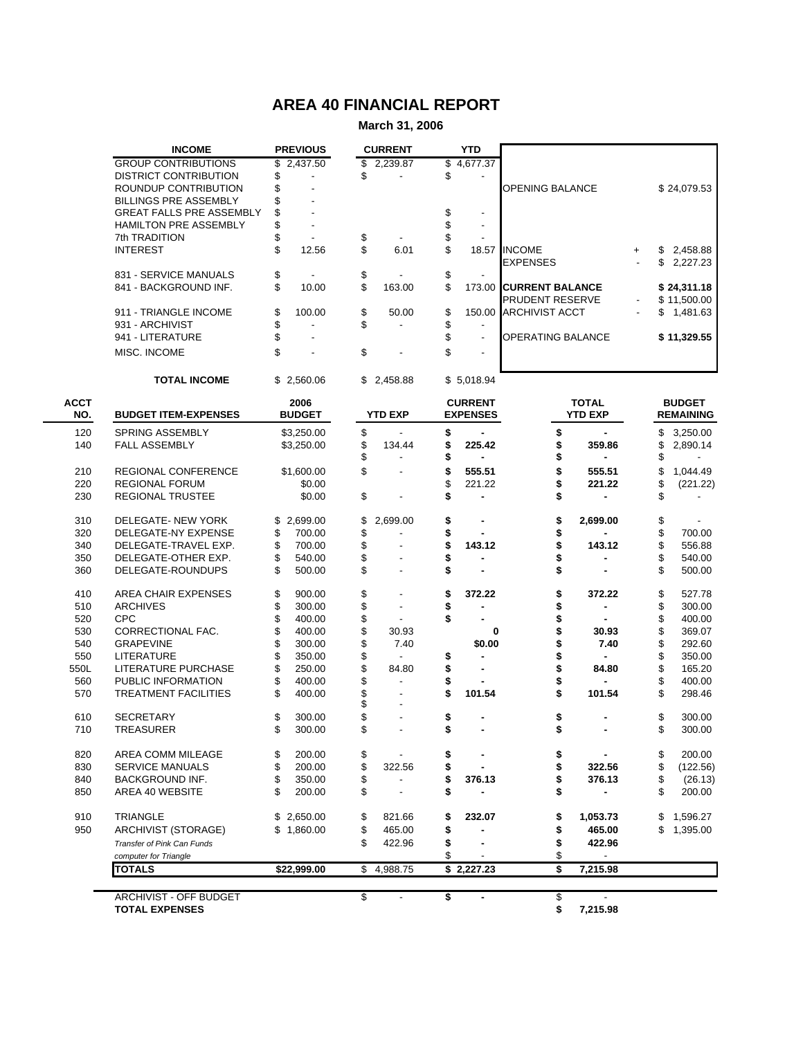# AREA 40 FINANCIAL REPORT

**March 31, 2006**

| INCOME | PREVIOUS | CURRENT | YTD |
|---|---|---|---|
| GROUP CONTRIBUTIONS | $ 2,437.50 | $ 2,239.87 | $ 4,677.37 |
| DISTRICT CONTRIBUTION | $ - | $ - | $ - |
| ROUNDUP CONTRIBUTION | $ - | | |
| BILLINGS PRE ASSEMBLY | $ - | | |
| GREAT FALLS PRE ASSEMBLY | $ - | | $ - |
| HAMILTON PRE ASSEMBLY | $ - | | $ - |
| 7th TRADITION | $ - | $ - | $ - |
| INTEREST | $ 12.56 | $ 6.01 | $ 18.57 |
| 831 - SERVICE MANUALS | $ - | $ - | $ - |
| 841 - BACKGROUND INF. | $ 10.00 | $ 163.00 | $ 173.00 |
| 911 - TRIANGLE INCOME | $ 100.00 | $ 50.00 | $ 150.00 |
| 931 - ARCHIVIST | $ - | $ - | $ - |
| 941 - LITERATURE | $ - | | $ - |
| MISC. INCOME | $ - | $ - | $ - |
| **TOTAL INCOME** | $ 2,560.06 | $ 2,458.88 | $ 5,018.94 |

| | | |
|---|---|---|
| OPENING BALANCE | | $ 24,079.53 |
| INCOME | + | $ 2,458.88 |
| EXPENSES | - | $ 2,227.23 |
| **CURRENT BALANCE** | | **$ 24,311.18** |
| PRUDENT RESERVE | - | $ 11,500.00 |
| ARCHIVIST ACCT | - | $ 1,481.63 |
| OPERATING BALANCE | | **$ 11,329.55** |

| ACCT NO. | BUDGET ITEM-EXPENSES | 2006 BUDGET | YTD EXP | CURRENT EXPENSES | TOTAL YTD EXP | BUDGET REMAINING |
|---|---|---|---|---|---|---|
| 120 | SPRING ASSEMBLY | $3,250.00 | $ - | **$ -** | **$ -** | $ 3,250.00 |
| 140 | FALL ASSEMBLY | $3,250.00 | $ 134.44 | **$ 225.42** | **$ 359.86** | $ 2,890.14 |
| | | | $ - | **$ -** | **$ -** | $ - |
| 210 | REGIONAL CONFERENCE | $1,600.00 | $ - | **$ 555.51** | **$ 555.51** | $ 1,044.49 |
| 220 | REGIONAL FORUM | $0.00 | | $ 221.22 | **$ 221.22** | $ (221.22) |
| 230 | REGIONAL TRUSTEE | $0.00 | $ - | **$ -** | **$ -** | $ - |
| 310 | DELEGATE- NEW YORK | $ 2,699.00 | $ 2,699.00 | **$ -** | **$ 2,699.00** | $ - |
| 320 | DELEGATE-NY EXPENSE | $ 700.00 | $ - | **$ -** | **$ -** | $ 700.00 |
| 340 | DELEGATE-TRAVEL EXP. | $ 700.00 | $ - | **$ 143.12** | **$ 143.12** | $ 556.88 |
| 350 | DELEGATE-OTHER EXP. | $ 540.00 | $ - | **$ -** | **$ -** | $ 540.00 |
| 360 | DELEGATE-ROUNDUPS | $ 500.00 | $ - | **$ -** | **$ -** | $ 500.00 |
| 410 | AREA CHAIR EXPENSES | $ 900.00 | $ - | **$ 372.22** | **$ 372.22** | $ 527.78 |
| 510 | ARCHIVES | $ 300.00 | $ - | **$ -** | **$ -** | $ 300.00 |
| 520 | CPC | $ 400.00 | $ - | **$ -** | **$ -** | $ 400.00 |
| 530 | CORRECTIONAL FAC. | $ 400.00 | $ 30.93 | **0** | **$ 30.93** | $ 369.07 |
| 540 | GRAPEVINE | $ 300.00 | $ 7.40 | **$0.00** | **$ 7.40** | $ 292.60 |
| 550 | LITERATURE | $ 350.00 | $ - | **$ -** | **$ -** | $ 350.00 |
| 550L | LITERATURE PURCHASE | $ 250.00 | $ 84.80 | **$ -** | **$ 84.80** | $ 165.20 |
| 560 | PUBLIC INFORMATION | $ 400.00 | $ - | **$ -** | **$ -** | $ 400.00 |
| 570 | TREATMENT FACILITIES | $ 400.00 | $ - | **$ 101.54** | **$ 101.54** | $ 298.46 |
| | | | $ - | | | |
| 610 | SECRETARY | $ 300.00 | $ - | **$ -** | **$ -** | $ 300.00 |
| 710 | TREASURER | $ 300.00 | $ - | **$ -** | **$ -** | $ 300.00 |
| 820 | AREA COMM MILEAGE | $ 200.00 | $ - | **$ -** | **$ -** | $ 200.00 |
| 830 | SERVICE MANUALS | $ 200.00 | $ 322.56 | **$ -** | **$ 322.56** | $ (122.56) |
| 840 | BACKGROUND INF. | $ 350.00 | $ - | **$ 376.13** | **$ 376.13** | $ (26.13) |
| 850 | AREA 40 WEBSITE | $ 200.00 | $ - | **$ -** | **$ -** | $ 200.00 |
| 910 | TRIANGLE | $ 2,650.00 | $ 821.66 | **$ 232.07** | **$ 1,053.73** | $ 1,596.27 |
| 950 | ARCHIVIST (STORAGE) | $ 1,860.00 | $ 465.00 | **$ -** | **$ 465.00** | $ 1,395.00 |
| | *Transfer of Pink Can Funds* | | $ 422.96 | **$ -** | **$ 422.96** | |
| | *computer for Triangle* | | | $ - | $ - | |
| | **TOTALS** | **$22,999.00** | $ 4,988.75 | **$ 2,227.23** | **$ 7,215.98** | |
| | ARCHIVIST - OFF BUDGET | | $ - | **$ -** | $ - | |
| | **TOTAL EXPENSES** | | | | **$ 7,215.98** | |